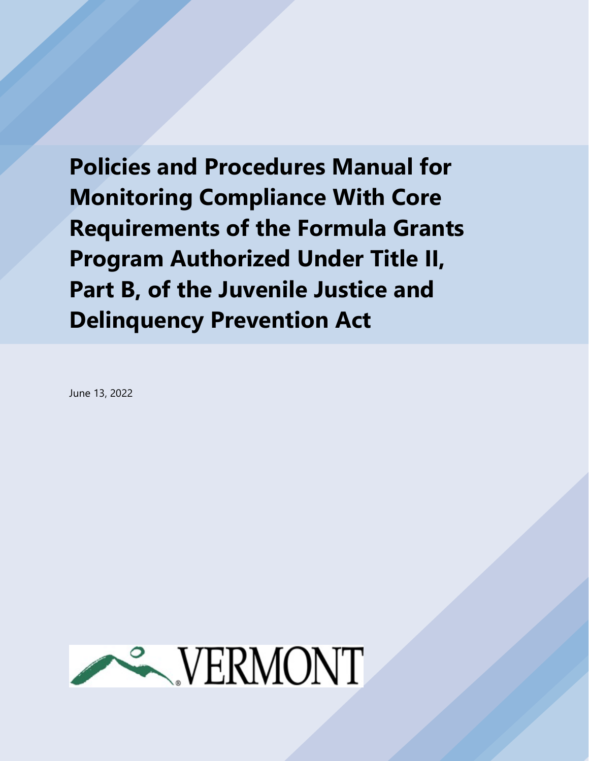# Policies and Procedures Manual for Monitoring Compliance With Core Requirements of the Formula Grants Program Authorized Under Title II, Part B, of the Juvenile Justice and Delinquency Prevention Act

June 13, 2022

VERMONT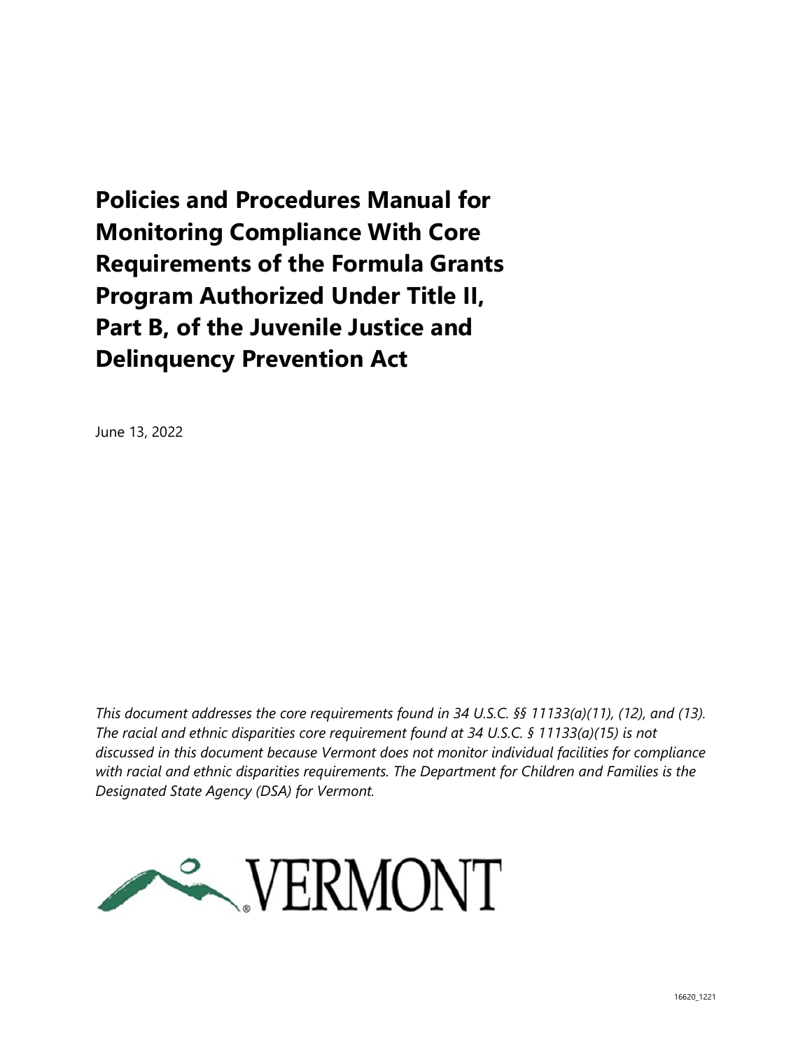# Policies and Procedures Manual for Monitoring Compliance With Core Requirements of the Formula Grants Program Authorized Under Title II, Part B, of the Juvenile Justice and Delinquency Prevention Act

June 13, 2022

*This document addresses the core requirements found in 34 U.S.C. §§ 11133(a)(11), (12), and (13). The racial and ethnic disparities core requirement found at 34 U.S.C. § 11133(a)(15) is not discussed in this document because Vermont does not monitor individual facilities for compliance with racial and ethnic disparities requirements. The Department for Children and Families is the Designated State Agency (DSA) for Vermont.*

VERMONT

16620_1221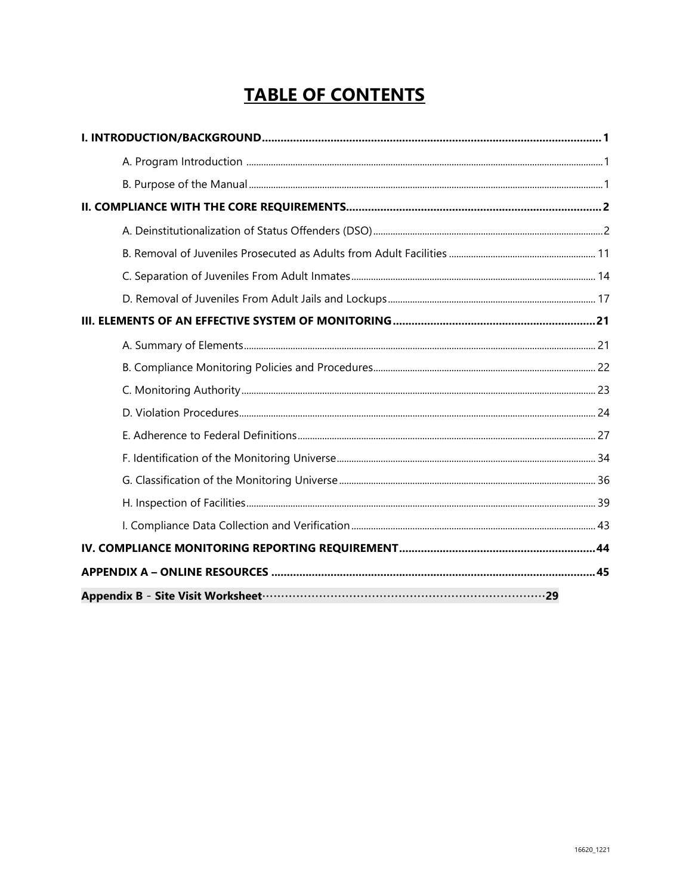# TABLE OF CONTENTS

**I. INTRODUCTION/BACKGROUND** ..... **1**

- A. Program Introduction ..... 1
- B. Purpose of the Manual ..... 1

**II. COMPLIANCE WITH THE CORE REQUIREMENTS** ..... **2**

- A. Deinstitutionalization of Status Offenders (DSO) ..... 2
- B. Removal of Juveniles Prosecuted as Adults from Adult Facilities ..... 11
- C. Separation of Juveniles From Adult Inmates ..... 14
- D. Removal of Juveniles From Adult Jails and Lockups ..... 17

**III. ELEMENTS OF AN EFFECTIVE SYSTEM OF MONITORING** ..... **21**

- A. Summary of Elements ..... 21
- B. Compliance Monitoring Policies and Procedures ..... 22
- C. Monitoring Authority ..... 23
- D. Violation Procedures ..... 24
- E. Adherence to Federal Definitions ..... 27
- F. Identification of the Monitoring Universe ..... 34
- G. Classification of the Monitoring Universe ..... 36
- H. Inspection of Facilities ..... 39
- I. Compliance Data Collection and Verification ..... 43

**IV. COMPLIANCE MONITORING REPORTING REQUIREMENT** ..... **44**

**APPENDIX A – ONLINE RESOURCES** ..... **45**

**Appendix B - Site Visit Worksheet** ..... **29**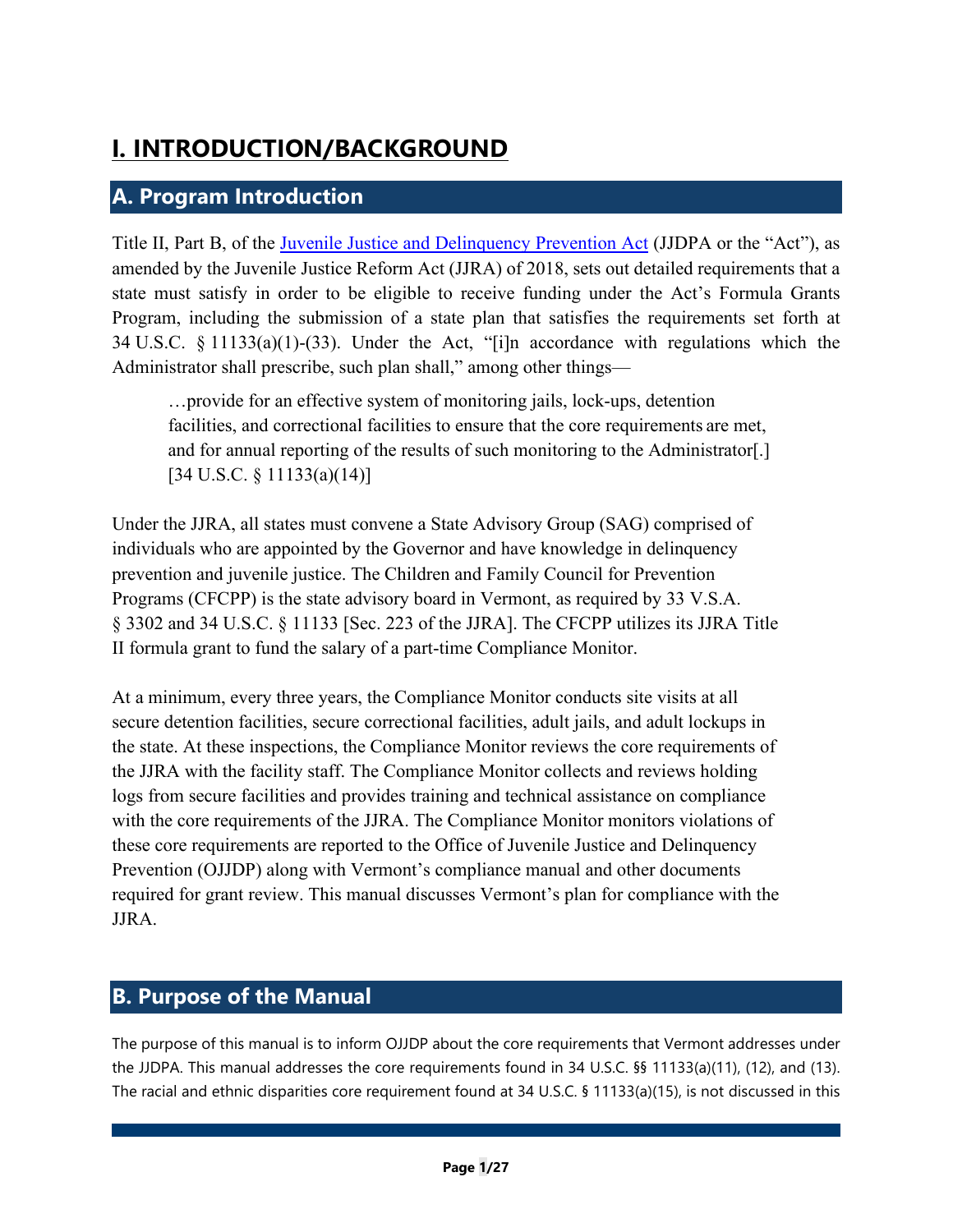# I. INTRODUCTION/BACKGROUND

## A. Program Introduction

Title II, Part B, of the Juvenile Justice and Delinquency Prevention Act (JJDPA or the "Act"), as amended by the Juvenile Justice Reform Act (JJRA) of 2018, sets out detailed requirements that a state must satisfy in order to be eligible to receive funding under the Act's Formula Grants Program, including the submission of a state plan that satisfies the requirements set forth at 34 U.S.C. § 11133(a)(1)-(33). Under the Act, "[i]n accordance with regulations which the Administrator shall prescribe, such plan shall," among other things—

> …provide for an effective system of monitoring jails, lock-ups, detention facilities, and correctional facilities to ensure that the core requirements are met, and for annual reporting of the results of such monitoring to the Administrator[.] [34 U.S.C. § 11133(a)(14)]

Under the JJRA, all states must convene a State Advisory Group (SAG) comprised of individuals who are appointed by the Governor and have knowledge in delinquency prevention and juvenile justice. The Children and Family Council for Prevention Programs (CFCPP) is the state advisory board in Vermont, as required by 33 V.S.A. § 3302 and 34 U.S.C. § 11133 [Sec. 223 of the JJRA]. The CFCPP utilizes its JJRA Title II formula grant to fund the salary of a part-time Compliance Monitor.

At a minimum, every three years, the Compliance Monitor conducts site visits at all secure detention facilities, secure correctional facilities, adult jails, and adult lockups in the state. At these inspections, the Compliance Monitor reviews the core requirements of the JJRA with the facility staff. The Compliance Monitor collects and reviews holding logs from secure facilities and provides training and technical assistance on compliance with the core requirements of the JJRA. The Compliance Monitor monitors violations of these core requirements are reported to the Office of Juvenile Justice and Delinquency Prevention (OJJDP) along with Vermont's compliance manual and other documents required for grant review. This manual discusses Vermont's plan for compliance with the JJRA.

## B. Purpose of the Manual

The purpose of this manual is to inform OJJDP about the core requirements that Vermont addresses under the JJDPA. This manual addresses the core requirements found in 34 U.S.C. §§ 11133(a)(11), (12), and (13). The racial and ethnic disparities core requirement found at 34 U.S.C. § 11133(a)(15), is not discussed in this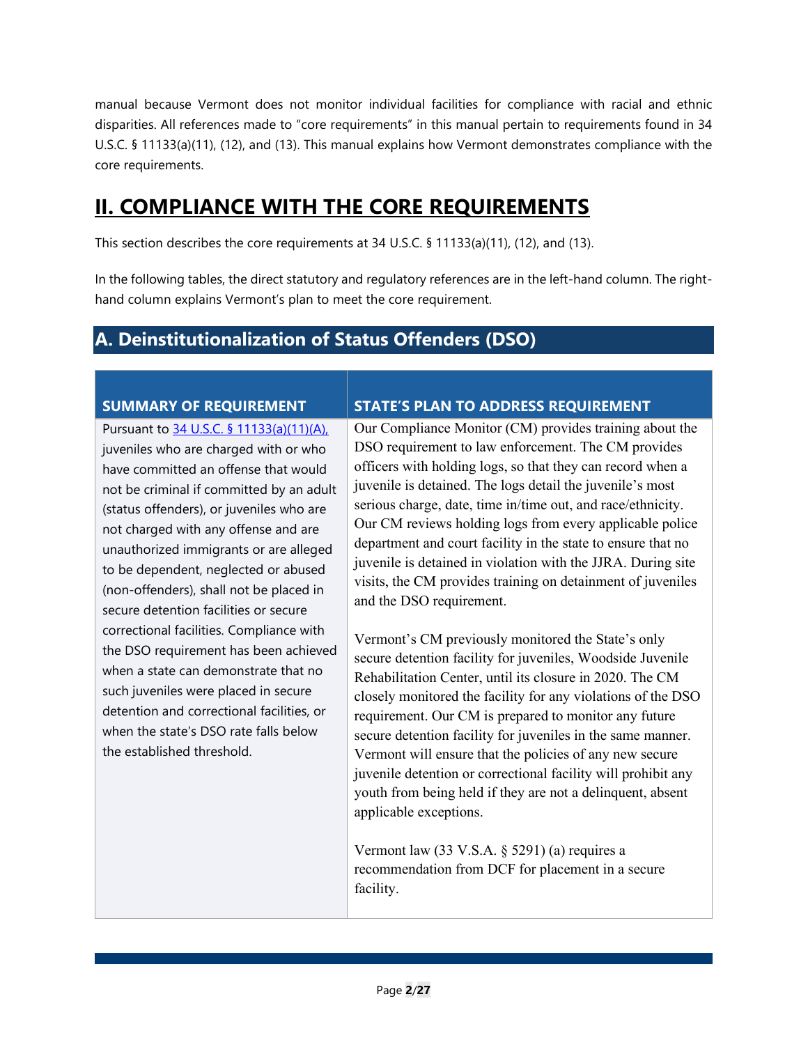manual because Vermont does not monitor individual facilities for compliance with racial and ethnic disparities. All references made to "core requirements" in this manual pertain to requirements found in 34 U.S.C. § 11133(a)(11), (12), and (13). This manual explains how Vermont demonstrates compliance with the core requirements.

# II. COMPLIANCE WITH THE CORE REQUIREMENTS

This section describes the core requirements at 34 U.S.C. § 11133(a)(11), (12), and (13).

In the following tables, the direct statutory and regulatory references are in the left-hand column. The right-hand column explains Vermont's plan to meet the core requirement.

## A. Deinstitutionalization of Status Offenders (DSO)

| SUMMARY OF REQUIREMENT | STATE'S PLAN TO ADDRESS REQUIREMENT |
|---|---|
| Pursuant to 34 U.S.C. § 11133(a)(11)(A), juveniles who are charged with or who have committed an offense that would not be criminal if committed by an adult (status offenders), or juveniles who are not charged with any offense and are unauthorized immigrants or are alleged to be dependent, neglected or abused (non-offenders), shall not be placed in secure detention facilities or secure correctional facilities. Compliance with the DSO requirement has been achieved when a state can demonstrate that no such juveniles were placed in secure detention and correctional facilities, or when the state's DSO rate falls below the established threshold. | Our Compliance Monitor (CM) provides training about the DSO requirement to law enforcement. The CM provides officers with holding logs, so that they can record when a juvenile is detained. The logs detail the juvenile's most serious charge, date, time in/time out, and race/ethnicity. Our CM reviews holding logs from every applicable police department and court facility in the state to ensure that no juvenile is detained in violation with the JJRA. During site visits, the CM provides training on detainment of juveniles and the DSO requirement.<br><br>Vermont's CM previously monitored the State's only secure detention facility for juveniles, Woodside Juvenile Rehabilitation Center, until its closure in 2020. The CM closely monitored the facility for any violations of the DSO requirement. Our CM is prepared to monitor any future secure detention facility for juveniles in the same manner. Vermont will ensure that the policies of any new secure juvenile detention or correctional facility will prohibit any youth from being held if they are not a delinquent, absent applicable exceptions.<br><br>Vermont law (33 V.S.A. § 5291) (a) requires a recommendation from DCF for placement in a secure facility. |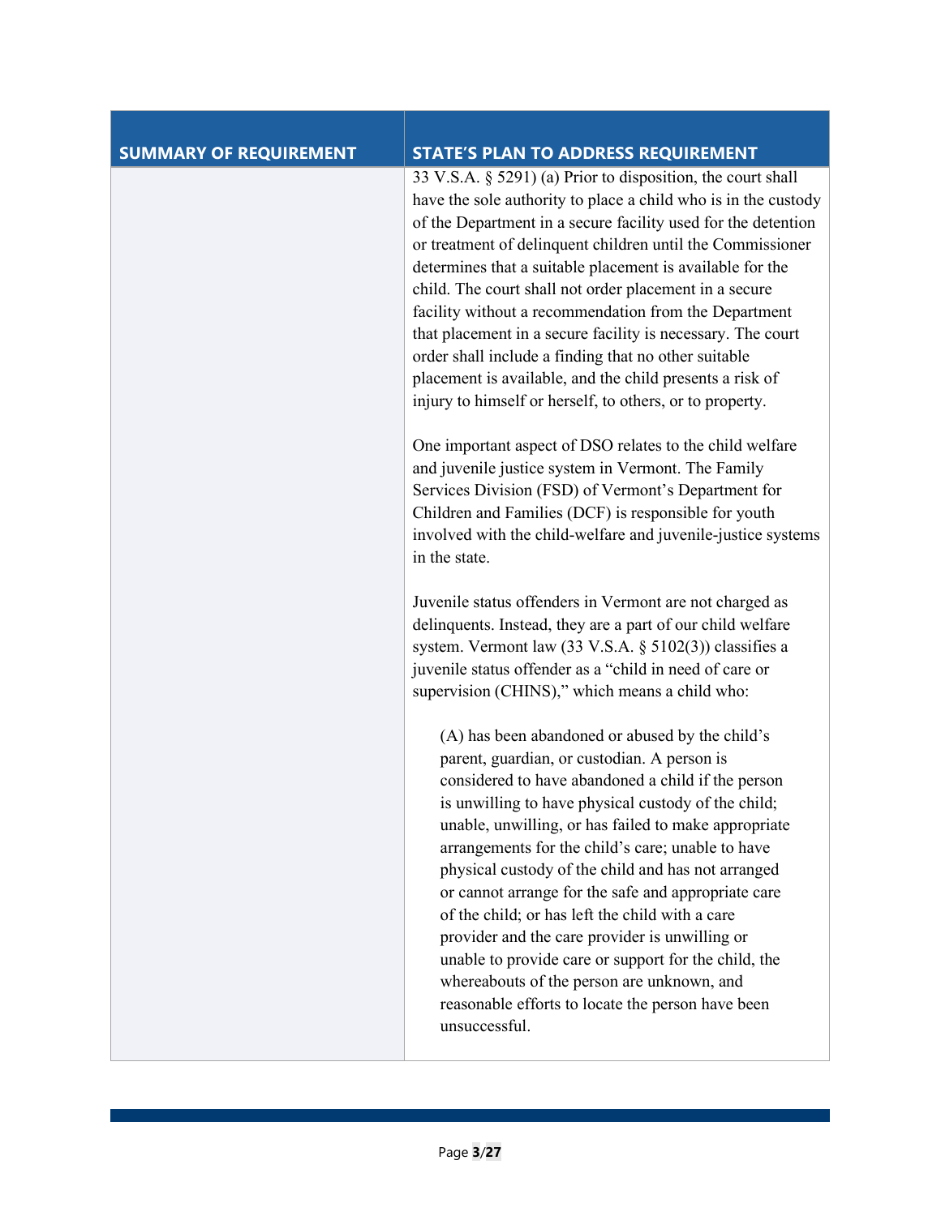| SUMMARY OF REQUIREMENT | STATE'S PLAN TO ADDRESS REQUIREMENT |
| --- | --- |
| | 33 V.S.A. § 5291) (a) Prior to disposition, the court shall have the sole authority to place a child who is in the custody of the Department in a secure facility used for the detention or treatment of delinquent children until the Commissioner determines that a suitable placement is available for the child. The court shall not order placement in a secure facility without a recommendation from the Department that placement in a secure facility is necessary. The court order shall include a finding that no other suitable placement is available, and the child presents a risk of injury to himself or herself, to others, or to property.<br><br>One important aspect of DSO relates to the child welfare and juvenile justice system in Vermont. The Family Services Division (FSD) of Vermont's Department for Children and Families (DCF) is responsible for youth involved with the child-welfare and juvenile-justice systems in the state.<br><br>Juvenile status offenders in Vermont are not charged as delinquents. Instead, they are a part of our child welfare system. Vermont law (33 V.S.A. § 5102(3)) classifies a juvenile status offender as a "child in need of care or supervision (CHINS)," which means a child who:<br><br>(A) has been abandoned or abused by the child's parent, guardian, or custodian. A person is considered to have abandoned a child if the person is unwilling to have physical custody of the child; unable, unwilling, or has failed to make appropriate arrangements for the child's care; unable to have physical custody of the child and has not arranged or cannot arrange for the safe and appropriate care of the child; or has left the child with a care provider and the care provider is unwilling or unable to provide care or support for the child, the whereabouts of the person are unknown, and reasonable efforts to locate the person have been unsuccessful. |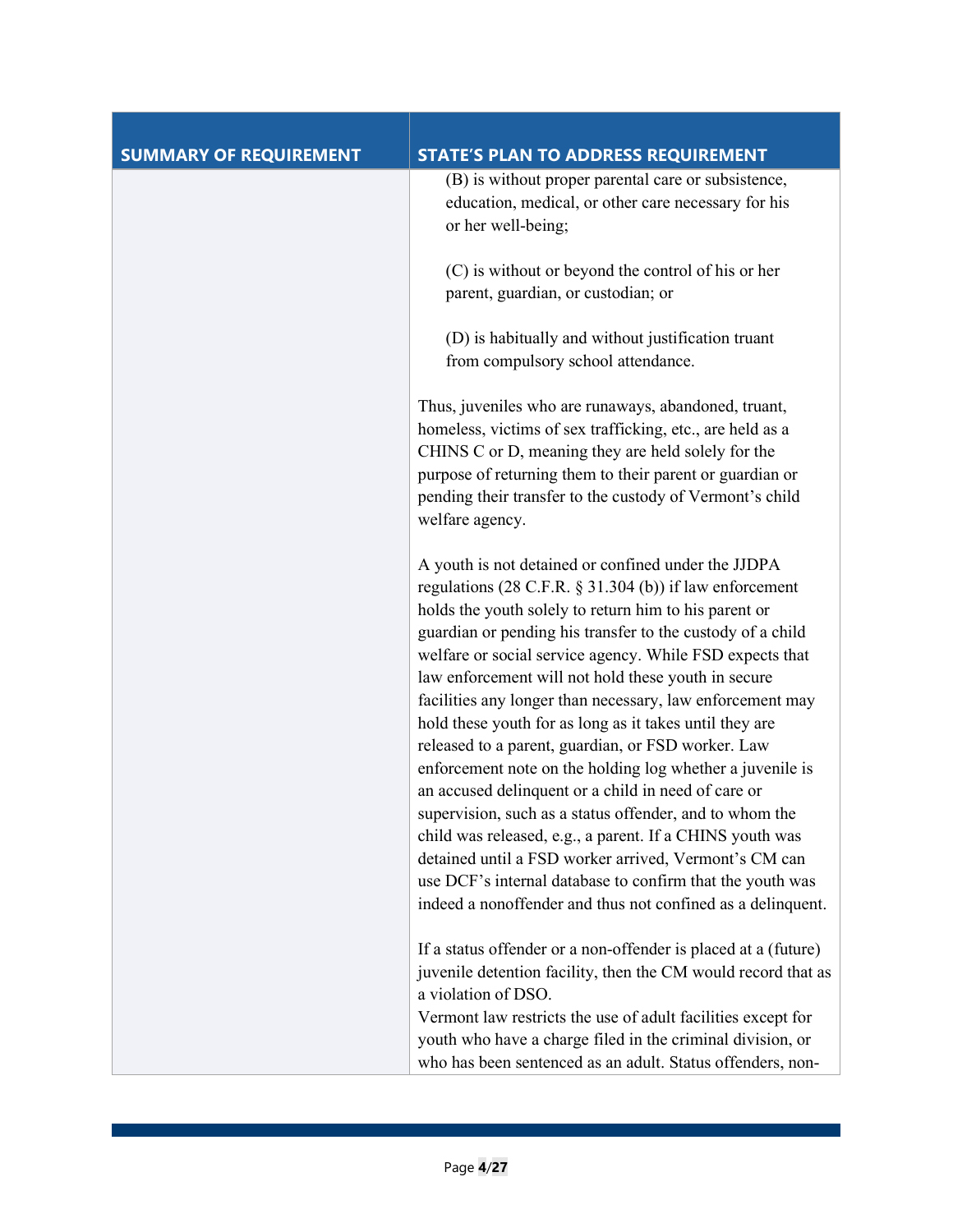| SUMMARY OF REQUIREMENT | STATE'S PLAN TO ADDRESS REQUIREMENT |
|---|---|
| | (B) is without proper parental care or subsistence, education, medical, or other care necessary for his or her well-being;<br><br>(C) is without or beyond the control of his or her parent, guardian, or custodian; or<br><br>(D) is habitually and without justification truant from compulsory school attendance.<br><br>Thus, juveniles who are runaways, abandoned, truant, homeless, victims of sex trafficking, etc., are held as a CHINS C or D, meaning they are held solely for the purpose of returning them to their parent or guardian or pending their transfer to the custody of Vermont's child welfare agency.<br><br>A youth is not detained or confined under the JJDPA regulations (28 C.F.R. § 31.304 (b)) if law enforcement holds the youth solely to return him to his parent or guardian or pending his transfer to the custody of a child welfare or social service agency. While FSD expects that law enforcement will not hold these youth in secure facilities any longer than necessary, law enforcement may hold these youth for as long as it takes until they are released to a parent, guardian, or FSD worker. Law enforcement note on the holding log whether a juvenile is an accused delinquent or a child in need of care or supervision, such as a status offender, and to whom the child was released, e.g., a parent. If a CHINS youth was detained until a FSD worker arrived, Vermont's CM can use DCF's internal database to confirm that the youth was indeed a nonoffender and thus not confined as a delinquent.<br><br>If a status offender or a non-offender is placed at a (future) juvenile detention facility, then the CM would record that as a violation of DSO.<br>Vermont law restricts the use of adult facilities except for youth who have a charge filed in the criminal division, or who has been sentenced as an adult. Status offenders, non- |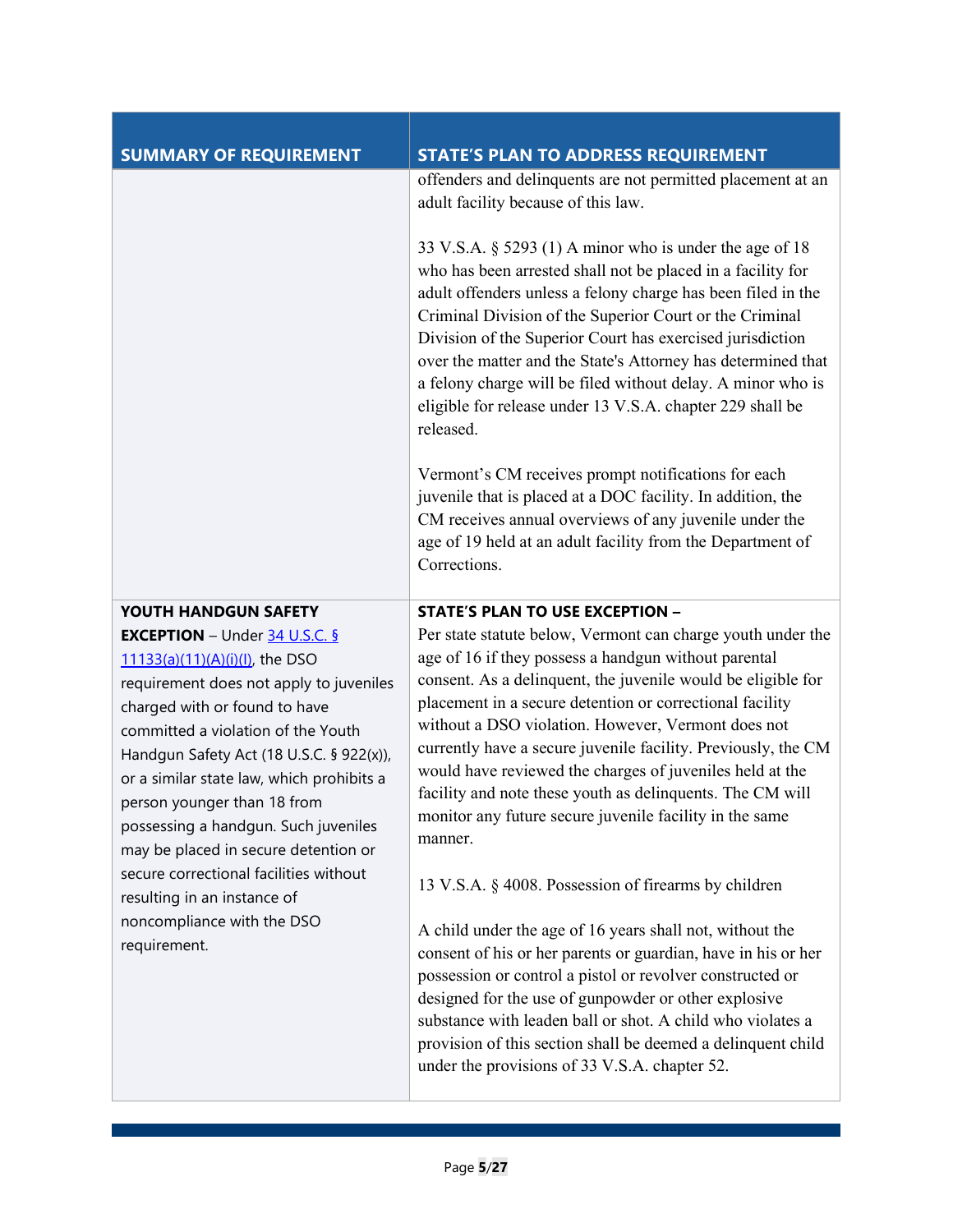| SUMMARY OF REQUIREMENT | STATE'S PLAN TO ADDRESS REQUIREMENT |
| --- | --- |
| | offenders and delinquents are not permitted placement at an adult facility because of this law.<br><br>33 V.S.A. § 5293 (1) A minor who is under the age of 18 who has been arrested shall not be placed in a facility for adult offenders unless a felony charge has been filed in the Criminal Division of the Superior Court or the Criminal Division of the Superior Court has exercised jurisdiction over the matter and the State's Attorney has determined that a felony charge will be filed without delay. A minor who is eligible for release under 13 V.S.A. chapter 229 shall be released.<br><br>Vermont's CM receives prompt notifications for each juvenile that is placed at a DOC facility. In addition, the CM receives annual overviews of any juvenile under the age of 19 held at an adult facility from the Department of Corrections. |
| **YOUTH HANDGUN SAFETY EXCEPTION** – Under 34 U.S.C. § 11133(a)(11)(A)(i)(I), the DSO requirement does not apply to juveniles charged with or found to have committed a violation of the Youth Handgun Safety Act (18 U.S.C. § 922(x)), or a similar state law, which prohibits a person younger than 18 from possessing a handgun. Such juveniles may be placed in secure detention or secure correctional facilities without resulting in an instance of noncompliance with the DSO requirement. | **STATE'S PLAN TO USE EXCEPTION –**<br>Per state statute below, Vermont can charge youth under the age of 16 if they possess a handgun without parental consent. As a delinquent, the juvenile would be eligible for placement in a secure detention or correctional facility without a DSO violation. However, Vermont does not currently have a secure juvenile facility. Previously, the CM would have reviewed the charges of juveniles held at the facility and note these youth as delinquents. The CM will monitor any future secure juvenile facility in the same manner.<br><br>13 V.S.A. § 4008. Possession of firearms by children<br><br>A child under the age of 16 years shall not, without the consent of his or her parents or guardian, have in his or her possession or control a pistol or revolver constructed or designed for the use of gunpowder or other explosive substance with leaden ball or shot. A child who violates a provision of this section shall be deemed a delinquent child under the provisions of 33 V.S.A. chapter 52. |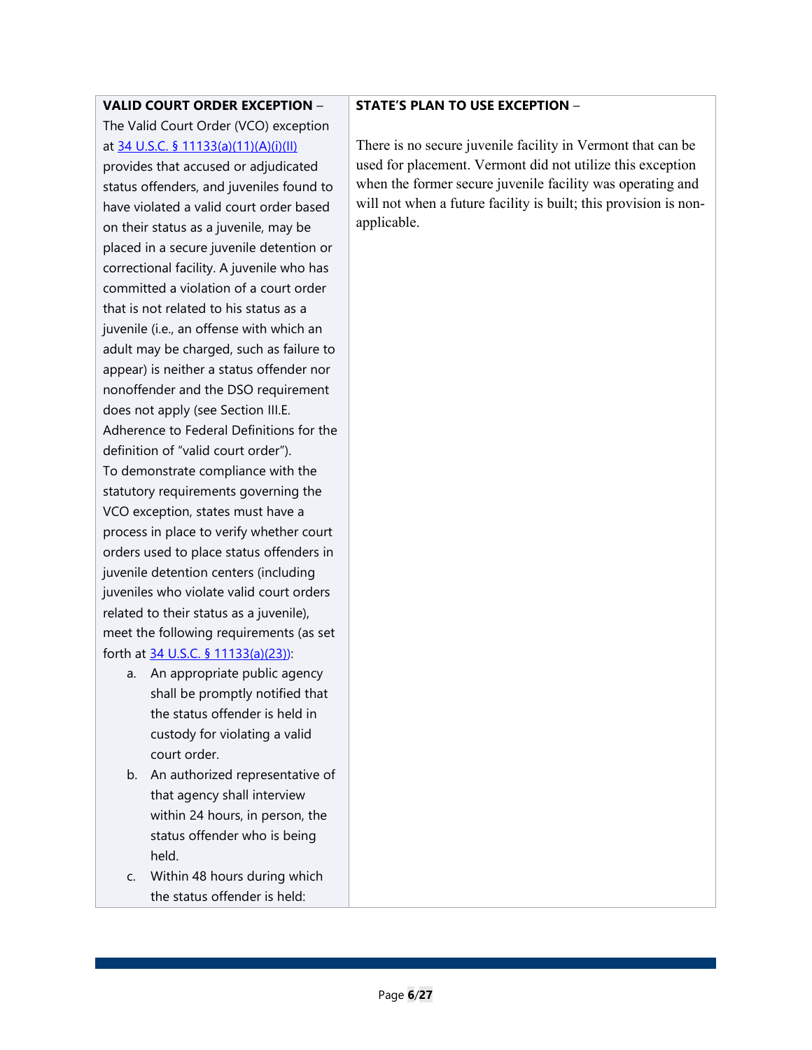| **VALID COURT ORDER EXCEPTION** – | **STATE'S PLAN TO USE EXCEPTION** – |
| --- | --- |
| The Valid Court Order (VCO) exception at [34 U.S.C. § 11133(a)(11)(A)(i)(II)](#) provides that accused or adjudicated status offenders, and juveniles found to have violated a valid court order based on their status as a juvenile, may be placed in a secure juvenile detention or correctional facility. A juvenile who has committed a violation of a court order that is not related to his status as a juvenile (i.e., an offense with which an adult may be charged, such as failure to appear) is neither a status offender nor nonoffender and the DSO requirement does not apply (see Section III.E. Adherence to Federal Definitions for the definition of "valid court order").<br>To demonstrate compliance with the statutory requirements governing the VCO exception, states must have a process in place to verify whether court orders used to place status offenders in juvenile detention centers (including juveniles who violate valid court orders related to their status as a juvenile), meet the following requirements (as set forth at [34 U.S.C. § 11133(a)(23)](#)):<br>a. An appropriate public agency shall be promptly notified that the status offender is held in custody for violating a valid court order.<br>b. An authorized representative of that agency shall interview within 24 hours, in person, the status offender who is being held.<br>c. Within 48 hours during which the status offender is held: | There is no secure juvenile facility in Vermont that can be used for placement. Vermont did not utilize this exception when the former secure juvenile facility was operating and will not when a future facility is built; this provision is non-applicable. |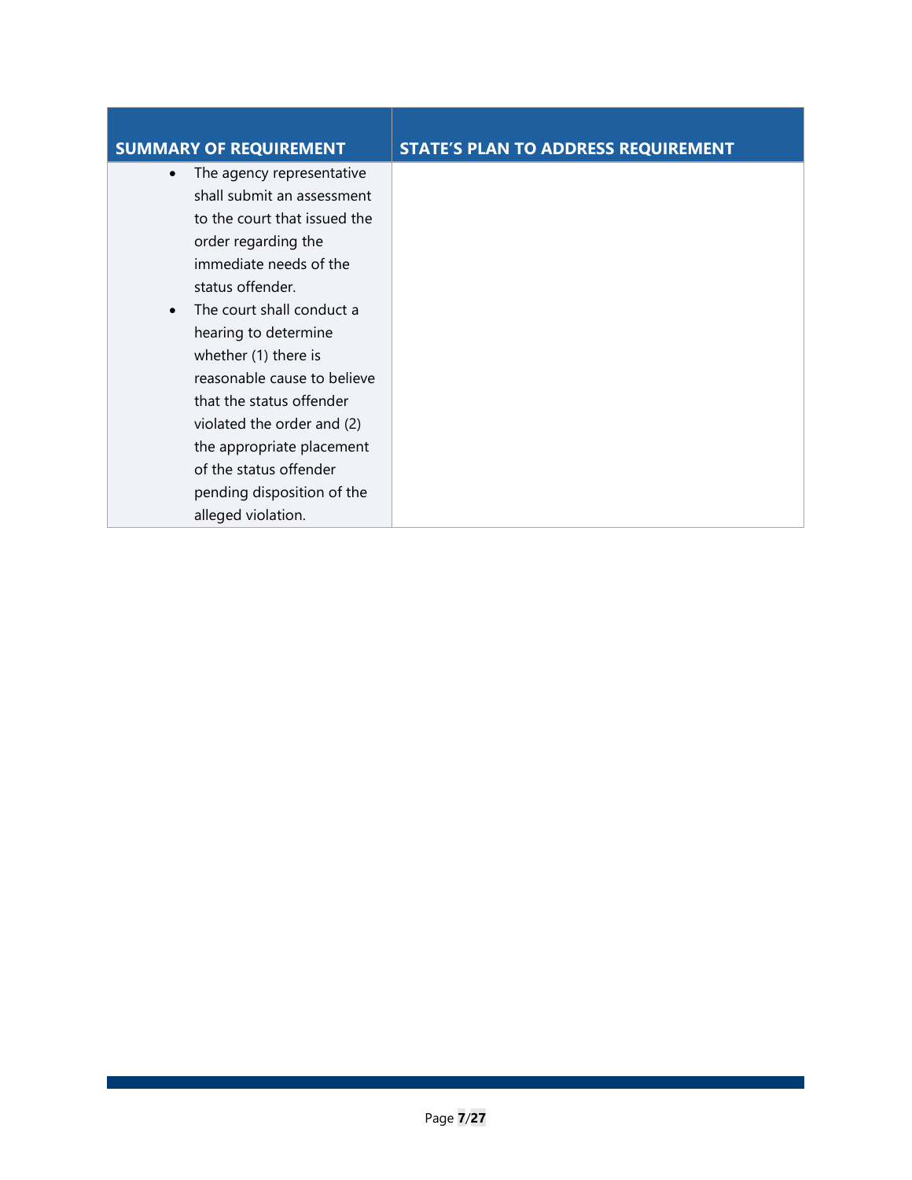| SUMMARY OF REQUIREMENT | STATE'S PLAN TO ADDRESS REQUIREMENT |
|---|---|
| • The agency representative shall submit an assessment to the court that issued the order regarding the immediate needs of the status offender.<br>• The court shall conduct a hearing to determine whether (1) there is reasonable cause to believe that the status offender violated the order and (2) the appropriate placement of the status offender pending disposition of the alleged violation. | |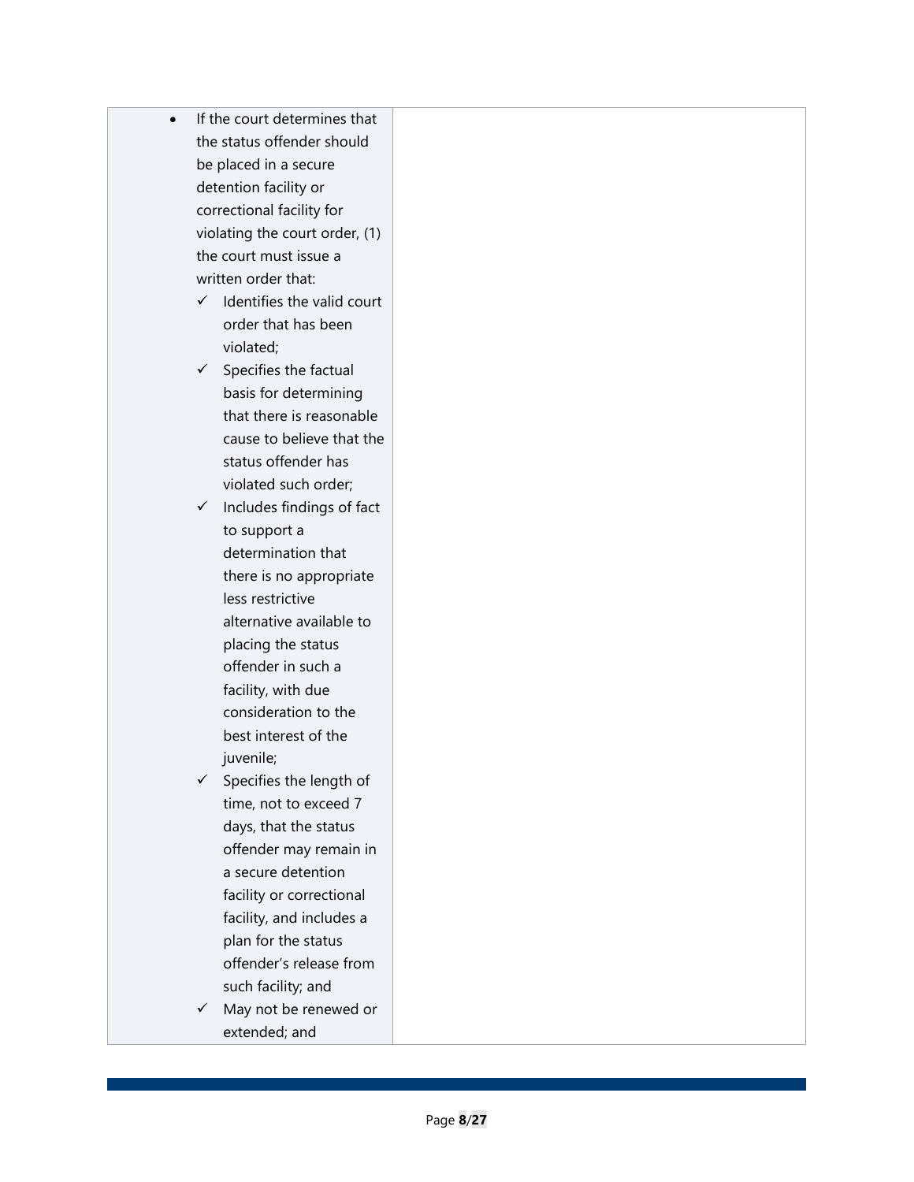| | |
|---|---|
| • If the court determines that the status offender should be placed in a secure detention facility or correctional facility for violating the court order, (1) the court must issue a written order that:<br>✓ Identifies the valid court order that has been violated;<br>✓ Specifies the factual basis for determining that there is reasonable cause to believe that the status offender has violated such order;<br>✓ Includes findings of fact to support a determination that there is no appropriate less restrictive alternative available to placing the status offender in such a facility, with due consideration to the best interest of the juvenile;<br>✓ Specifies the length of time, not to exceed 7 days, that the status offender may remain in a secure detention facility or correctional facility, and includes a plan for the status offender's release from such facility; and<br>✓ May not be renewed or extended; and | |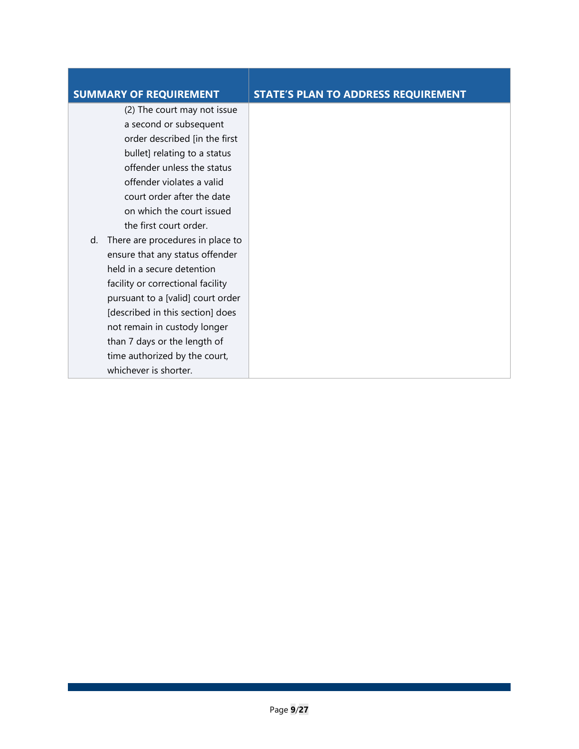| SUMMARY OF REQUIREMENT | STATE'S PLAN TO ADDRESS REQUIREMENT |
|---|---|
| (2) The court may not issue a second or subsequent order described [in the first bullet] relating to a status offender unless the status offender violates a valid court order after the date on which the court issued the first court order.<br>d. There are procedures in place to ensure that any status offender held in a secure detention facility or correctional facility pursuant to a [valid] court order [described in this section] does not remain in custody longer than 7 days or the length of time authorized by the court, whichever is shorter. | |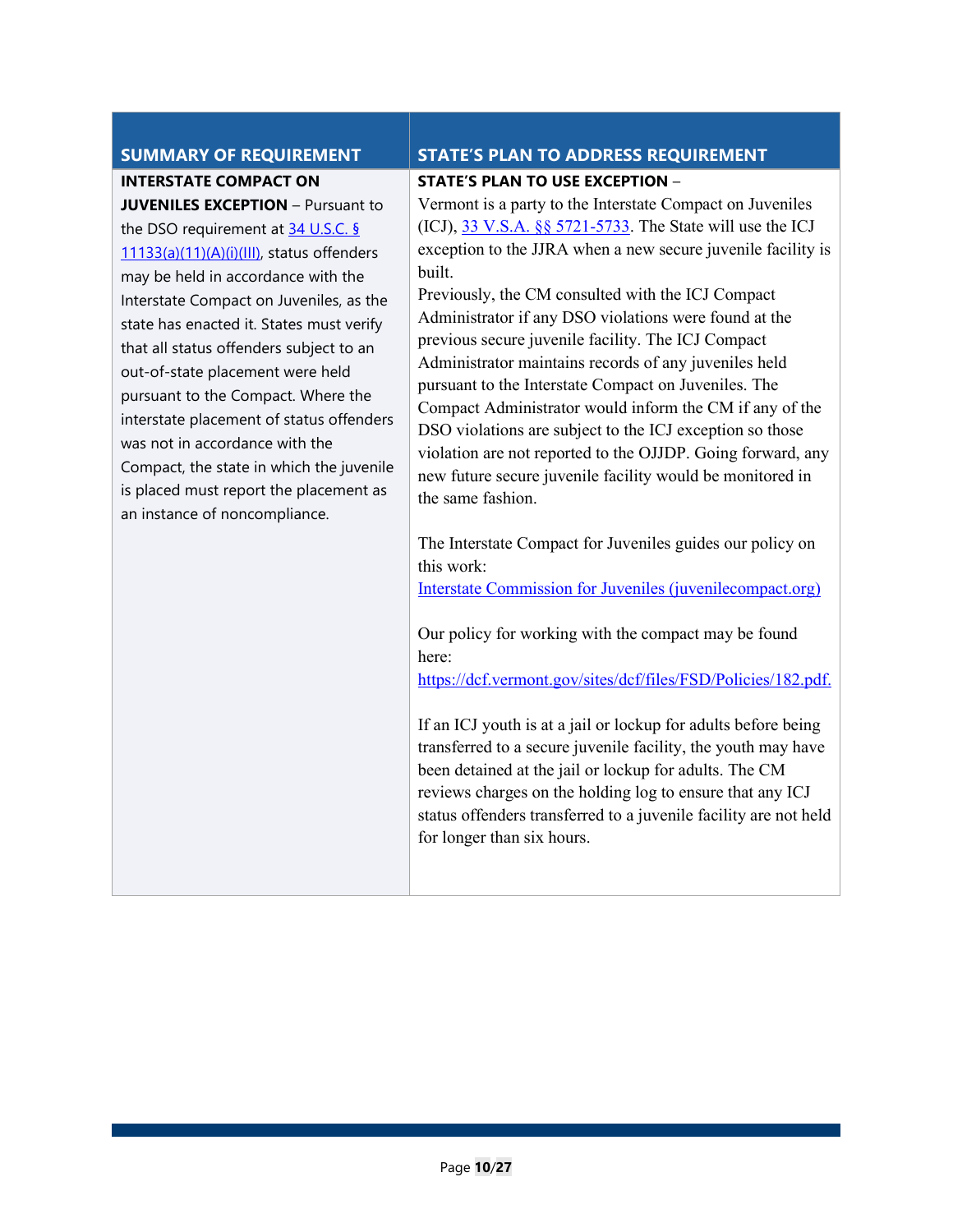| SUMMARY OF REQUIREMENT | STATE'S PLAN TO ADDRESS REQUIREMENT |
| --- | --- |
| **INTERSTATE COMPACT ON JUVENILES EXCEPTION** – Pursuant to the DSO requirement at [34 U.S.C. § 11133(a)(11)(A)(i)(III)](), status offenders may be held in accordance with the Interstate Compact on Juveniles, as the state has enacted it. States must verify that all status offenders subject to an out-of-state placement were held pursuant to the Compact. Where the interstate placement of status offenders was not in accordance with the Compact, the state in which the juvenile is placed must report the placement as an instance of noncompliance. | **STATE'S PLAN TO USE EXCEPTION** – Vermont is a party to the Interstate Compact on Juveniles (ICJ), [33 V.S.A. §§ 5721-5733](). The State will use the ICJ exception to the JJRA when a new secure juvenile facility is built.<br>Previously, the CM consulted with the ICJ Compact Administrator if any DSO violations were found at the previous secure juvenile facility. The ICJ Compact Administrator maintains records of any juveniles held pursuant to the Interstate Compact on Juveniles. The Compact Administrator would inform the CM if any of the DSO violations are subject to the ICJ exception so those violation are not reported to the OJJDP. Going forward, any new future secure juvenile facility would be monitored in the same fashion.<br><br>The Interstate Compact for Juveniles guides our policy on this work:<br>[Interstate Commission for Juveniles (juvenilecompact.org)]()<br><br>Our policy for working with the compact may be found here:<br>https://dcf.vermont.gov/sites/dcf/files/FSD/Policies/182.pdf.<br><br>If an ICJ youth is at a jail or lockup for adults before being transferred to a secure juvenile facility, the youth may have been detained at the jail or lockup for adults. The CM reviews charges on the holding log to ensure that any ICJ status offenders transferred to a juvenile facility are not held for longer than six hours. |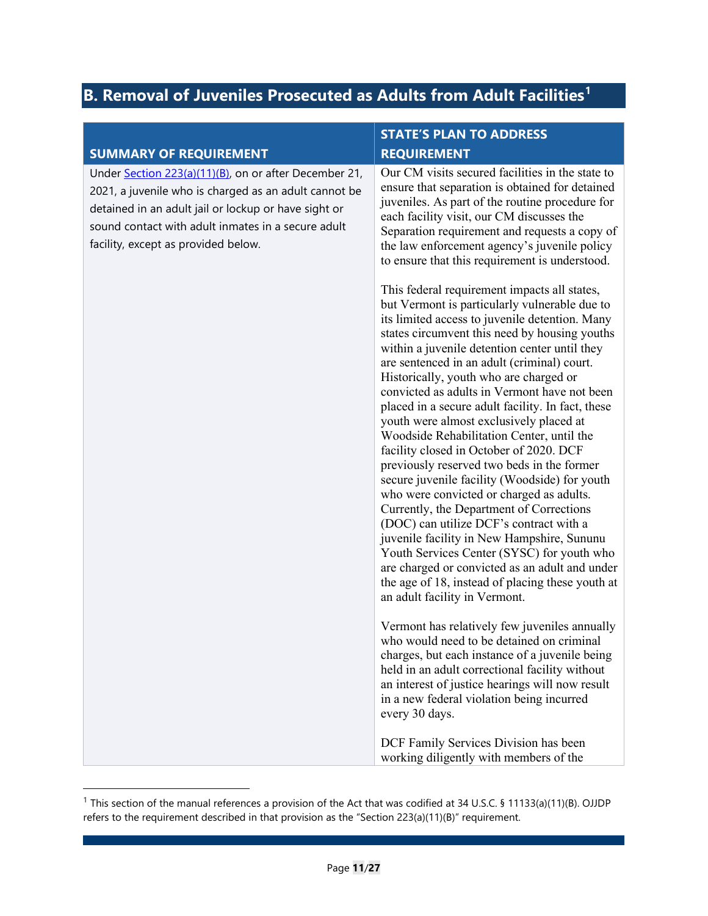## B. Removal of Juveniles Prosecuted as Adults from Adult Facilities[1]

| SUMMARY OF REQUIREMENT | STATE'S PLAN TO ADDRESS REQUIREMENT |
|---|---|
| Under Section 223(a)(11)(B), on or after December 21, 2021, a juvenile who is charged as an adult cannot be detained in an adult jail or lockup or have sight or sound contact with adult inmates in a secure adult facility, except as provided below. | Our CM visits secured facilities in the state to ensure that separation is obtained for detained juveniles. As part of the routine procedure for each facility visit, our CM discusses the Separation requirement and requests a copy of the law enforcement agency's juvenile policy to ensure that this requirement is understood.<br><br>This federal requirement impacts all states, but Vermont is particularly vulnerable due to its limited access to juvenile detention. Many states circumvent this need by housing youths within a juvenile detention center until they are sentenced in an adult (criminal) court. Historically, youth who are charged or convicted as adults in Vermont have not been placed in a secure adult facility. In fact, these youth were almost exclusively placed at Woodside Rehabilitation Center, until the facility closed in October of 2020. DCF previously reserved two beds in the former secure juvenile facility (Woodside) for youth who were convicted or charged as adults. Currently, the Department of Corrections (DOC) can utilize DCF's contract with a juvenile facility in New Hampshire, Sununu Youth Services Center (SYSC) for youth who are charged or convicted as an adult and under the age of 18, instead of placing these youth at an adult facility in Vermont.<br><br>Vermont has relatively few juveniles annually who would need to be detained on criminal charges, but each instance of a juvenile being held in an adult correctional facility without an interest of justice hearings will now result in a new federal violation being incurred every 30 days.<br><br>DCF Family Services Division has been working diligently with members of the |

[1] This section of the manual references a provision of the Act that was codified at 34 U.S.C. § 11133(a)(11)(B). OJJDP refers to the requirement described in that provision as the "Section 223(a)(11)(B)" requirement.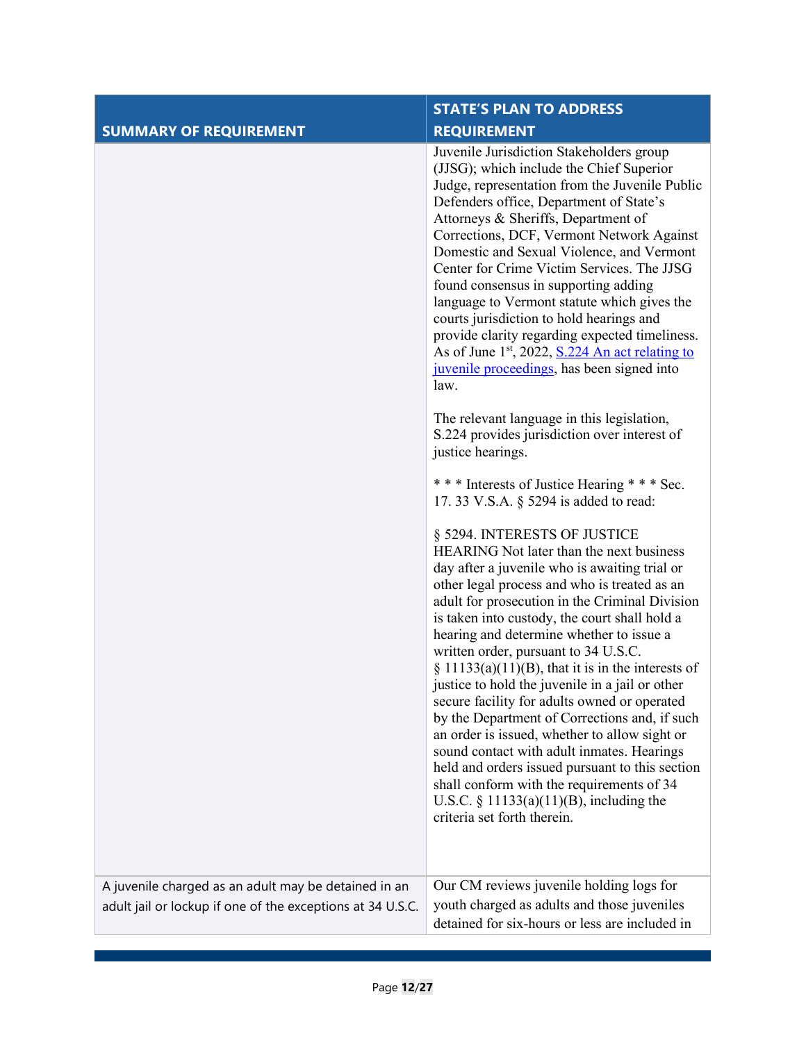| SUMMARY OF REQUIREMENT | STATE'S PLAN TO ADDRESS REQUIREMENT |
| --- | --- |
| | Juvenile Jurisdiction Stakeholders group (JJSG); which include the Chief Superior Judge, representation from the Juvenile Public Defenders office, Department of State's Attorneys & Sheriffs, Department of Corrections, DCF, Vermont Network Against Domestic and Sexual Violence, and Vermont Center for Crime Victim Services. The JJSG found consensus in supporting adding language to Vermont statute which gives the courts jurisdiction to hold hearings and provide clarity regarding expected timeliness. As of June 1st, 2022, S.224 An act relating to juvenile proceedings, has been signed into law.<br><br>The relevant language in this legislation, S.224 provides jurisdiction over interest of justice hearings.<br><br>* * * Interests of Justice Hearing * * * Sec. 17. 33 V.S.A. § 5294 is added to read:<br><br>§ 5294. INTERESTS OF JUSTICE HEARING Not later than the next business day after a juvenile who is awaiting trial or other legal process and who is treated as an adult for prosecution in the Criminal Division is taken into custody, the court shall hold a hearing and determine whether to issue a written order, pursuant to 34 U.S.C. § 11133(a)(11)(B), that it is in the interests of justice to hold the juvenile in a jail or other secure facility for adults owned or operated by the Department of Corrections and, if such an order is issued, whether to allow sight or sound contact with adult inmates. Hearings held and orders issued pursuant to this section shall conform with the requirements of 34 U.S.C. § 11133(a)(11)(B), including the criteria set forth therein. |
| A juvenile charged as an adult may be detained in an adult jail or lockup if one of the exceptions at 34 U.S.C. | Our CM reviews juvenile holding logs for youth charged as adults and those juveniles detained for six-hours or less are included in |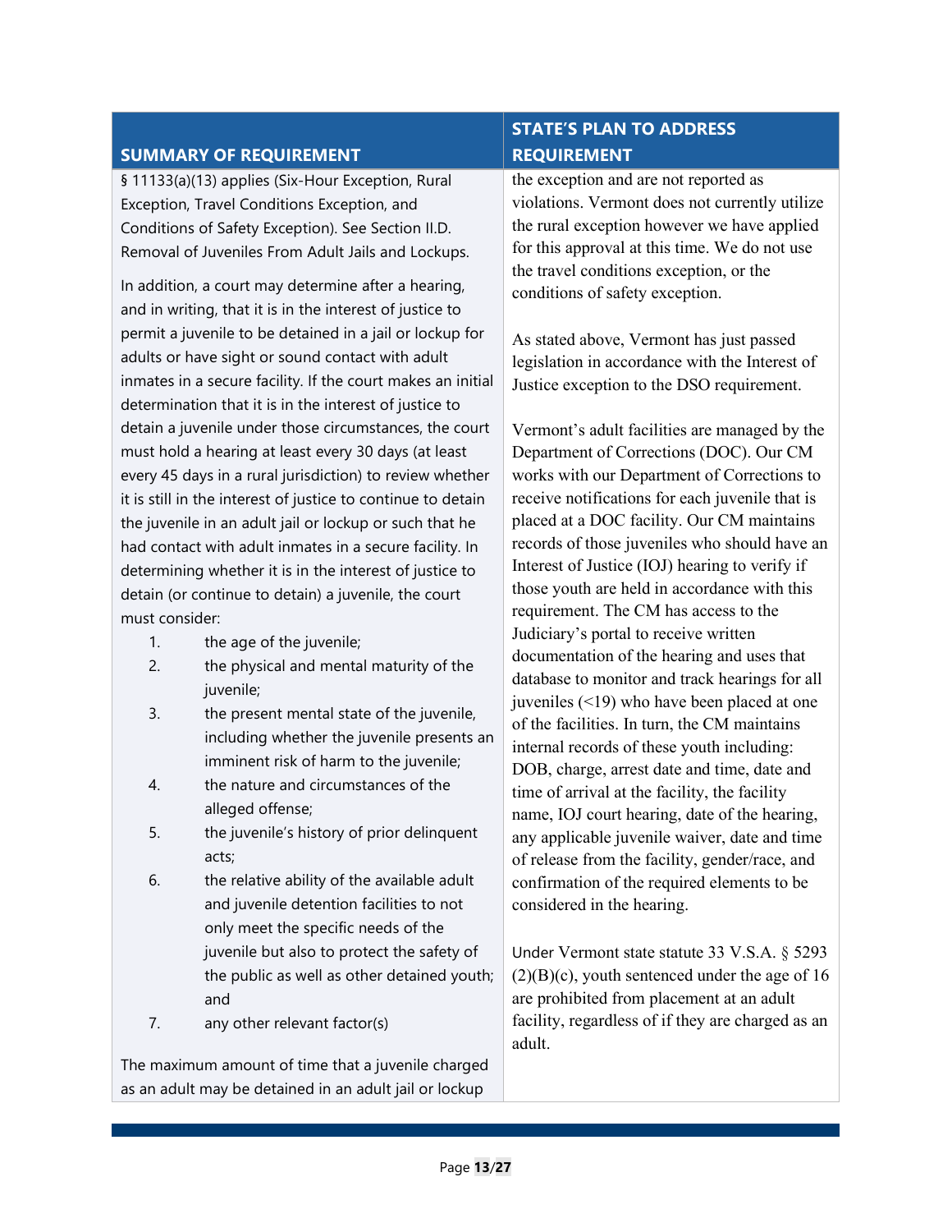| SUMMARY OF REQUIREMENT | STATE'S PLAN TO ADDRESS REQUIREMENT |
|---|---|
| § 11133(a)(13) applies (Six-Hour Exception, Rural Exception, Travel Conditions Exception, and Conditions of Safety Exception). See Section II.D. Removal of Juveniles From Adult Jails and Lockups.<br><br>In addition, a court may determine after a hearing, and in writing, that it is in the interest of justice to permit a juvenile to be detained in a jail or lockup for adults or have sight or sound contact with adult inmates in a secure facility. If the court makes an initial determination that it is in the interest of justice to detain a juvenile under those circumstances, the court must hold a hearing at least every 30 days (at least every 45 days in a rural jurisdiction) to review whether it is still in the interest of justice to continue to detain the juvenile in an adult jail or lockup or such that he had contact with adult inmates in a secure facility. In determining whether it is in the interest of justice to detain (or continue to detain) a juvenile, the court must consider:<br>1. the age of the juvenile;<br>2. the physical and mental maturity of the juvenile;<br>3. the present mental state of the juvenile, including whether the juvenile presents an imminent risk of harm to the juvenile;<br>4. the nature and circumstances of the alleged offense;<br>5. the juvenile's history of prior delinquent acts;<br>6. the relative ability of the available adult and juvenile detention facilities to not only meet the specific needs of the juvenile but also to protect the safety of the public as well as other detained youth; and<br>7. any other relevant factor(s)<br><br>The maximum amount of time that a juvenile charged as an adult may be detained in an adult jail or lockup | the exception and are not reported as violations. Vermont does not currently utilize the rural exception however we have applied for this approval at this time. We do not use the travel conditions exception, or the conditions of safety exception.<br><br>As stated above, Vermont has just passed legislation in accordance with the Interest of Justice exception to the DSO requirement.<br><br>Vermont's adult facilities are managed by the Department of Corrections (DOC). Our CM works with our Department of Corrections to receive notifications for each juvenile that is placed at a DOC facility. Our CM maintains records of those juveniles who should have an Interest of Justice (IOJ) hearing to verify if those youth are held in accordance with this requirement. The CM has access to the Judiciary's portal to receive written documentation of the hearing and uses that database to monitor and track hearings for all juveniles (<19) who have been placed at one of the facilities. In turn, the CM maintains internal records of these youth including: DOB, charge, arrest date and time, date and time of arrival at the facility, the facility name, IOJ court hearing, date of the hearing, any applicable juvenile waiver, date and time of release from the facility, gender/race, and confirmation of the required elements to be considered in the hearing.<br><br>Under Vermont state statute 33 V.S.A. § 5293 (2)(B)(c), youth sentenced under the age of 16 are prohibited from placement at an adult facility, regardless of if they are charged as an adult. |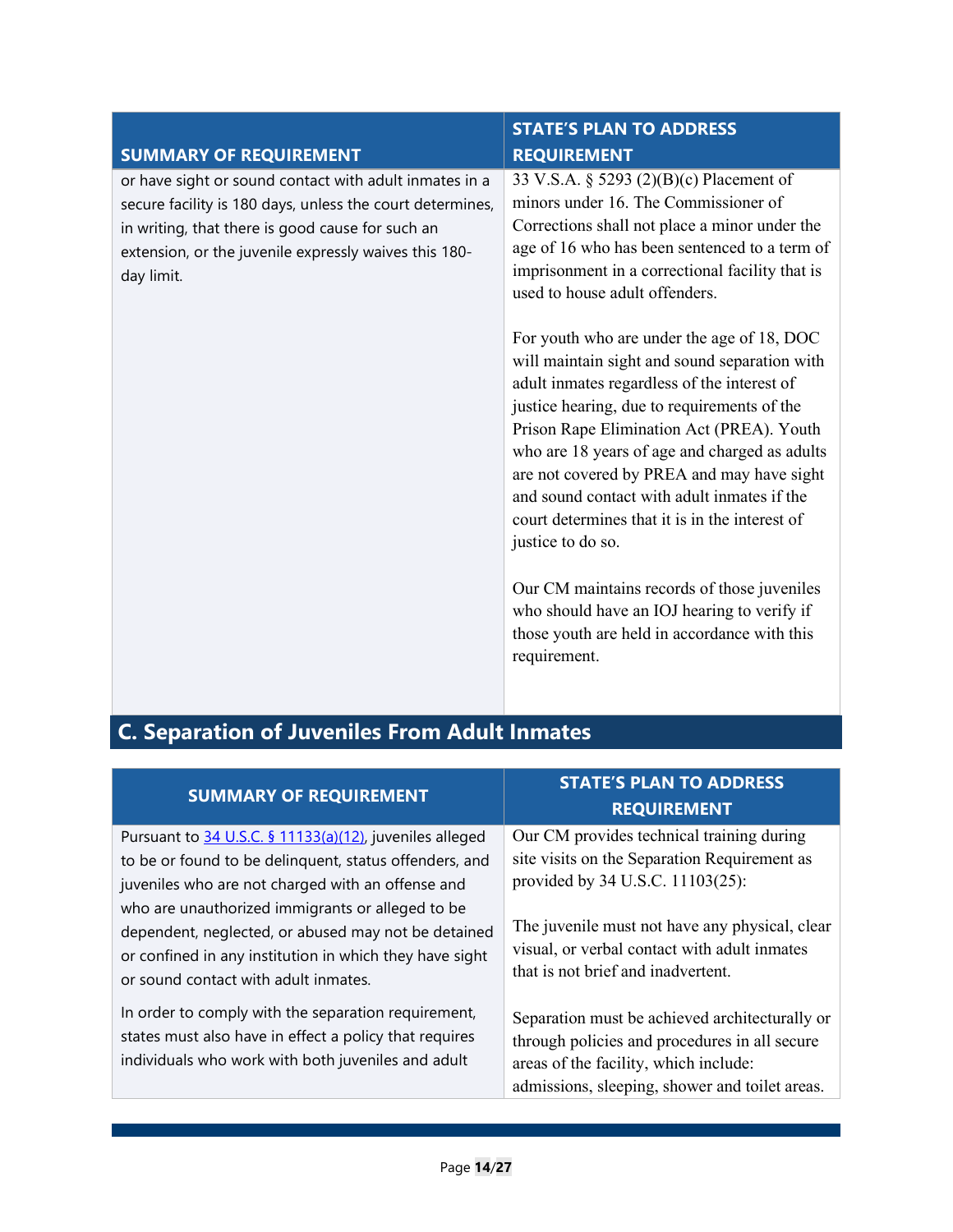| SUMMARY OF REQUIREMENT | STATE'S PLAN TO ADDRESS REQUIREMENT |
|---|---|
| or have sight or sound contact with adult inmates in a secure facility is 180 days, unless the court determines, in writing, that there is good cause for such an extension, or the juvenile expressly waives this 180-day limit. | 33 V.S.A. § 5293 (2)(B)(c) Placement of minors under 16. The Commissioner of Corrections shall not place a minor under the age of 16 who has been sentenced to a term of imprisonment in a correctional facility that is used to house adult offenders.<br><br>For youth who are under the age of 18, DOC will maintain sight and sound separation with adult inmates regardless of the interest of justice hearing, due to requirements of the Prison Rape Elimination Act (PREA). Youth who are 18 years of age and charged as adults are not covered by PREA and may have sight and sound contact with adult inmates if the court determines that it is in the interest of justice to do so.<br><br>Our CM maintains records of those juveniles who should have an IOJ hearing to verify if those youth are held in accordance with this requirement. |

## C. Separation of Juveniles From Adult Inmates

| SUMMARY OF REQUIREMENT | STATE'S PLAN TO ADDRESS REQUIREMENT |
|---|---|
| Pursuant to [34 U.S.C. § 11133(a)(12)](), juveniles alleged to be or found to be delinquent, status offenders, and juveniles who are not charged with an offense and who are unauthorized immigrants or alleged to be dependent, neglected, or abused may not be detained or confined in any institution in which they have sight or sound contact with adult inmates.<br><br>In order to comply with the separation requirement, states must also have in effect a policy that requires individuals who work with both juveniles and adult | Our CM provides technical training during site visits on the Separation Requirement as provided by 34 U.S.C. 11103(25):<br><br>The juvenile must not have any physical, clear visual, or verbal contact with adult inmates that is not brief and inadvertent.<br><br>Separation must be achieved architecturally or through policies and procedures in all secure areas of the facility, which include: admissions, sleeping, shower and toilet areas. |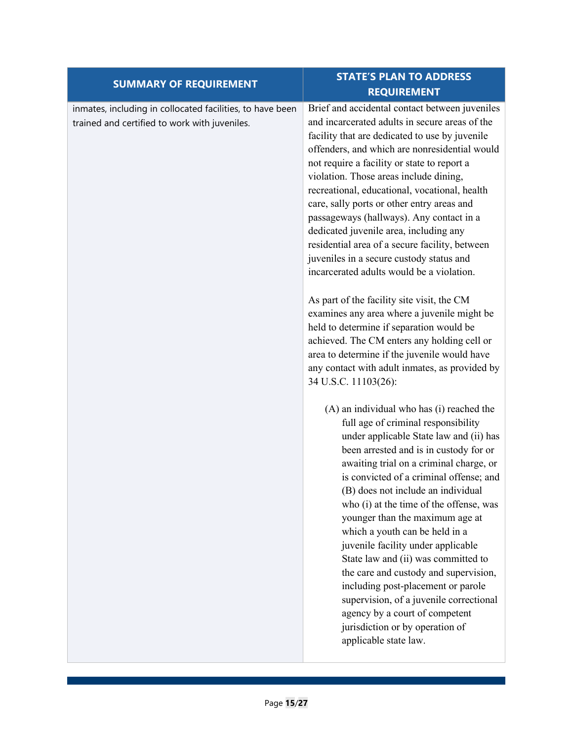| SUMMARY OF REQUIREMENT | STATE'S PLAN TO ADDRESS REQUIREMENT |
|---|---|
| inmates, including in collocated facilities, to have been trained and certified to work with juveniles. | Brief and accidental contact between juveniles and incarcerated adults in secure areas of the facility that are dedicated to use by juvenile offenders, and which are nonresidential would not require a facility or state to report a violation. Those areas include dining, recreational, educational, vocational, health care, sally ports or other entry areas and passageways (hallways). Any contact in a dedicated juvenile area, including any residential area of a secure facility, between juveniles in a secure custody status and incarcerated adults would be a violation.<br><br>As part of the facility site visit, the CM examines any area where a juvenile might be held to determine if separation would be achieved. The CM enters any holding cell or area to determine if the juvenile would have any contact with adult inmates, as provided by 34 U.S.C. 11103(26):<br><br>(A) an individual who has (i) reached the full age of criminal responsibility under applicable State law and (ii) has been arrested and is in custody for or awaiting trial on a criminal charge, or is convicted of a criminal offense; and (B) does not include an individual who (i) at the time of the offense, was younger than the maximum age at which a youth can be held in a juvenile facility under applicable State law and (ii) was committed to the care and custody and supervision, including post-placement or parole supervision, of a juvenile correctional agency by a court of competent jurisdiction or by operation of applicable state law. |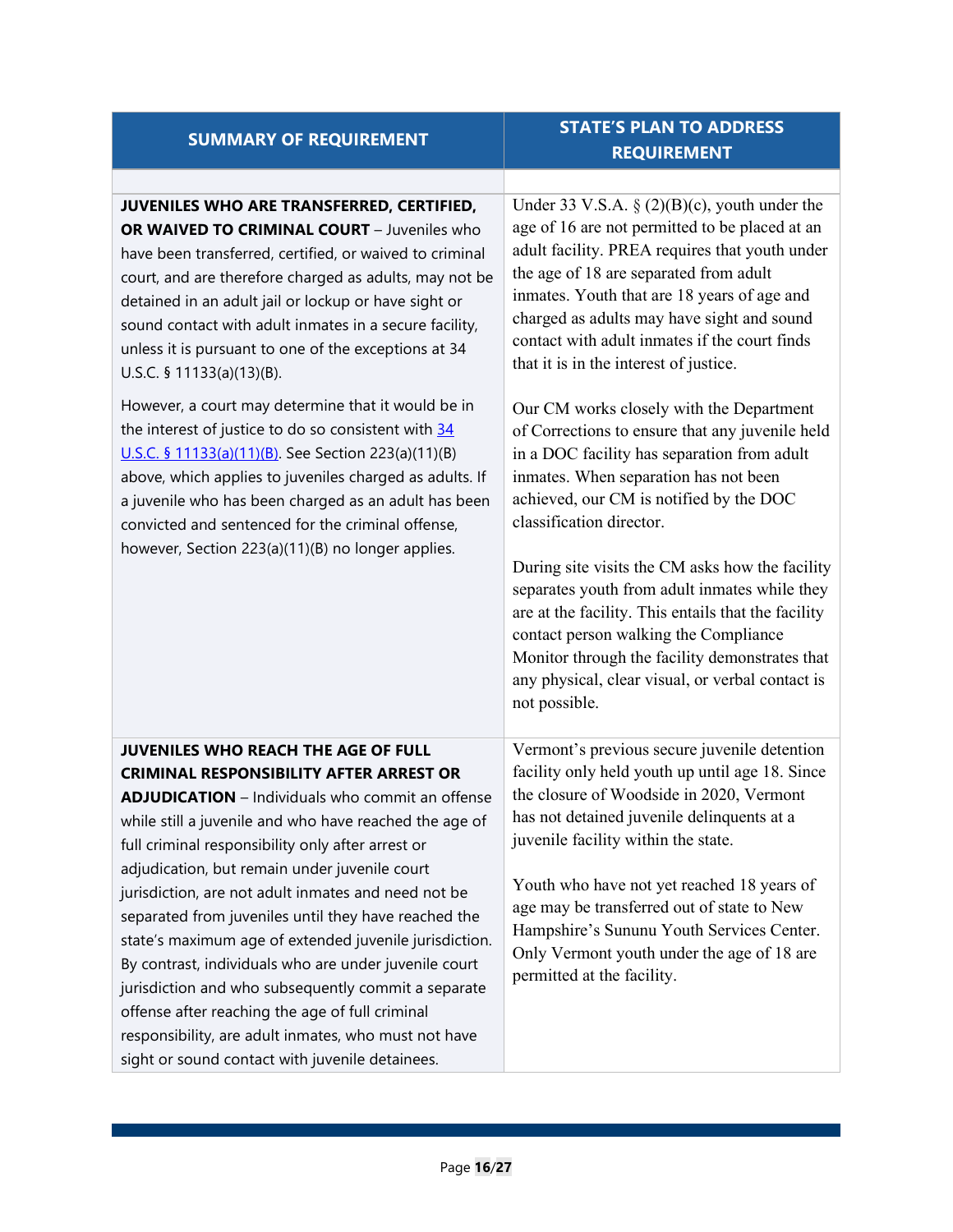| SUMMARY OF REQUIREMENT | STATE'S PLAN TO ADDRESS REQUIREMENT |
|---|---|
| | |
| **JUVENILES WHO ARE TRANSFERRED, CERTIFIED, OR WAIVED TO CRIMINAL COURT** – Juveniles who have been transferred, certified, or waived to criminal court, and are therefore charged as adults, may not be detained in an adult jail or lockup or have sight or sound contact with adult inmates in a secure facility, unless it is pursuant to one of the exceptions at 34 U.S.C. § 11133(a)(13)(B).<br><br>However, a court may determine that it would be in the interest of justice to do so consistent with [34 U.S.C. § 11133(a)(11)(B)](). See Section 223(a)(11)(B) above, which applies to juveniles charged as adults. If a juvenile who has been charged as an adult has been convicted and sentenced for the criminal offense, however, Section 223(a)(11)(B) no longer applies. | Under 33 V.S.A. § (2)(B)(c), youth under the age of 16 are not permitted to be placed at an adult facility. PREA requires that youth under the age of 18 are separated from adult inmates. Youth that are 18 years of age and charged as adults may have sight and sound contact with adult inmates if the court finds that it is in the interest of justice.<br><br>Our CM works closely with the Department of Corrections to ensure that any juvenile held in a DOC facility has separation from adult inmates. When separation has not been achieved, our CM is notified by the DOC classification director.<br><br>During site visits the CM asks how the facility separates youth from adult inmates while they are at the facility. This entails that the facility contact person walking the Compliance Monitor through the facility demonstrates that any physical, clear visual, or verbal contact is not possible. |
| **JUVENILES WHO REACH THE AGE OF FULL CRIMINAL RESPONSIBILITY AFTER ARREST OR ADJUDICATION** – Individuals who commit an offense while still a juvenile and who have reached the age of full criminal responsibility only after arrest or adjudication, but remain under juvenile court jurisdiction, are not adult inmates and need not be separated from juveniles until they have reached the state's maximum age of extended juvenile jurisdiction. By contrast, individuals who are under juvenile court jurisdiction and who subsequently commit a separate offense after reaching the age of full criminal responsibility, are adult inmates, who must not have sight or sound contact with juvenile detainees. | Vermont's previous secure juvenile detention facility only held youth up until age 18. Since the closure of Woodside in 2020, Vermont has not detained juvenile delinquents at a juvenile facility within the state.<br><br>Youth who have not yet reached 18 years of age may be transferred out of state to New Hampshire's Sununu Youth Services Center. Only Vermont youth under the age of 18 are permitted at the facility. |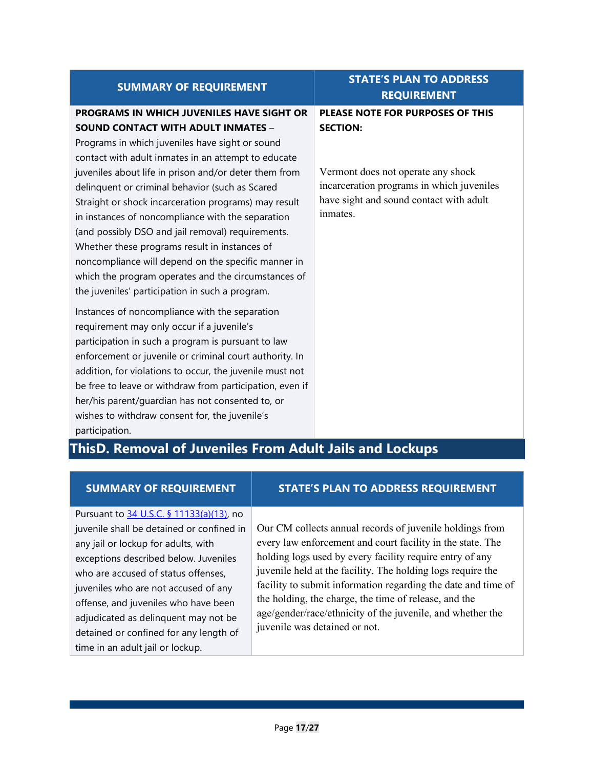| SUMMARY OF REQUIREMENT | STATE'S PLAN TO ADDRESS REQUIREMENT |
|---|---|
| **PROGRAMS IN WHICH JUVENILES HAVE SIGHT OR SOUND CONTACT WITH ADULT INMATES** – Programs in which juveniles have sight or sound contact with adult inmates in an attempt to educate juveniles about life in prison and/or deter them from delinquent or criminal behavior (such as Scared Straight or shock incarceration programs) may result in instances of noncompliance with the separation (and possibly DSO and jail removal) requirements. Whether these programs result in instances of noncompliance will depend on the specific manner in which the program operates and the circumstances of the juveniles' participation in such a program.<br><br>Instances of noncompliance with the separation requirement may only occur if a juvenile's participation in such a program is pursuant to law enforcement or juvenile or criminal court authority. In addition, for violations to occur, the juvenile must not be free to leave or withdraw from participation, even if her/his parent/guardian has not consented to, or wishes to withdraw consent for, the juvenile's participation. | **PLEASE NOTE FOR PURPOSES OF THIS SECTION:**<br><br>Vermont does not operate any shock incarceration programs in which juveniles have sight and sound contact with adult inmates. |

## ThisD. Removal of Juveniles From Adult Jails and Lockups

| SUMMARY OF REQUIREMENT | STATE'S PLAN TO ADDRESS REQUIREMENT |
|---|---|
| Pursuant to [34 U.S.C. § 11133(a)(13)](), no juvenile shall be detained or confined in any jail or lockup for adults, with exceptions described below. Juveniles who are accused of status offenses, juveniles who are not accused of any offense, and juveniles who have been adjudicated as delinquent may not be detained or confined for any length of time in an adult jail or lockup. | Our CM collects annual records of juvenile holdings from every law enforcement and court facility in the state. The holding logs used by every facility require entry of any juvenile held at the facility. The holding logs require the facility to submit information regarding the date and time of the holding, the charge, the time of release, and the age/gender/race/ethnicity of the juvenile, and whether the juvenile was detained or not. |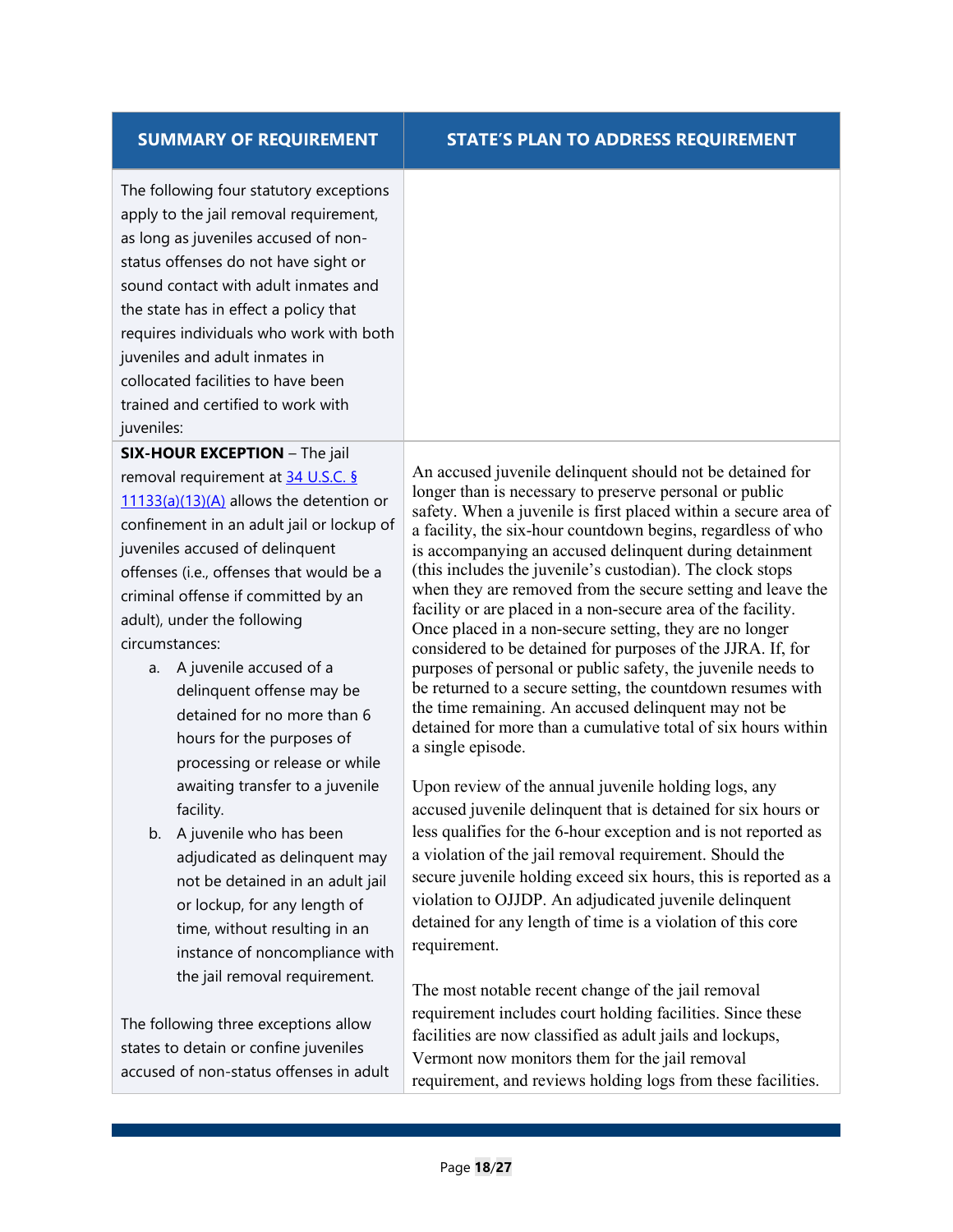| SUMMARY OF REQUIREMENT | STATE'S PLAN TO ADDRESS REQUIREMENT |
|---|---|
| The following four statutory exceptions apply to the jail removal requirement, as long as juveniles accused of non-status offenses do not have sight or sound contact with adult inmates and the state has in effect a policy that requires individuals who work with both juveniles and adult inmates in collocated facilities to have been trained and certified to work with juveniles: | |
| **SIX-HOUR EXCEPTION** – The jail removal requirement at [34 U.S.C. § 11133(a)(13)(A)]() allows the detention or confinement in an adult jail or lockup of juveniles accused of delinquent offenses (i.e., offenses that would be a criminal offense if committed by an adult), under the following circumstances:<br>a. A juvenile accused of a delinquent offense may be detained for no more than 6 hours for the purposes of processing or release or while awaiting transfer to a juvenile facility.<br>b. A juvenile who has been adjudicated as delinquent may not be detained in an adult jail or lockup, for any length of time, without resulting in an instance of noncompliance with the jail removal requirement.<br><br>The following three exceptions allow states to detain or confine juveniles accused of non-status offenses in adult | An accused juvenile delinquent should not be detained for longer than is necessary to preserve personal or public safety. When a juvenile is first placed within a secure area of a facility, the six-hour countdown begins, regardless of who is accompanying an accused delinquent during detainment (this includes the juvenile's custodian). The clock stops when they are removed from the secure setting and leave the facility or are placed in a non-secure area of the facility. Once placed in a non-secure setting, they are no longer considered to be detained for purposes of the JJRA. If, for purposes of personal or public safety, the juvenile needs to be returned to a secure setting, the countdown resumes with the time remaining. An accused delinquent may not be detained for more than a cumulative total of six hours within a single episode.<br><br>Upon review of the annual juvenile holding logs, any accused juvenile delinquent that is detained for six hours or less qualifies for the 6-hour exception and is not reported as a violation of the jail removal requirement. Should the secure juvenile holding exceed six hours, this is reported as a violation to OJJDP. An adjudicated juvenile delinquent detained for any length of time is a violation of this core requirement.<br><br>The most notable recent change of the jail removal requirement includes court holding facilities. Since these facilities are now classified as adult jails and lockups, Vermont now monitors them for the jail removal requirement, and reviews holding logs from these facilities. |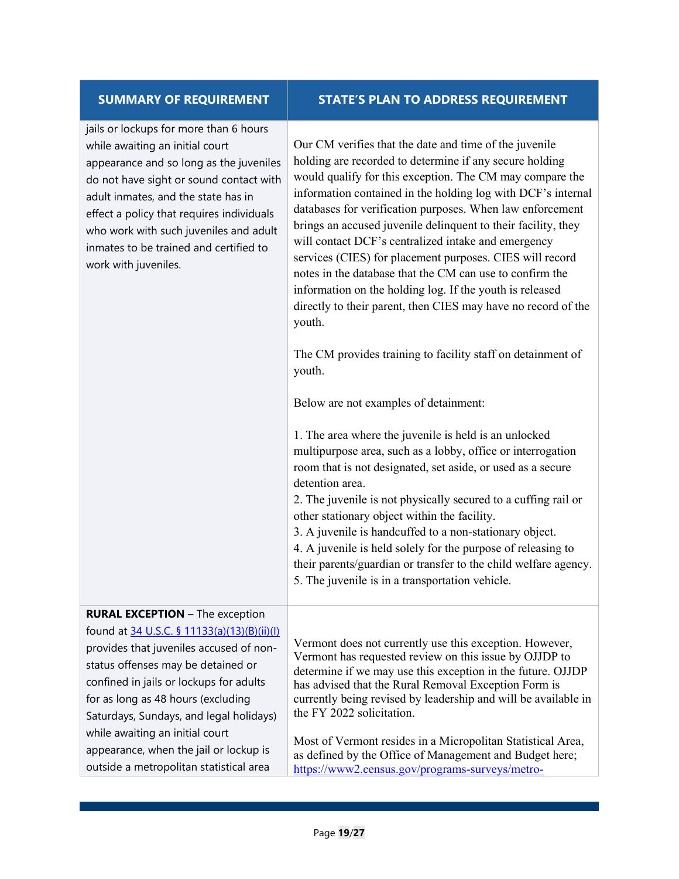| SUMMARY OF REQUIREMENT | STATE'S PLAN TO ADDRESS REQUIREMENT |
|---|---|
| jails or lockups for more than 6 hours while awaiting an initial court appearance and so long as the juveniles do not have sight or sound contact with adult inmates, and the state has in effect a policy that requires individuals who work with such juveniles and adult inmates to be trained and certified to work with juveniles. | Our CM verifies that the date and time of the juvenile holding are recorded to determine if any secure holding would qualify for this exception. The CM may compare the information contained in the holding log with DCF's internal databases for verification purposes. When law enforcement brings an accused juvenile delinquent to their facility, they will contact DCF's centralized intake and emergency services (CIES) for placement purposes. CIES will record notes in the database that the CM can use to confirm the information on the holding log. If the youth is released directly to their parent, then CIES may have no record of the youth.<br><br>The CM provides training to facility staff on detainment of youth.<br><br>Below are not examples of detainment:<br><br>1. The area where the juvenile is held is an unlocked multipurpose area, such as a lobby, office or interrogation room that is not designated, set aside, or used as a secure detention area.<br>2. The juvenile is not physically secured to a cuffing rail or other stationary object within the facility.<br>3. A juvenile is handcuffed to a non-stationary object.<br>4. A juvenile is held solely for the purpose of releasing to their parents/guardian or transfer to the child welfare agency.<br>5. The juvenile is in a transportation vehicle. |
| **RURAL EXCEPTION** – The exception found at [34 U.S.C. § 11133(a)(13)(B)(ii)(I)](34 U.S.C. § 11133(a)(13)(B)(ii)(I)) provides that juveniles accused of non-status offenses may be detained or confined in jails or lockups for adults for as long as 48 hours (excluding Saturdays, Sundays, and legal holidays) while awaiting an initial court appearance, when the jail or lockup is outside a metropolitan statistical area | Vermont does not currently use this exception. However, Vermont has requested review on this issue by OJJDP to determine if we may use this exception in the future. OJJDP has advised that the Rural Removal Exception Form is currently being revised by leadership and will be available in the FY 2022 solicitation.<br><br>Most of Vermont resides in a Micropolitan Statistical Area, as defined by the Office of Management and Budget here; https://www2.census.gov/programs-surveys/metro- |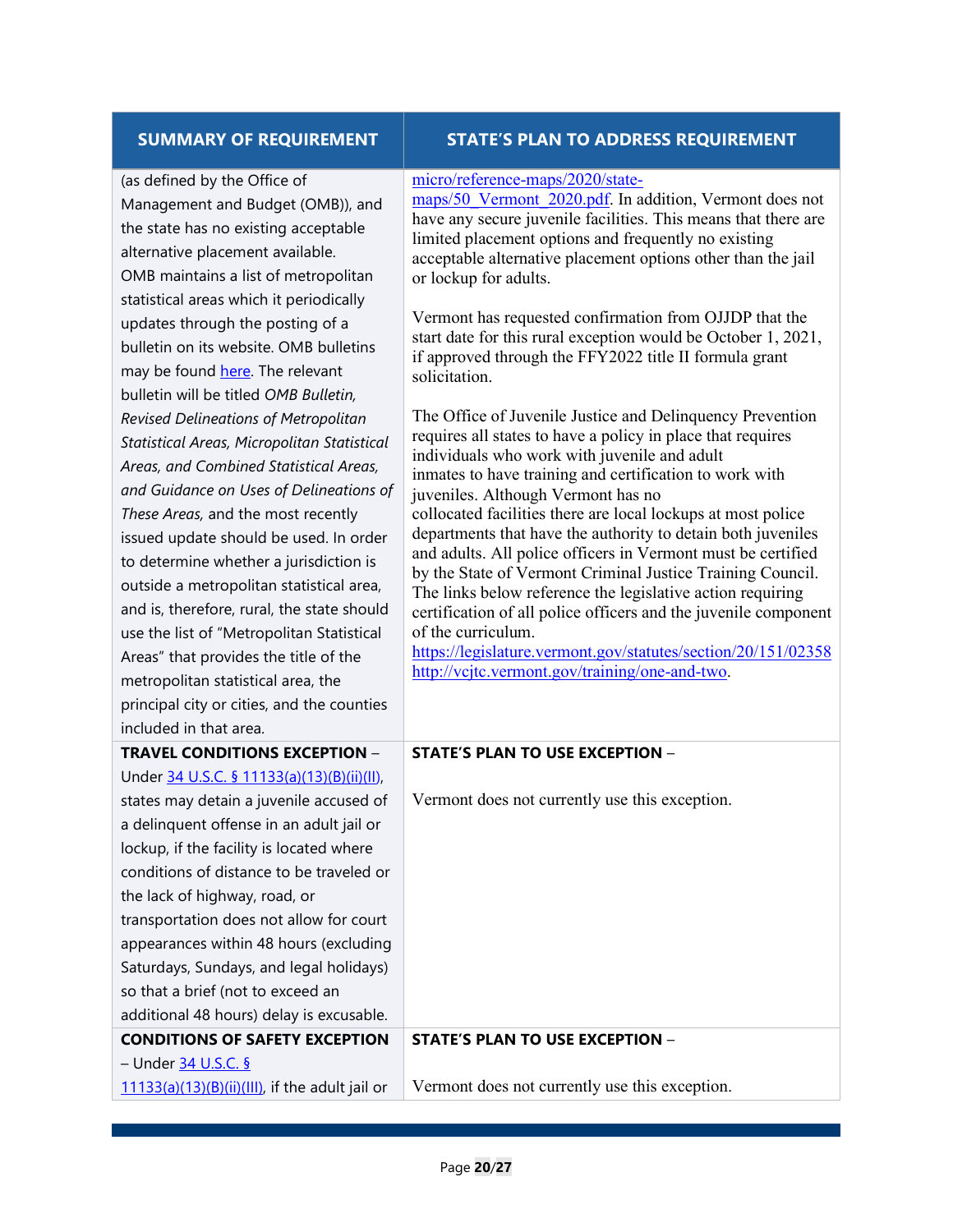| SUMMARY OF REQUIREMENT | STATE'S PLAN TO ADDRESS REQUIREMENT |
| --- | --- |
| (as defined by the Office of Management and Budget (OMB)), and the state has no existing acceptable alternative placement available. OMB maintains a list of metropolitan statistical areas which it periodically updates through the posting of a bulletin on its website. OMB bulletins may be found here. The relevant bulletin will be titled *OMB Bulletin, Revised Delineations of Metropolitan Statistical Areas, Micropolitan Statistical Areas, and Combined Statistical Areas, and Guidance on Uses of Delineations of These Areas,* and the most recently issued update should be used. In order to determine whether a jurisdiction is outside a metropolitan statistical area, and is, therefore, rural, the state should use the list of "Metropolitan Statistical Areas" that provides the title of the metropolitan statistical area, the principal city or cities, and the counties included in that area. | micro/reference-maps/2020/state-maps/50_Vermont_2020.pdf. In addition, Vermont does not have any secure juvenile facilities. This means that there are limited placement options and frequently no existing acceptable alternative placement options other than the jail or lockup for adults.<br><br>Vermont has requested confirmation from OJJDP that the start date for this rural exception would be October 1, 2021, if approved through the FFY2022 title II formula grant solicitation.<br><br>The Office of Juvenile Justice and Delinquency Prevention requires all states to have a policy in place that requires individuals who work with juvenile and adult inmates to have training and certification to work with juveniles. Although Vermont has no collocated facilities there are local lockups at most police departments that have the authority to detain both juveniles and adults. All police officers in Vermont must be certified by the State of Vermont Criminal Justice Training Council. The links below reference the legislative action requiring certification of all police officers and the juvenile component of the curriculum.<br>https://legislature.vermont.gov/statutes/section/20/151/02358<br>http://vcjtc.vermont.gov/training/one-and-two. |
| **TRAVEL CONDITIONS EXCEPTION** – Under 34 U.S.C. § 11133(a)(13)(B)(ii)(II), states may detain a juvenile accused of a delinquent offense in an adult jail or lockup, if the facility is located where conditions of distance to be traveled or the lack of highway, road, or transportation does not allow for court appearances within 48 hours (excluding Saturdays, Sundays, and legal holidays) so that a brief (not to exceed an additional 48 hours) delay is excusable. | **STATE'S PLAN TO USE EXCEPTION** –<br><br>Vermont does not currently use this exception. |
| **CONDITIONS OF SAFETY EXCEPTION** – Under 34 U.S.C. § 11133(a)(13)(B)(ii)(III), if the adult jail or | **STATE'S PLAN TO USE EXCEPTION** –<br><br>Vermont does not currently use this exception. |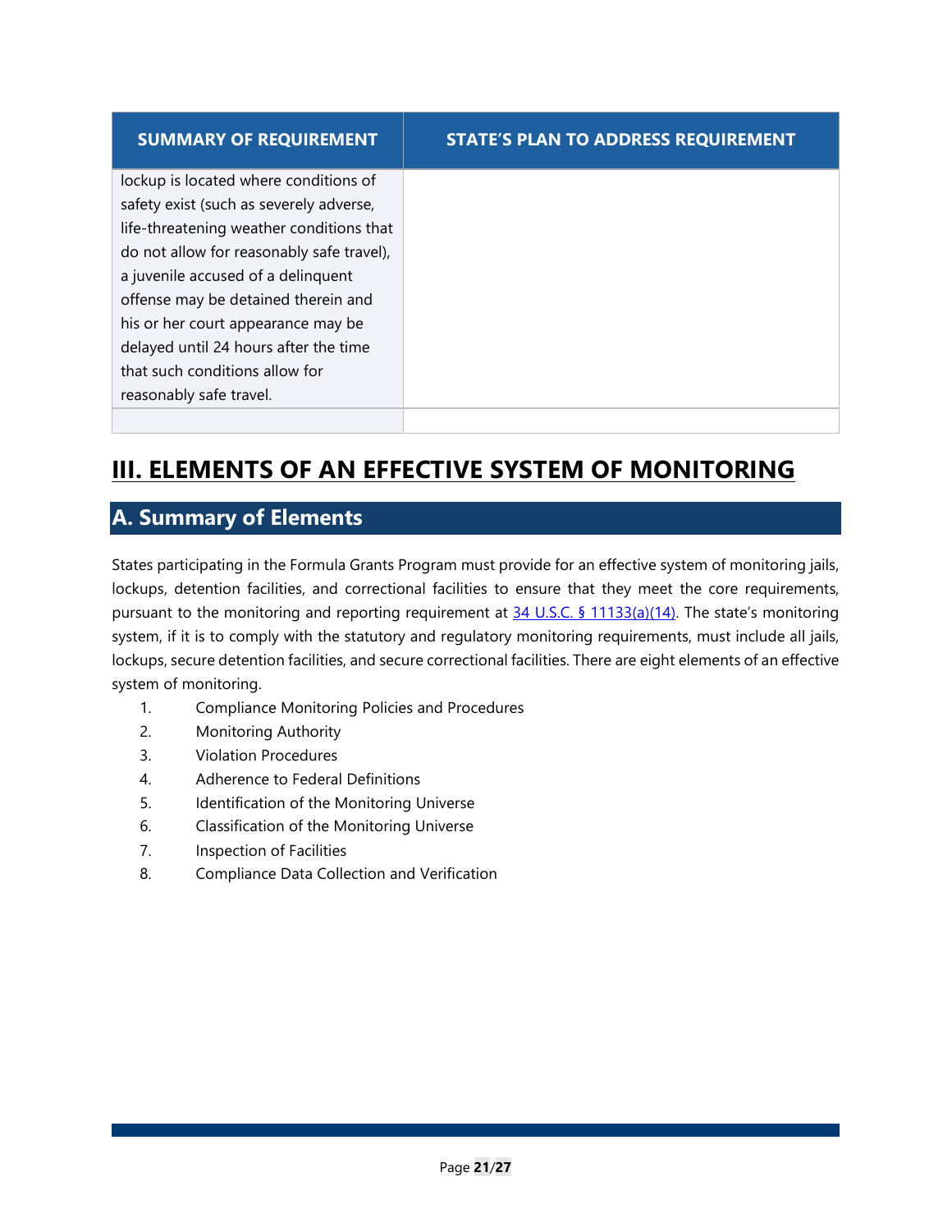| SUMMARY OF REQUIREMENT | STATE'S PLAN TO ADDRESS REQUIREMENT |
| --- | --- |
| lockup is located where conditions of safety exist (such as severely adverse, life-threatening weather conditions that do not allow for reasonably safe travel), a juvenile accused of a delinquent offense may be detained therein and his or her court appearance may be delayed until 24 hours after the time that such conditions allow for reasonably safe travel. | |
| | |

# III. ELEMENTS OF AN EFFECTIVE SYSTEM OF MONITORING

## A. Summary of Elements

States participating in the Formula Grants Program must provide for an effective system of monitoring jails, lockups, detention facilities, and correctional facilities to ensure that they meet the core requirements, pursuant to the monitoring and reporting requirement at 34 U.S.C. § 11133(a)(14). The state's monitoring system, if it is to comply with the statutory and regulatory monitoring requirements, must include all jails, lockups, secure detention facilities, and secure correctional facilities. There are eight elements of an effective system of monitoring.

1. Compliance Monitoring Policies and Procedures
2. Monitoring Authority
3. Violation Procedures
4. Adherence to Federal Definitions
5. Identification of the Monitoring Universe
6. Classification of the Monitoring Universe
7. Inspection of Facilities
8. Compliance Data Collection and Verification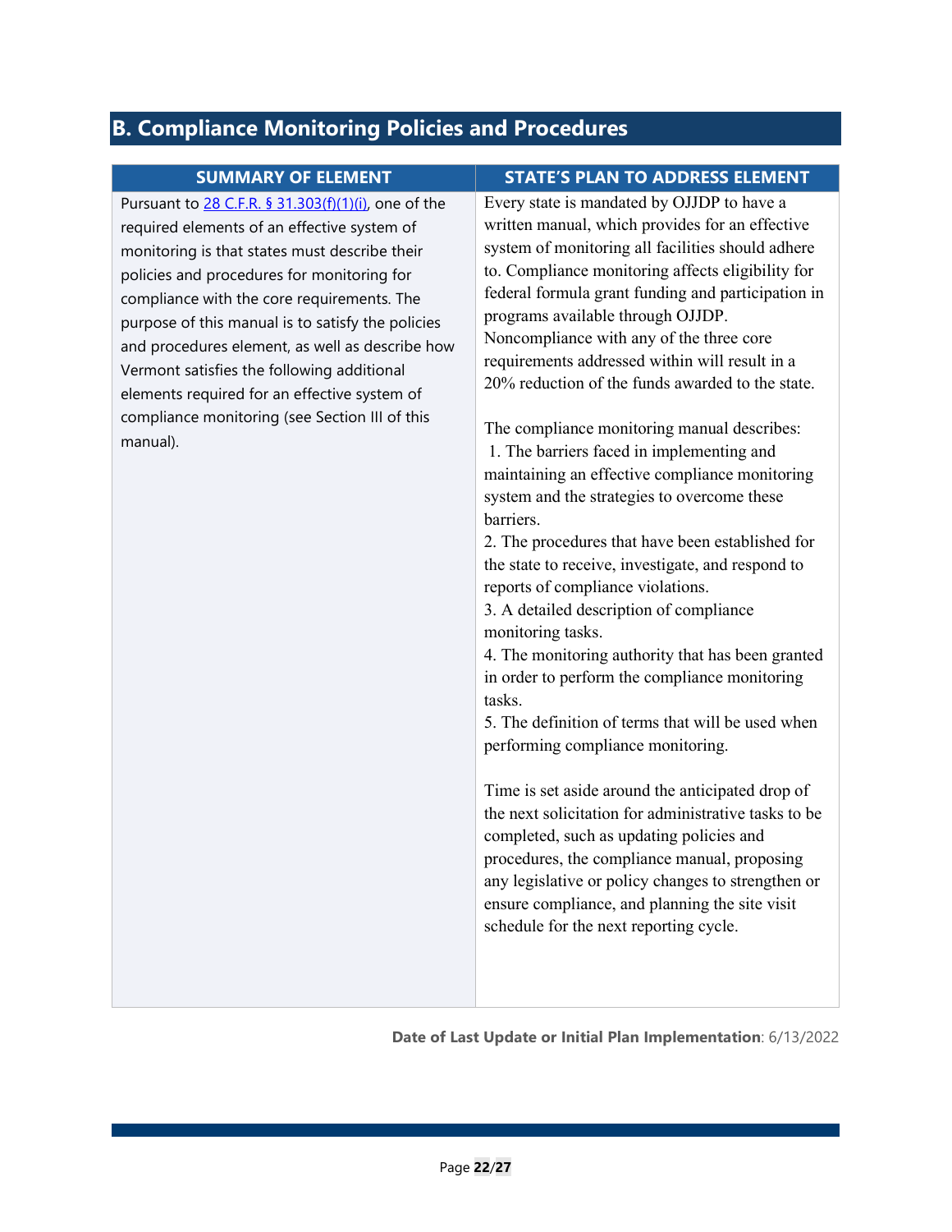## B. Compliance Monitoring Policies and Procedures

| SUMMARY OF ELEMENT | STATE'S PLAN TO ADDRESS ELEMENT |
|---|---|
| Pursuant to 28 C.F.R. § 31.303(f)(1)(i), one of the required elements of an effective system of monitoring is that states must describe their policies and procedures for monitoring for compliance with the core requirements. The purpose of this manual is to satisfy the policies and procedures element, as well as describe how Vermont satisfies the following additional elements required for an effective system of compliance monitoring (see Section III of this manual). | Every state is mandated by OJJDP to have a written manual, which provides for an effective system of monitoring all facilities should adhere to. Compliance monitoring affects eligibility for federal formula grant funding and participation in programs available through OJJDP. Noncompliance with any of the three core requirements addressed within will result in a 20% reduction of the funds awarded to the state.<br><br>The compliance monitoring manual describes:<br>1. The barriers faced in implementing and maintaining an effective compliance monitoring system and the strategies to overcome these barriers.<br>2. The procedures that have been established for the state to receive, investigate, and respond to reports of compliance violations.<br>3. A detailed description of compliance monitoring tasks.<br>4. The monitoring authority that has been granted in order to perform the compliance monitoring tasks.<br>5. The definition of terms that will be used when performing compliance monitoring.<br><br>Time is set aside around the anticipated drop of the next solicitation for administrative tasks to be completed, such as updating policies and procedures, the compliance manual, proposing any legislative or policy changes to strengthen or ensure compliance, and planning the site visit schedule for the next reporting cycle. |

**Date of Last Update or Initial Plan Implementation**: 6/13/2022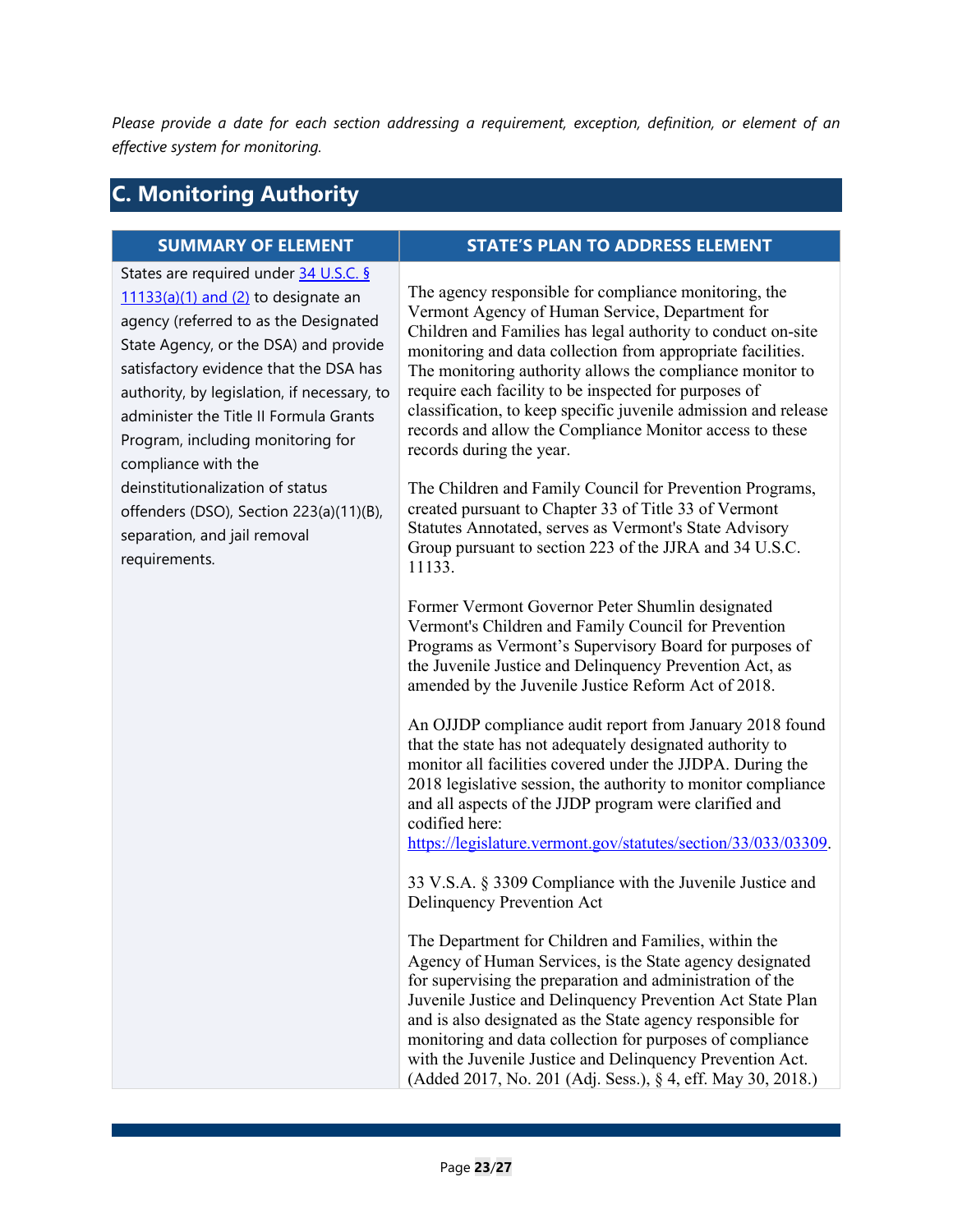*Please provide a date for each section addressing a requirement, exception, definition, or element of an effective system for monitoring.*

## C. Monitoring Authority

| SUMMARY OF ELEMENT | STATE'S PLAN TO ADDRESS ELEMENT |
|---|---|
| States are required under [34 U.S.C. § 11133(a)(1) and (2)](#) to designate an agency (referred to as the Designated State Agency, or the DSA) and provide satisfactory evidence that the DSA has authority, by legislation, if necessary, to administer the Title II Formula Grants Program, including monitoring for compliance with the deinstitutionalization of status offenders (DSO), Section 223(a)(11)(B), separation, and jail removal requirements. | The agency responsible for compliance monitoring, the Vermont Agency of Human Service, Department for Children and Families has legal authority to conduct on-site monitoring and data collection from appropriate facilities. The monitoring authority allows the compliance monitor to require each facility to be inspected for purposes of classification, to keep specific juvenile admission and release records and allow the Compliance Monitor access to these records during the year.<br><br>The Children and Family Council for Prevention Programs, created pursuant to Chapter 33 of Title 33 of Vermont Statutes Annotated, serves as Vermont's State Advisory Group pursuant to section 223 of the JJRA and 34 U.S.C. 11133.<br><br>Former Vermont Governor Peter Shumlin designated Vermont's Children and Family Council for Prevention Programs as Vermont's Supervisory Board for purposes of the Juvenile Justice and Delinquency Prevention Act, as amended by the Juvenile Justice Reform Act of 2018.<br><br>An OJJDP compliance audit report from January 2018 found that the state has not adequately designated authority to monitor all facilities covered under the JJDPA. During the 2018 legislative session, the authority to monitor compliance and all aspects of the JJDP program were clarified and codified here: https://legislature.vermont.gov/statutes/section/33/033/03309.<br><br>33 V.S.A. § 3309 Compliance with the Juvenile Justice and Delinquency Prevention Act<br><br>The Department for Children and Families, within the Agency of Human Services, is the State agency designated for supervising the preparation and administration of the Juvenile Justice and Delinquency Prevention Act State Plan and is also designated as the State agency responsible for monitoring and data collection for purposes of compliance with the Juvenile Justice and Delinquency Prevention Act. (Added 2017, No. 201 (Adj. Sess.), § 4, eff. May 30, 2018.) |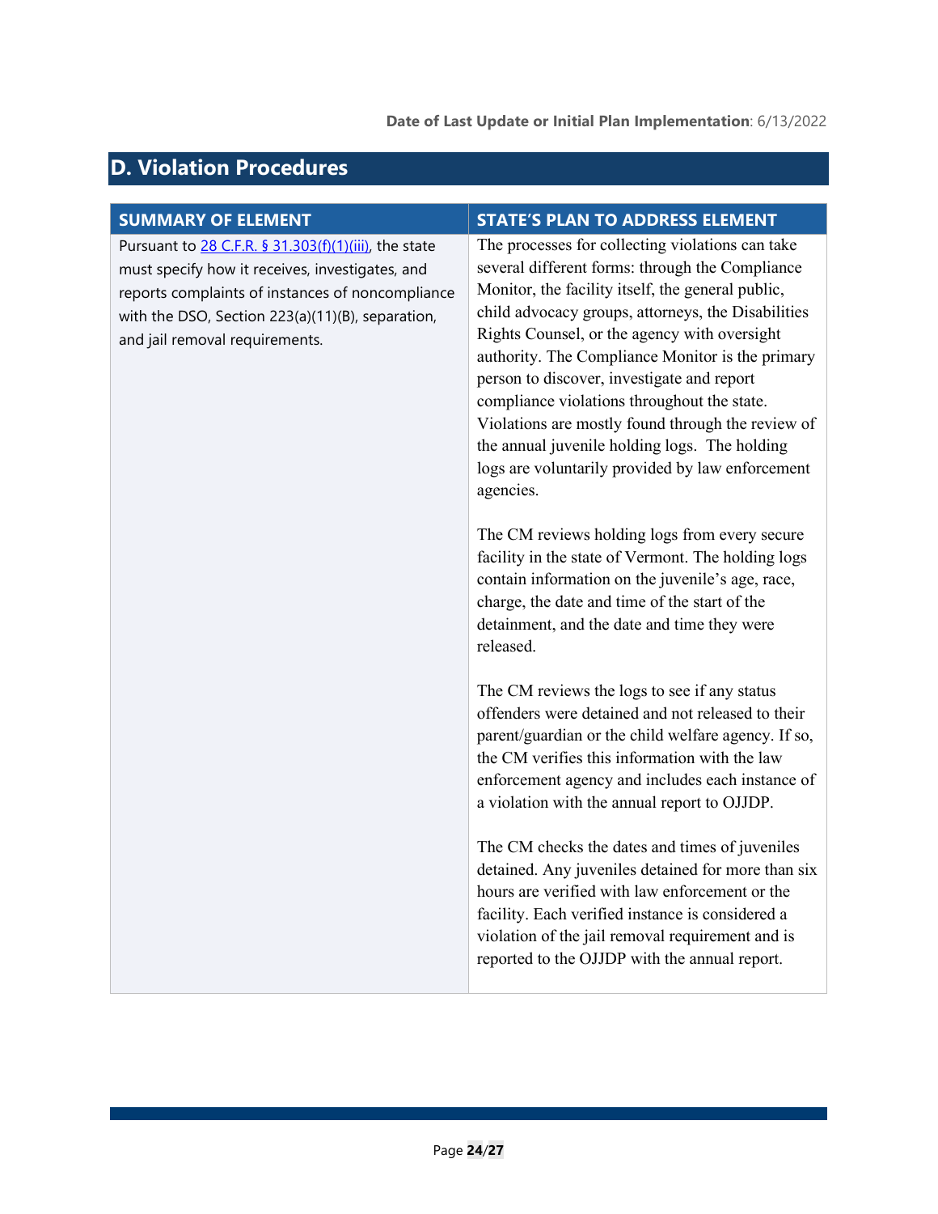**Date of Last Update or Initial Plan Implementation**: 6/13/2022

## D. Violation Procedures

| SUMMARY OF ELEMENT | STATE'S PLAN TO ADDRESS ELEMENT |
| --- | --- |
| Pursuant to 28 C.F.R. § 31.303(f)(1)(iii), the state must specify how it receives, investigates, and reports complaints of instances of noncompliance with the DSO, Section 223(a)(11)(B), separation, and jail removal requirements. | The processes for collecting violations can take several different forms: through the Compliance Monitor, the facility itself, the general public, child advocacy groups, attorneys, the Disabilities Rights Counsel, or the agency with oversight authority. The Compliance Monitor is the primary person to discover, investigate and report compliance violations throughout the state. Violations are mostly found through the review of the annual juvenile holding logs. The holding logs are voluntarily provided by law enforcement agencies.<br><br>The CM reviews holding logs from every secure facility in the state of Vermont. The holding logs contain information on the juvenile's age, race, charge, the date and time of the start of the detainment, and the date and time they were released.<br><br>The CM reviews the logs to see if any status offenders were detained and not released to their parent/guardian or the child welfare agency. If so, the CM verifies this information with the law enforcement agency and includes each instance of a violation with the annual report to OJJDP.<br><br>The CM checks the dates and times of juveniles detained. Any juveniles detained for more than six hours are verified with law enforcement or the facility. Each verified instance is considered a violation of the jail removal requirement and is reported to the OJJDP with the annual report. |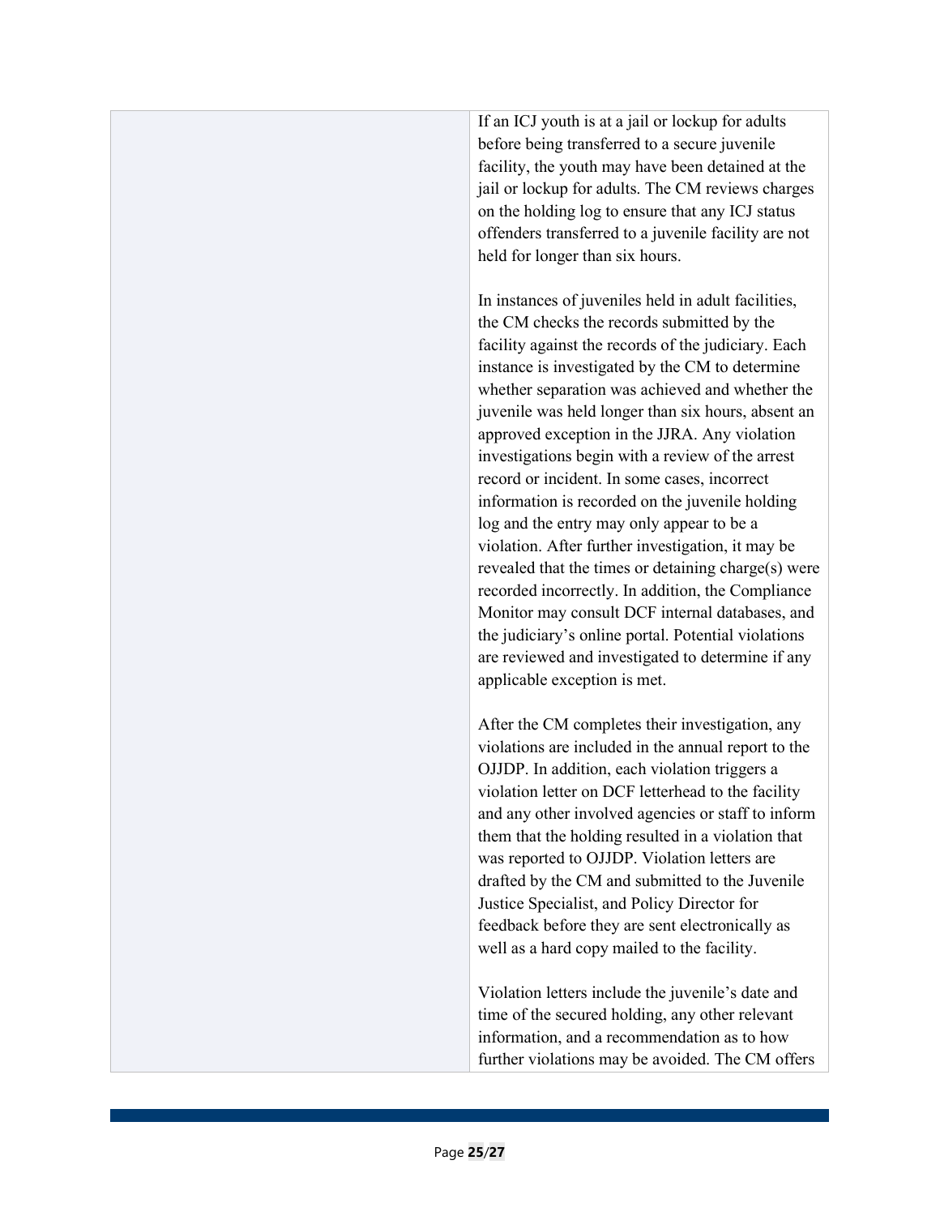| | |
|---|---|
| | If an ICJ youth is at a jail or lockup for adults before being transferred to a secure juvenile facility, the youth may have been detained at the jail or lockup for adults. The CM reviews charges on the holding log to ensure that any ICJ status offenders transferred to a juvenile facility are not held for longer than six hours.<br><br>In instances of juveniles held in adult facilities, the CM checks the records submitted by the facility against the records of the judiciary. Each instance is investigated by the CM to determine whether separation was achieved and whether the juvenile was held longer than six hours, absent an approved exception in the JJRA. Any violation investigations begin with a review of the arrest record or incident. In some cases, incorrect information is recorded on the juvenile holding log and the entry may only appear to be a violation. After further investigation, it may be revealed that the times or detaining charge(s) were recorded incorrectly. In addition, the Compliance Monitor may consult DCF internal databases, and the judiciary's online portal. Potential violations are reviewed and investigated to determine if any applicable exception is met.<br><br>After the CM completes their investigation, any violations are included in the annual report to the OJJDP. In addition, each violation triggers a violation letter on DCF letterhead to the facility and any other involved agencies or staff to inform them that the holding resulted in a violation that was reported to OJJDP. Violation letters are drafted by the CM and submitted to the Juvenile Justice Specialist, and Policy Director for feedback before they are sent electronically as well as a hard copy mailed to the facility.<br><br>Violation letters include the juvenile's date and time of the secured holding, any other relevant information, and a recommendation as to how further violations may be avoided. The CM offers |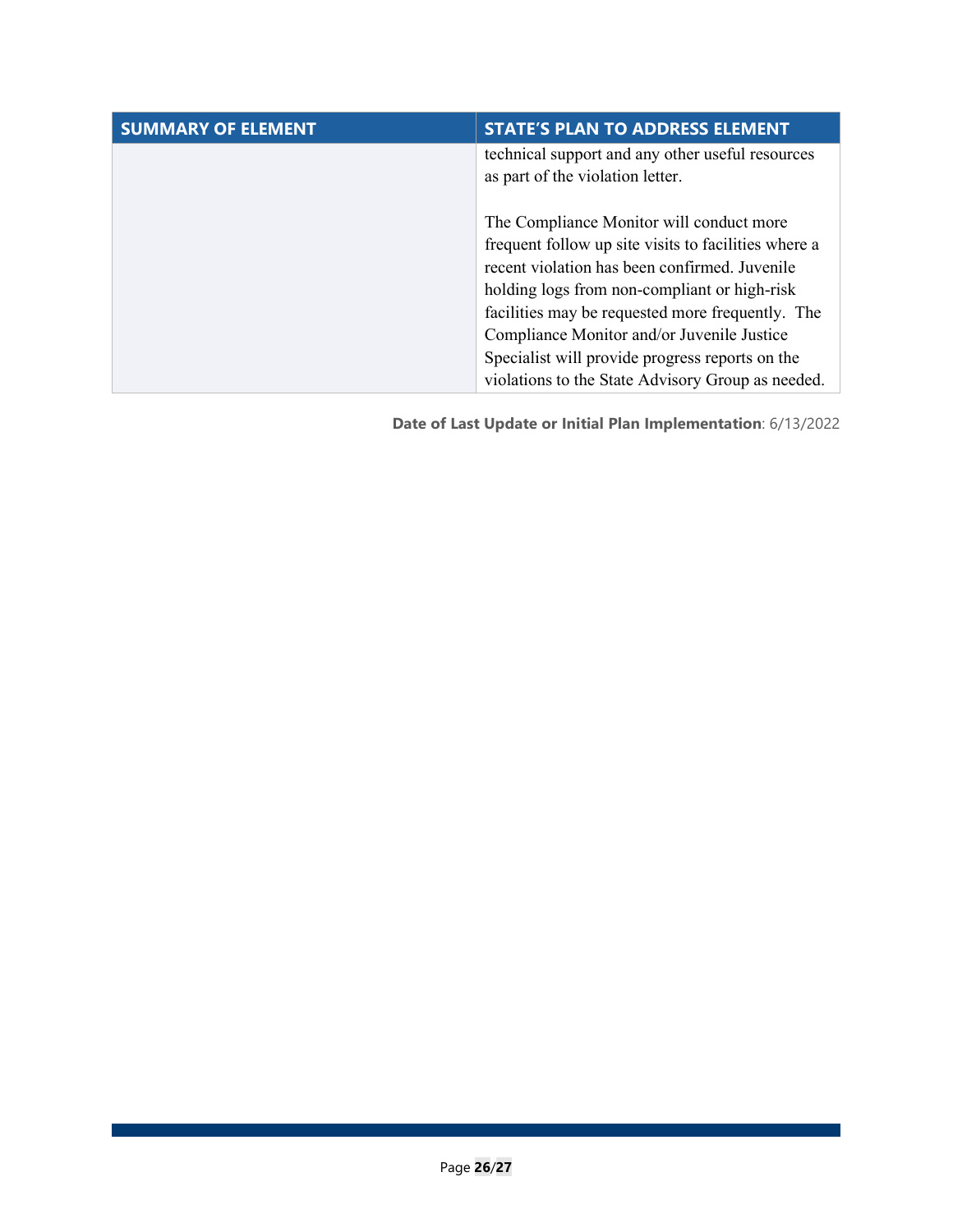| SUMMARY OF ELEMENT | STATE'S PLAN TO ADDRESS ELEMENT |
| --- | --- |
| | technical support and any other useful resources as part of the violation letter.<br><br>The Compliance Monitor will conduct more frequent follow up site visits to facilities where a recent violation has been confirmed. Juvenile holding logs from non-compliant or high-risk facilities may be requested more frequently. The Compliance Monitor and/or Juvenile Justice Specialist will provide progress reports on the violations to the State Advisory Group as needed. |

**Date of Last Update or Initial Plan Implementation**: 6/13/2022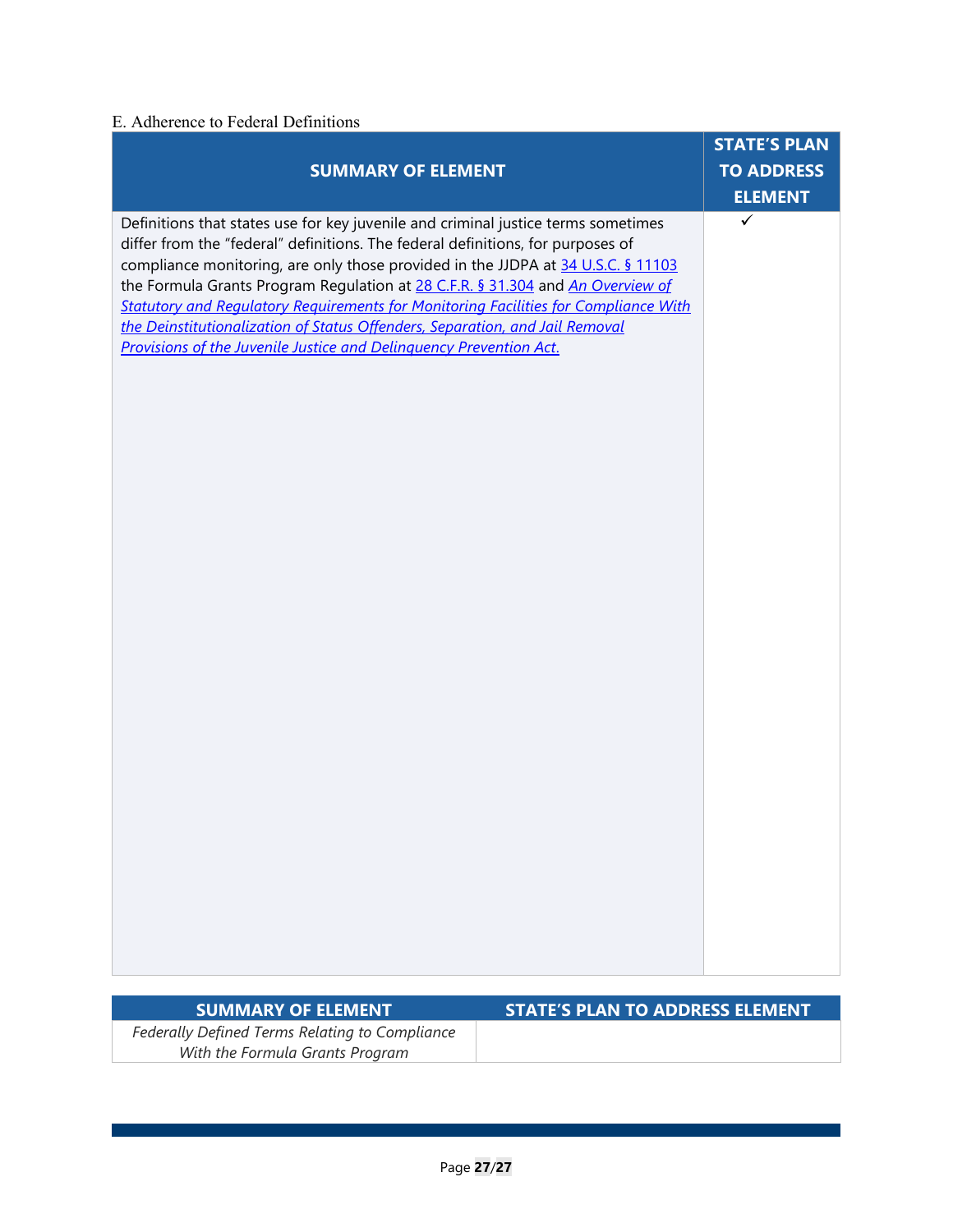E. Adherence to Federal Definitions

| SUMMARY OF ELEMENT | STATE'S PLAN TO ADDRESS ELEMENT |
|---|---|
| Definitions that states use for key juvenile and criminal justice terms sometimes differ from the "federal" definitions. The federal definitions, for purposes of compliance monitoring, are only those provided in the JJDPA at 34 U.S.C. § 11103 the Formula Grants Program Regulation at 28 C.F.R. § 31.304 and *An Overview of Statutory and Regulatory Requirements for Monitoring Facilities for Compliance With the Deinstitutionalization of Status Offenders, Separation, and Jail Removal Provisions of the Juvenile Justice and Delinquency Prevention Act.* | ✓ |

| SUMMARY OF ELEMENT | STATE'S PLAN TO ADDRESS ELEMENT |
|---|---|
| *Federally Defined Terms Relating to Compliance With the Formula Grants Program* | |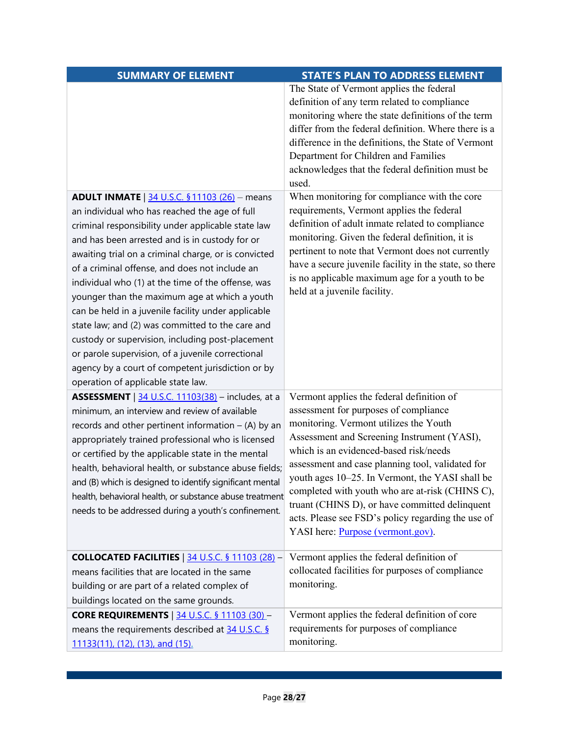| SUMMARY OF ELEMENT | STATE'S PLAN TO ADDRESS ELEMENT |
| --- | --- |
| | The State of Vermont applies the federal definition of any term related to compliance monitoring where the state definitions of the term differ from the federal definition. Where there is a difference in the definitions, the State of Vermont Department for Children and Families acknowledges that the federal definition must be used. |
| **ADULT INMATE** \| [34 U.S.C. §11103 (26)](#) – means an individual who has reached the age of full criminal responsibility under applicable state law and has been arrested and is in custody for or awaiting trial on a criminal charge, or is convicted of a criminal offense, and does not include an individual who (1) at the time of the offense, was younger than the maximum age at which a youth can be held in a juvenile facility under applicable state law; and (2) was committed to the care and custody or supervision, including post-placement or parole supervision, of a juvenile correctional agency by a court of competent jurisdiction or by operation of applicable state law. | When monitoring for compliance with the core requirements, Vermont applies the federal definition of adult inmate related to compliance monitoring. Given the federal definition, it is pertinent to note that Vermont does not currently have a secure juvenile facility in the state, so there is no applicable maximum age for a youth to be held at a juvenile facility. |
| **ASSESSMENT** \| [34 U.S.C. 11103(38)](#) – includes, at a minimum, an interview and review of available records and other pertinent information – (A) by an appropriately trained professional who is licensed or certified by the applicable state in the mental health, behavioral health, or substance abuse fields; and (B) which is designed to identify significant mental health, behavioral health, or substance abuse treatment needs to be addressed during a youth's confinement. | Vermont applies the federal definition of assessment for purposes of compliance monitoring. Vermont utilizes the Youth Assessment and Screening Instrument (YASI), which is an evidenced-based risk/needs assessment and case planning tool, validated for youth ages 10–25. In Vermont, the YASI shall be completed with youth who are at-risk (CHINS C), truant (CHINS D), or have committed delinquent acts. Please see FSD's policy regarding the use of YASI here: [Purpose (vermont.gov)](#). |
| **COLLOCATED FACILITIES** \| [34 U.S.C. § 11103 (28)](#) – means facilities that are located in the same building or are part of a related complex of buildings located on the same grounds. | Vermont applies the federal definition of collocated facilities for purposes of compliance monitoring. |
| **CORE REQUIREMENTS** \| [34 U.S.C. § 11103 (30)](#) – means the requirements described at [34 U.S.C. § 11133(11), (12), (13), and (15).](#) | Vermont applies the federal definition of core requirements for purposes of compliance monitoring. |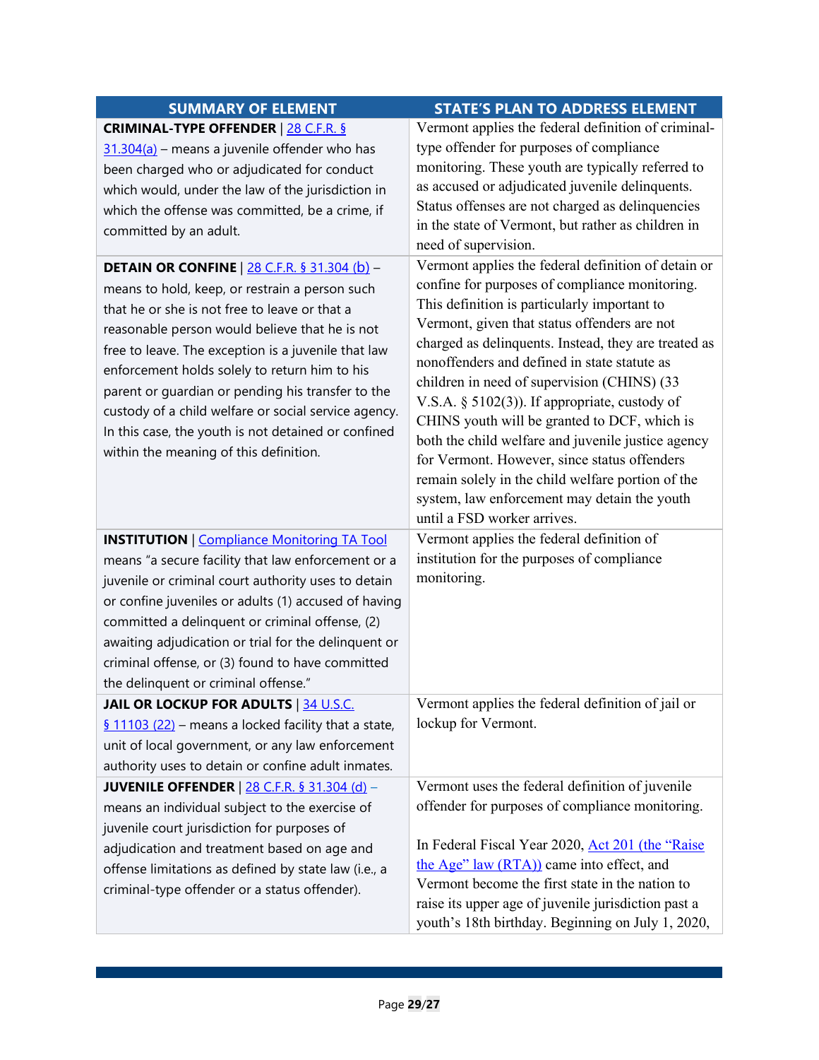| SUMMARY OF ELEMENT | STATE'S PLAN TO ADDRESS ELEMENT |
|---|---|
| **CRIMINAL-TYPE OFFENDER** \| 28 C.F.R. § 31.304(a) – means a juvenile offender who has been charged who or adjudicated for conduct which would, under the law of the jurisdiction in which the offense was committed, be a crime, if committed by an adult. | Vermont applies the federal definition of criminal-type offender for purposes of compliance monitoring. These youth are typically referred to as accused or adjudicated juvenile delinquents. Status offenses are not charged as delinquencies in the state of Vermont, but rather as children in need of supervision. |
| **DETAIN OR CONFINE** \| 28 C.F.R. § 31.304 (b) – means to hold, keep, or restrain a person such that he or she is not free to leave or that a reasonable person would believe that he is not free to leave. The exception is a juvenile that law enforcement holds solely to return him to his parent or guardian or pending his transfer to the custody of a child welfare or social service agency. In this case, the youth is not detained or confined within the meaning of this definition. | Vermont applies the federal definition of detain or confine for purposes of compliance monitoring. This definition is particularly important to Vermont, given that status offenders are not charged as delinquents. Instead, they are treated as nonoffenders and defined in state statute as children in need of supervision (CHINS) (33 V.S.A. § 5102(3)). If appropriate, custody of CHINS youth will be granted to DCF, which is both the child welfare and juvenile justice agency for Vermont. However, since status offenders remain solely in the child welfare portion of the system, law enforcement may detain the youth until a FSD worker arrives. |
| **INSTITUTION** \| Compliance Monitoring TA Tool means "a secure facility that law enforcement or a juvenile or criminal court authority uses to detain or confine juveniles or adults (1) accused of having committed a delinquent or criminal offense, (2) awaiting adjudication or trial for the delinquent or criminal offense, or (3) found to have committed the delinquent or criminal offense." | Vermont applies the federal definition of institution for the purposes of compliance monitoring. |
| **JAIL OR LOCKUP FOR ADULTS** \| 34 U.S.C. § 11103 (22) – means a locked facility that a state, unit of local government, or any law enforcement authority uses to detain or confine adult inmates. | Vermont applies the federal definition of jail or lockup for Vermont. |
| **JUVENILE OFFENDER** \| 28 C.F.R. § 31.304 (d) – means an individual subject to the exercise of juvenile court jurisdiction for purposes of adjudication and treatment based on age and offense limitations as defined by state law (i.e., a criminal-type offender or a status offender). | Vermont uses the federal definition of juvenile offender for purposes of compliance monitoring.<br><br>In Federal Fiscal Year 2020, Act 201 (the "Raise the Age" law (RTA)) came into effect, and Vermont become the first state in the nation to raise its upper age of juvenile jurisdiction past a youth's 18th birthday. Beginning on July 1, 2020, |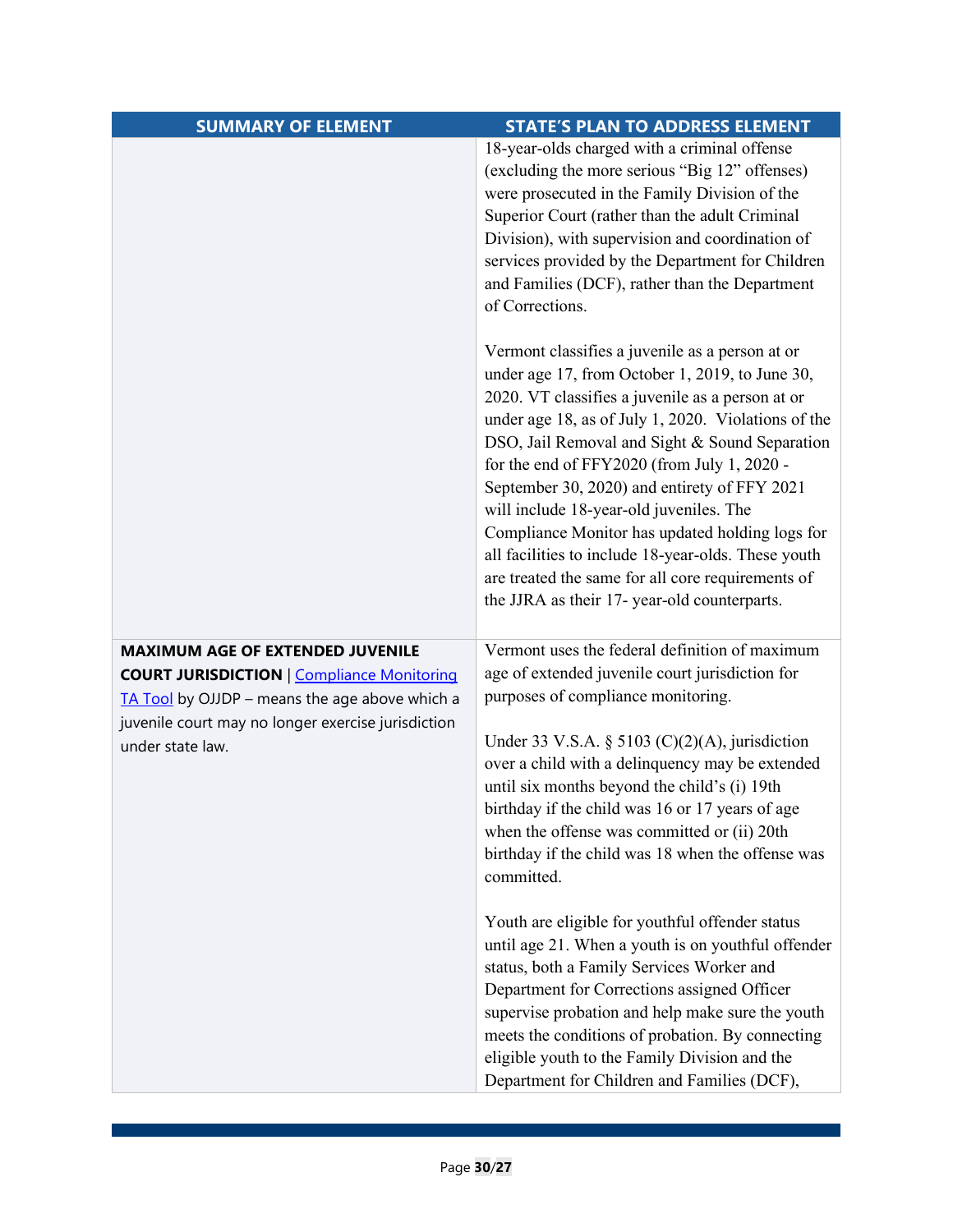| SUMMARY OF ELEMENT | STATE'S PLAN TO ADDRESS ELEMENT |
|---|---|
| | 18-year-olds charged with a criminal offense (excluding the more serious "Big 12" offenses) were prosecuted in the Family Division of the Superior Court (rather than the adult Criminal Division), with supervision and coordination of services provided by the Department for Children and Families (DCF), rather than the Department of Corrections.<br><br>Vermont classifies a juvenile as a person at or under age 17, from October 1, 2019, to June 30, 2020. VT classifies a juvenile as a person at or under age 18, as of July 1, 2020. Violations of the DSO, Jail Removal and Sight & Sound Separation for the end of FFY2020 (from July 1, 2020 - September 30, 2020) and entirety of FFY 2021 will include 18-year-old juveniles. The Compliance Monitor has updated holding logs for all facilities to include 18-year-olds. These youth are treated the same for all core requirements of the JJRA as their 17- year-old counterparts. |
| **MAXIMUM AGE OF EXTENDED JUVENILE COURT JURISDICTION** \| [Compliance Monitoring TA Tool]() by OJJDP – means the age above which a juvenile court may no longer exercise jurisdiction under state law. | Vermont uses the federal definition of maximum age of extended juvenile court jurisdiction for purposes of compliance monitoring.<br><br>Under 33 V.S.A. § 5103 (C)(2)(A), jurisdiction over a child with a delinquency may be extended until six months beyond the child's (i) 19th birthday if the child was 16 or 17 years of age when the offense was committed or (ii) 20th birthday if the child was 18 when the offense was committed.<br><br>Youth are eligible for youthful offender status until age 21. When a youth is on youthful offender status, both a Family Services Worker and Department for Corrections assigned Officer supervise probation and help make sure the youth meets the conditions of probation. By connecting eligible youth to the Family Division and the Department for Children and Families (DCF), |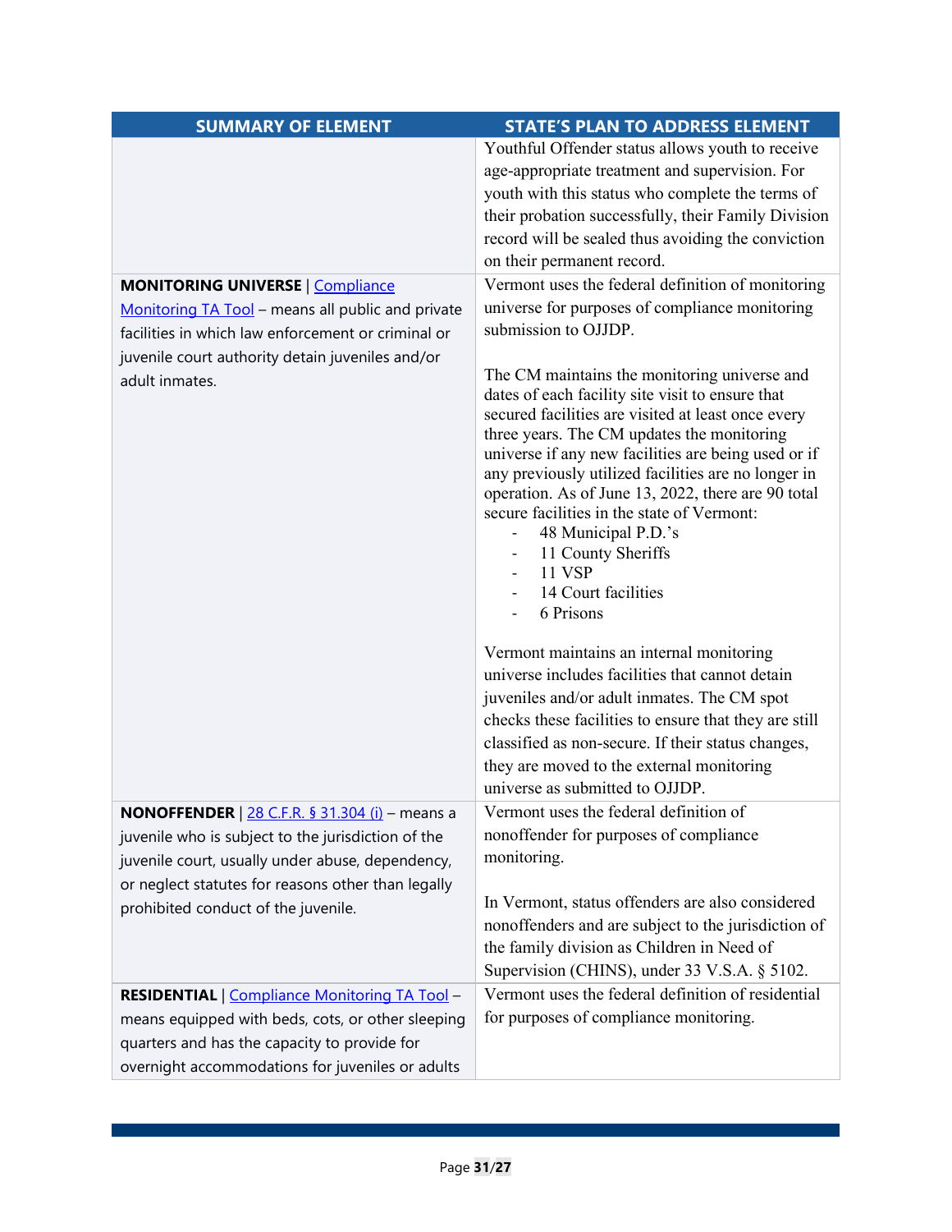| SUMMARY OF ELEMENT | STATE'S PLAN TO ADDRESS ELEMENT |
|---|---|
| | Youthful Offender status allows youth to receive age-appropriate treatment and supervision. For youth with this status who complete the terms of their probation successfully, their Family Division record will be sealed thus avoiding the conviction on their permanent record. |
| **MONITORING UNIVERSE** \| Compliance Monitoring TA Tool – means all public and private facilities in which law enforcement or criminal or juvenile court authority detain juveniles and/or adult inmates. | Vermont uses the federal definition of monitoring universe for purposes of compliance monitoring submission to OJJDP.<br><br>The CM maintains the monitoring universe and dates of each facility site visit to ensure that secured facilities are visited at least once every three years. The CM updates the monitoring universe if any new facilities are being used or if any previously utilized facilities are no longer in operation. As of June 13, 2022, there are 90 total secure facilities in the state of Vermont:<br>- 48 Municipal P.D.'s<br>- 11 County Sheriffs<br>- 11 VSP<br>- 14 Court facilities<br>- 6 Prisons<br><br>Vermont maintains an internal monitoring universe includes facilities that cannot detain juveniles and/or adult inmates. The CM spot checks these facilities to ensure that they are still classified as non-secure. If their status changes, they are moved to the external monitoring universe as submitted to OJJDP. |
| **NONOFFENDER** \| 28 C.F.R. § 31.304 (i) – means a juvenile who is subject to the jurisdiction of the juvenile court, usually under abuse, dependency, or neglect statutes for reasons other than legally prohibited conduct of the juvenile. | Vermont uses the federal definition of nonoffender for purposes of compliance monitoring.<br><br>In Vermont, status offenders are also considered nonoffenders and are subject to the jurisdiction of the family division as Children in Need of Supervision (CHINS), under 33 V.S.A. § 5102. |
| **RESIDENTIAL** \| Compliance Monitoring TA Tool – means equipped with beds, cots, or other sleeping quarters and has the capacity to provide for overnight accommodations for juveniles or adults | Vermont uses the federal definition of residential for purposes of compliance monitoring. |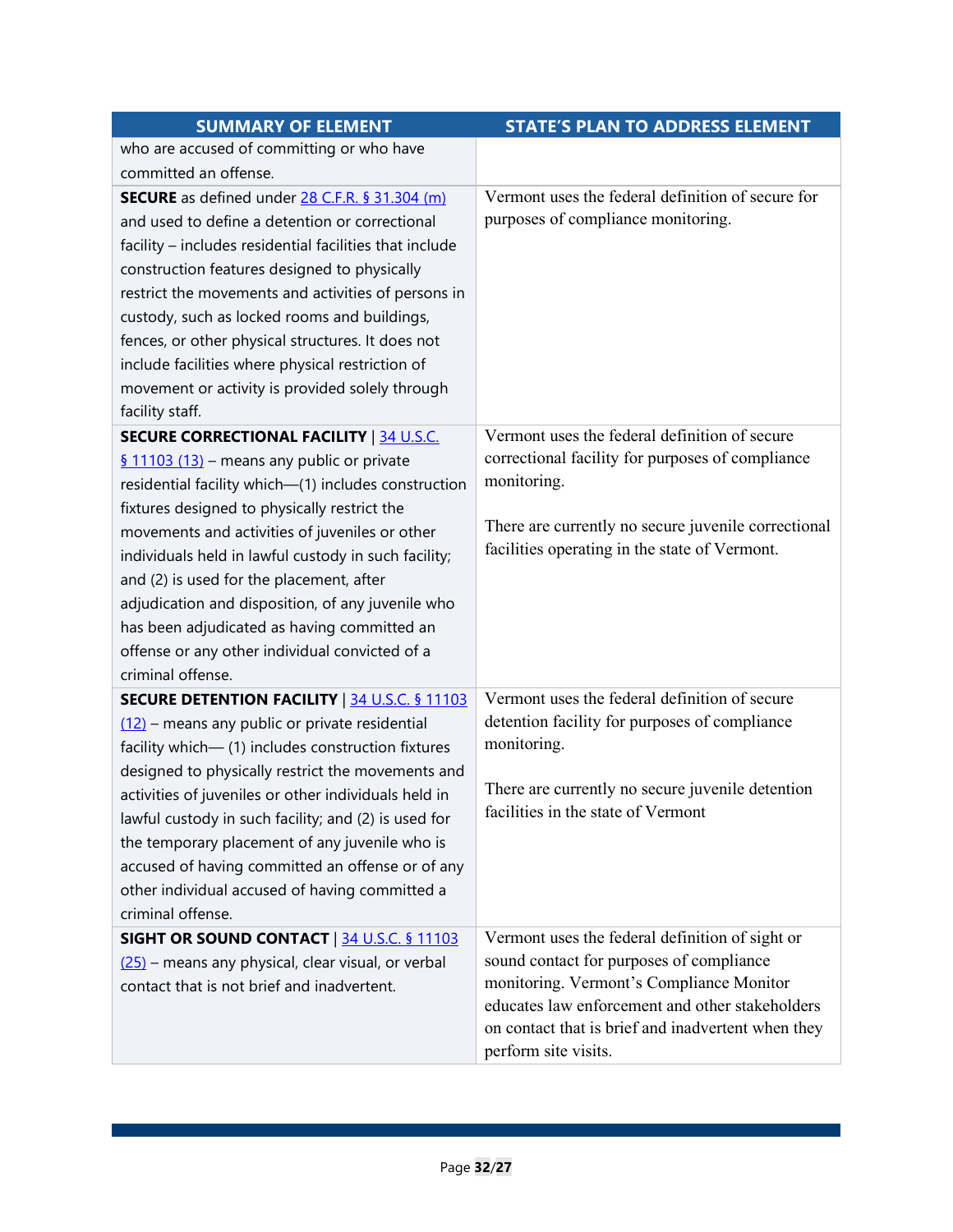| SUMMARY OF ELEMENT | STATE'S PLAN TO ADDRESS ELEMENT |
|---|---|
| who are accused of committing or who have committed an offense. | |
| **SECURE** as defined under [28 C.F.R. § 31.304 (m)] and used to define a detention or correctional facility – includes residential facilities that include construction features designed to physically restrict the movements and activities of persons in custody, such as locked rooms and buildings, fences, or other physical structures. It does not include facilities where physical restriction of movement or activity is provided solely through facility staff. | Vermont uses the federal definition of secure for purposes of compliance monitoring. |
| **SECURE CORRECTIONAL FACILITY** \| [34 U.S.C. § 11103 (13)] – means any public or private residential facility which—(1) includes construction fixtures designed to physically restrict the movements and activities of juveniles or other individuals held in lawful custody in such facility; and (2) is used for the placement, after adjudication and disposition, of any juvenile who has been adjudicated as having committed an offense or any other individual convicted of a criminal offense. | Vermont uses the federal definition of secure correctional facility for purposes of compliance monitoring.<br><br>There are currently no secure juvenile correctional facilities operating in the state of Vermont. |
| **SECURE DETENTION FACILITY** \| [34 U.S.C. § 11103 (12)] – means any public or private residential facility which— (1) includes construction fixtures designed to physically restrict the movements and activities of juveniles or other individuals held in lawful custody in such facility; and (2) is used for the temporary placement of any juvenile who is accused of having committed an offense or of any other individual accused of having committed a criminal offense. | Vermont uses the federal definition of secure detention facility for purposes of compliance monitoring.<br><br>There are currently no secure juvenile detention facilities in the state of Vermont |
| **SIGHT OR SOUND CONTACT** \| [34 U.S.C. § 11103 (25)] – means any physical, clear visual, or verbal contact that is not brief and inadvertent. | Vermont uses the federal definition of sight or sound contact for purposes of compliance monitoring. Vermont's Compliance Monitor educates law enforcement and other stakeholders on contact that is brief and inadvertent when they perform site visits. |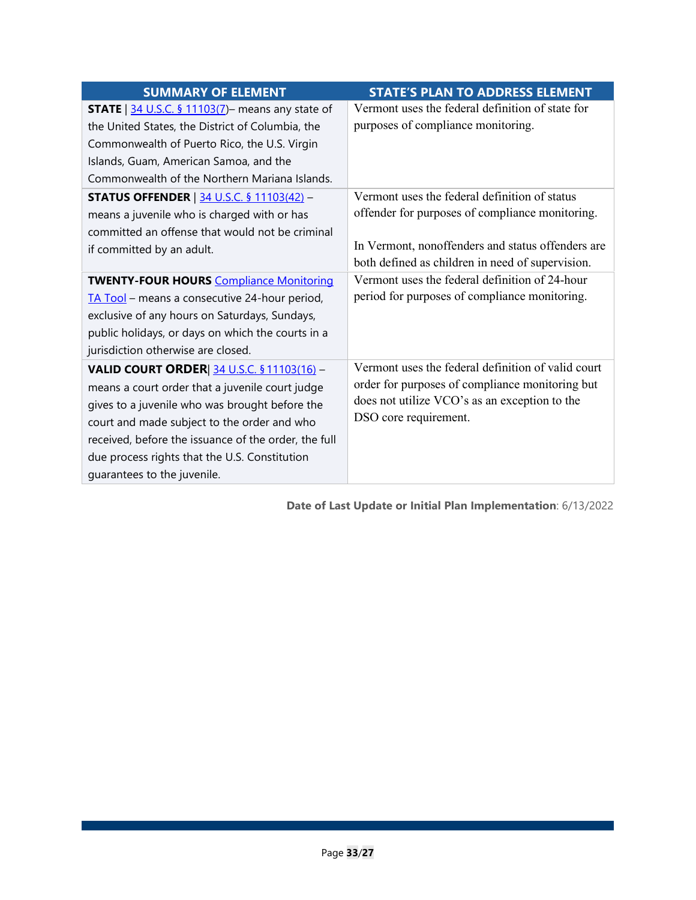| SUMMARY OF ELEMENT | STATE'S PLAN TO ADDRESS ELEMENT |
|---|---|
| **STATE** \| [34 U.S.C. § 11103(7)](#)– means any state of the United States, the District of Columbia, the Commonwealth of Puerto Rico, the U.S. Virgin Islands, Guam, American Samoa, and the Commonwealth of the Northern Mariana Islands. | Vermont uses the federal definition of state for purposes of compliance monitoring. |
| **STATUS OFFENDER** \| [34 U.S.C. § 11103(42)](#) – means a juvenile who is charged with or has committed an offense that would not be criminal if committed by an adult. | Vermont uses the federal definition of status offender for purposes of compliance monitoring.<br><br>In Vermont, nonoffenders and status offenders are both defined as children in need of supervision. |
| **TWENTY-FOUR HOURS** [Compliance Monitoring TA Tool](#) – means a consecutive 24-hour period, exclusive of any hours on Saturdays, Sundays, public holidays, or days on which the courts in a jurisdiction otherwise are closed. | Vermont uses the federal definition of 24-hour period for purposes of compliance monitoring. |
| **VALID COURT ORDER**\| [34 U.S.C. § 11103(16)](#) – means a court order that a juvenile court judge gives to a juvenile who was brought before the court and made subject to the order and who received, before the issuance of the order, the full due process rights that the U.S. Constitution guarantees to the juvenile. | Vermont uses the federal definition of valid court order for purposes of compliance monitoring but does not utilize VCO's as an exception to the DSO core requirement. |

**Date of Last Update or Initial Plan Implementation**: 6/13/2022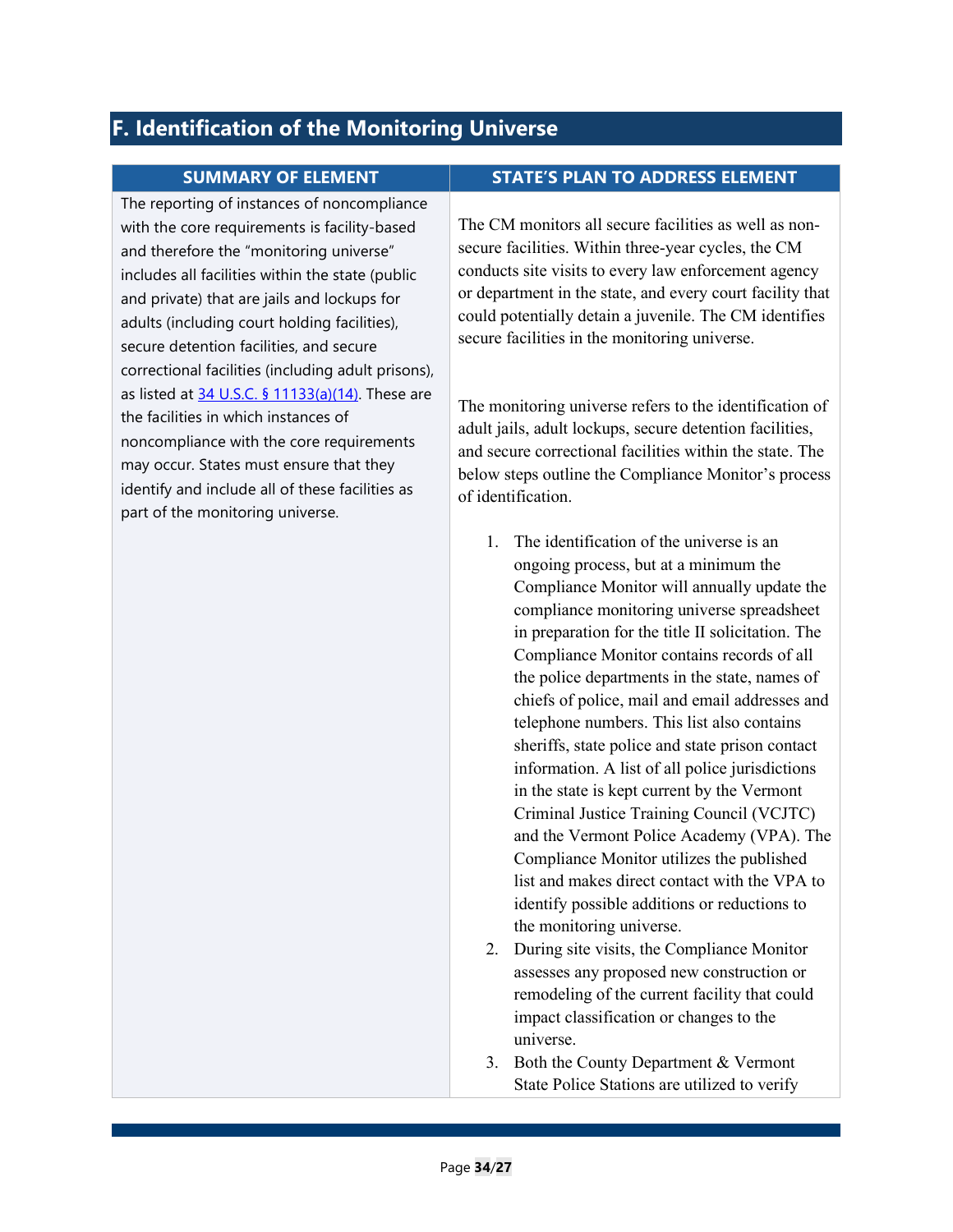## F. Identification of the Monitoring Universe

| SUMMARY OF ELEMENT | STATE'S PLAN TO ADDRESS ELEMENT |
|---|---|
| The reporting of instances of noncompliance with the core requirements is facility-based and therefore the "monitoring universe" includes all facilities within the state (public and private) that are jails and lockups for adults (including court holding facilities), secure detention facilities, and secure correctional facilities (including adult prisons), as listed at [34 U.S.C. § 11133(a)(14)](). These are the facilities in which instances of noncompliance with the core requirements may occur. States must ensure that they identify and include all of these facilities as part of the monitoring universe. | The CM monitors all secure facilities as well as non-secure facilities. Within three-year cycles, the CM conducts site visits to every law enforcement agency or department in the state, and every court facility that could potentially detain a juvenile. The CM identifies secure facilities in the monitoring universe.<br><br>The monitoring universe refers to the identification of adult jails, adult lockups, secure detention facilities, and secure correctional facilities within the state. The below steps outline the Compliance Monitor's process of identification.<br><br>1. The identification of the universe is an ongoing process, but at a minimum the Compliance Monitor will annually update the compliance monitoring universe spreadsheet in preparation for the title II solicitation. The Compliance Monitor contains records of all the police departments in the state, names of chiefs of police, mail and email addresses and telephone numbers. This list also contains sheriffs, state police and state prison contact information. A list of all police jurisdictions in the state is kept current by the Vermont Criminal Justice Training Council (VCJTC) and the Vermont Police Academy (VPA). The Compliance Monitor utilizes the published list and makes direct contact with the VPA to identify possible additions or reductions to the monitoring universe.<br>2. During site visits, the Compliance Monitor assesses any proposed new construction or remodeling of the current facility that could impact classification or changes to the universe.<br>3. Both the County Department & Vermont State Police Stations are utilized to verify |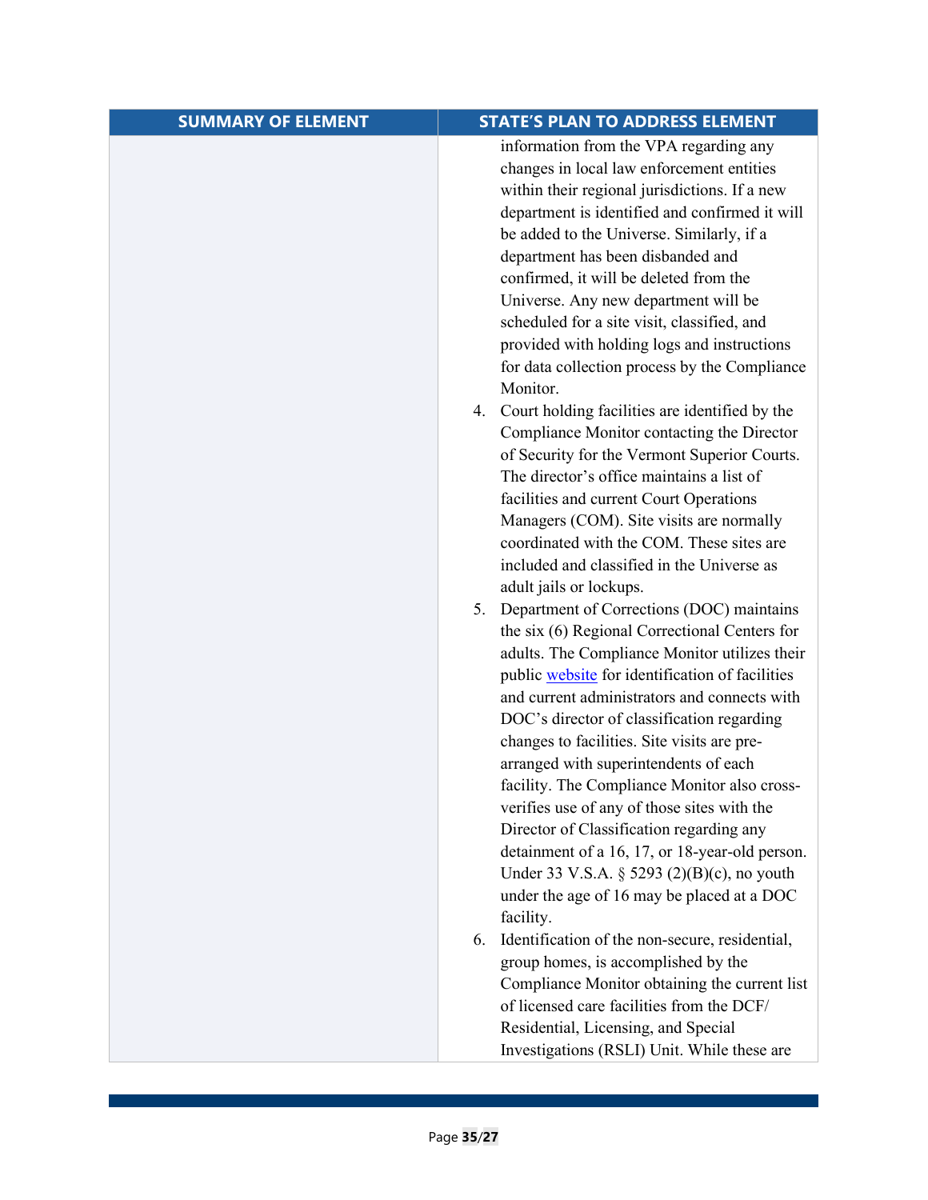| SUMMARY OF ELEMENT | STATE'S PLAN TO ADDRESS ELEMENT |
| --- | --- |
| | information from the VPA regarding any changes in local law enforcement entities within their regional jurisdictions. If a new department is identified and confirmed it will be added to the Universe. Similarly, if a department has been disbanded and confirmed, it will be deleted from the Universe. Any new department will be scheduled for a site visit, classified, and provided with holding logs and instructions for data collection process by the Compliance Monitor.<br>4. Court holding facilities are identified by the Compliance Monitor contacting the Director of Security for the Vermont Superior Courts. The director's office maintains a list of facilities and current Court Operations Managers (COM). Site visits are normally coordinated with the COM. These sites are included and classified in the Universe as adult jails or lockups.<br>5. Department of Corrections (DOC) maintains the six (6) Regional Correctional Centers for adults. The Compliance Monitor utilizes their public website for identification of facilities and current administrators and connects with DOC's director of classification regarding changes to facilities. Site visits are pre-arranged with superintendents of each facility. The Compliance Monitor also cross-verifies use of any of those sites with the Director of Classification regarding any detainment of a 16, 17, or 18-year-old person. Under 33 V.S.A. § 5293 (2)(B)(c), no youth under the age of 16 may be placed at a DOC facility.<br>6. Identification of the non-secure, residential, group homes, is accomplished by the Compliance Monitor obtaining the current list of licensed care facilities from the DCF/ Residential, Licensing, and Special Investigations (RSLI) Unit. While these are |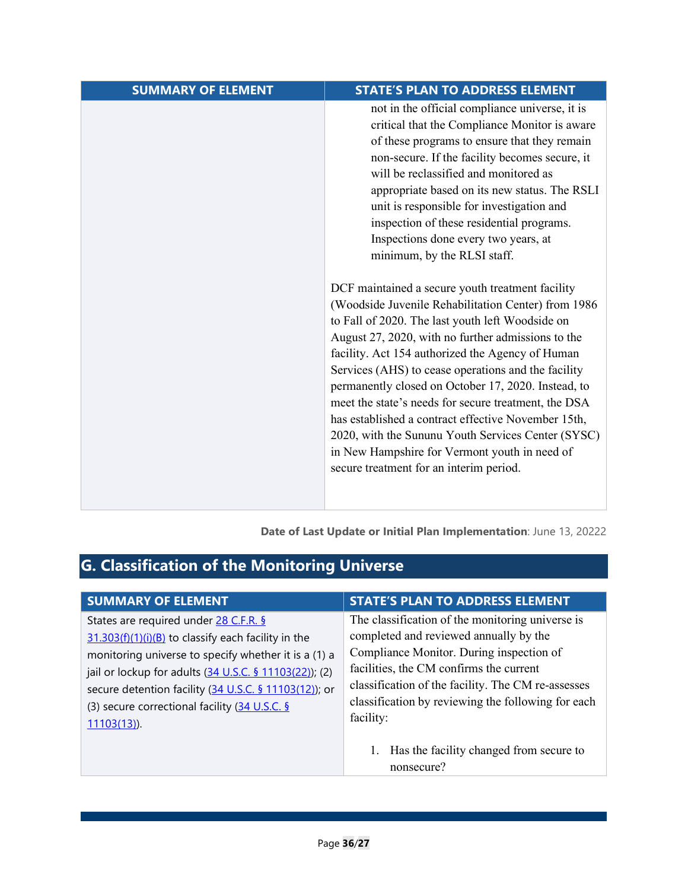| SUMMARY OF ELEMENT | STATE'S PLAN TO ADDRESS ELEMENT |
|---|---|
| | not in the official compliance universe, it is critical that the Compliance Monitor is aware of these programs to ensure that they remain non-secure. If the facility becomes secure, it will be reclassified and monitored as appropriate based on its new status. The RSLI unit is responsible for investigation and inspection of these residential programs. Inspections done every two years, at minimum, by the RLSI staff.<br><br>DCF maintained a secure youth treatment facility (Woodside Juvenile Rehabilitation Center) from 1986 to Fall of 2020. The last youth left Woodside on August 27, 2020, with no further admissions to the facility. Act 154 authorized the Agency of Human Services (AHS) to cease operations and the facility permanently closed on October 17, 2020. Instead, to meet the state's needs for secure treatment, the DSA has established a contract effective November 15th, 2020, with the Sununu Youth Services Center (SYSC) in New Hampshire for Vermont youth in need of secure treatment for an interim period. |

**Date of Last Update or Initial Plan Implementation**: June 13, 20222

## G. Classification of the Monitoring Universe

| SUMMARY OF ELEMENT | STATE'S PLAN TO ADDRESS ELEMENT |
|---|---|
| States are required under [28 C.F.R. § 31.303(f)(1)(i)(B)](#) to classify each facility in the monitoring universe to specify whether it is a (1) a jail or lockup for adults ([34 U.S.C. § 11103(22)](#)); (2) secure detention facility ([34 U.S.C. § 11103(12)](#)); or (3) secure correctional facility ([34 U.S.C. § 11103(13)](#)). | The classification of the monitoring universe is completed and reviewed annually by the Compliance Monitor. During inspection of facilities, the CM confirms the current classification of the facility. The CM re-assesses classification by reviewing the following for each facility:<br><br>1. Has the facility changed from secure to nonsecure? |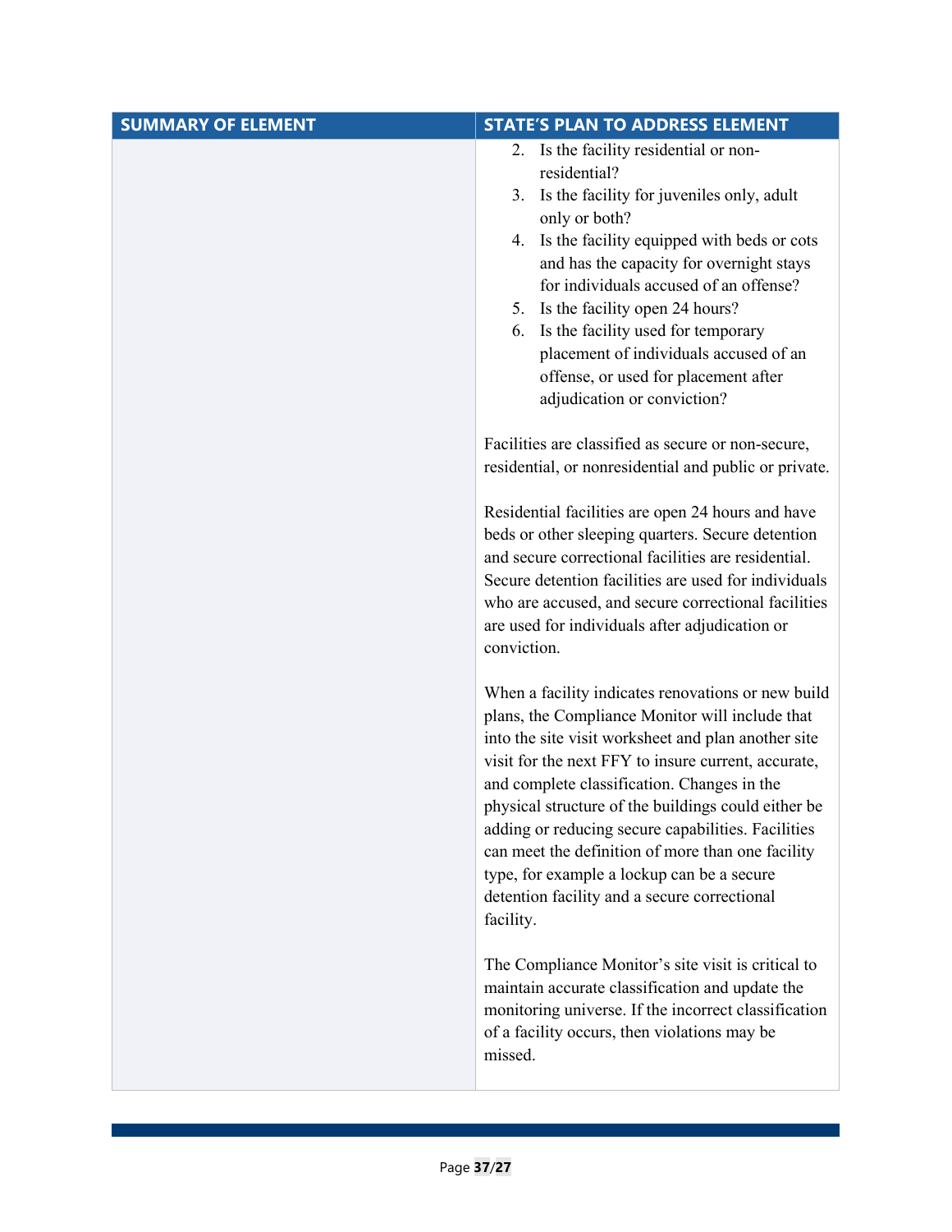| SUMMARY OF ELEMENT | STATE'S PLAN TO ADDRESS ELEMENT |
| --- | --- |
| | 2. Is the facility residential or non-residential?<br>3. Is the facility for juveniles only, adult only or both?<br>4. Is the facility equipped with beds or cots and has the capacity for overnight stays for individuals accused of an offense?<br>5. Is the facility open 24 hours?<br>6. Is the facility used for temporary placement of individuals accused of an offense, or used for placement after adjudication or conviction?<br><br>Facilities are classified as secure or non-secure, residential, or nonresidential and public or private.<br><br>Residential facilities are open 24 hours and have beds or other sleeping quarters. Secure detention and secure correctional facilities are residential. Secure detention facilities are used for individuals who are accused, and secure correctional facilities are used for individuals after adjudication or conviction.<br><br>When a facility indicates renovations or new build plans, the Compliance Monitor will include that into the site visit worksheet and plan another site visit for the next FFY to insure current, accurate, and complete classification. Changes in the physical structure of the buildings could either be adding or reducing secure capabilities. Facilities can meet the definition of more than one facility type, for example a lockup can be a secure detention facility and a secure correctional facility.<br><br>The Compliance Monitor's site visit is critical to maintain accurate classification and update the monitoring universe. If the incorrect classification of a facility occurs, then violations may be missed. |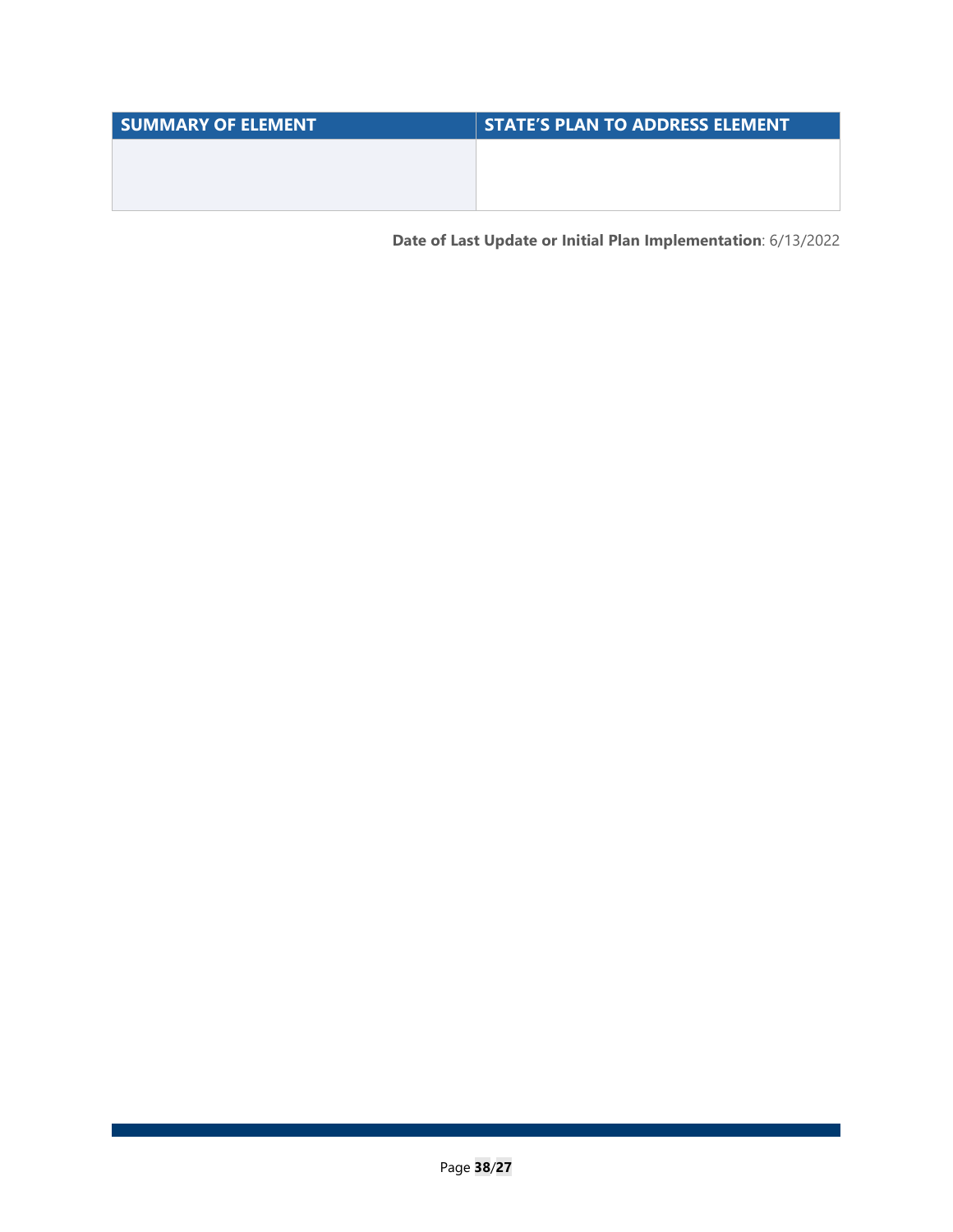| SUMMARY OF ELEMENT | STATE'S PLAN TO ADDRESS ELEMENT |
|---|---|
| | |

**Date of Last Update or Initial Plan Implementation**: 6/13/2022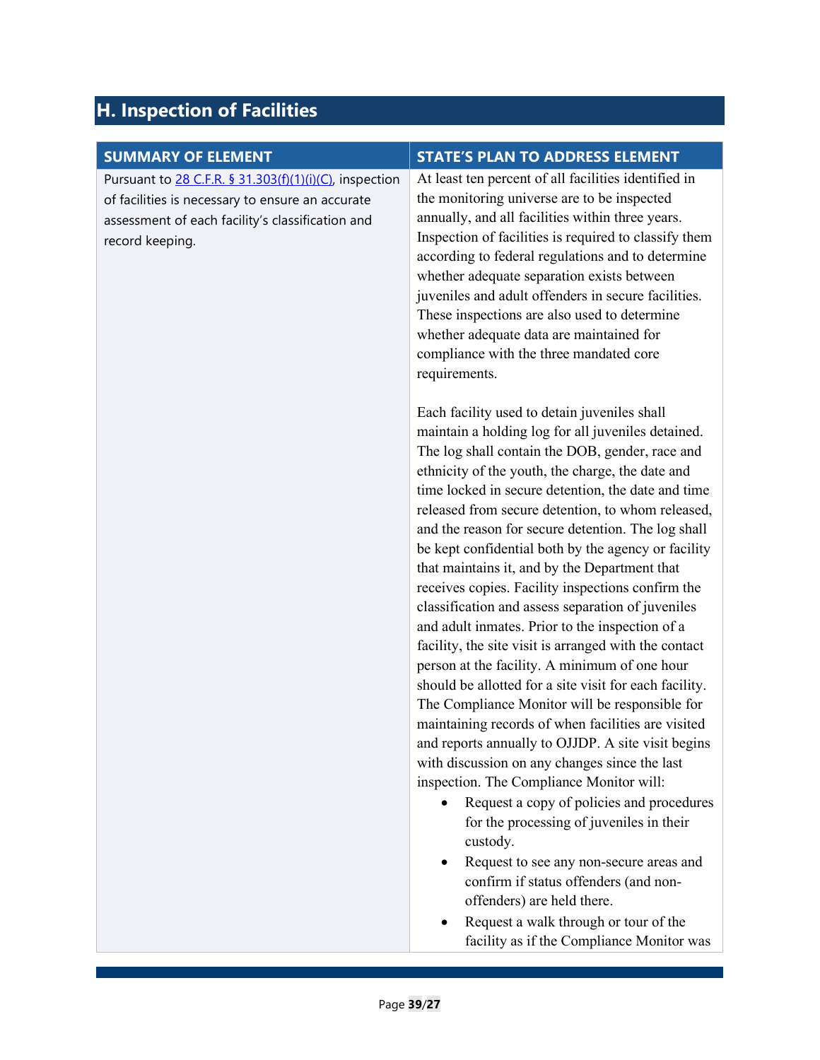## H. Inspection of Facilities

| SUMMARY OF ELEMENT | STATE'S PLAN TO ADDRESS ELEMENT |
| --- | --- |
| Pursuant to [28 C.F.R. § 31.303(f)(1)(i)(C)](), inspection of facilities is necessary to ensure an accurate assessment of each facility's classification and record keeping. | At least ten percent of all facilities identified in the monitoring universe are to be inspected annually, and all facilities within three years. Inspection of facilities is required to classify them according to federal regulations and to determine whether adequate separation exists between juveniles and adult offenders in secure facilities. These inspections are also used to determine whether adequate data are maintained for compliance with the three mandated core requirements.<br><br>Each facility used to detain juveniles shall maintain a holding log for all juveniles detained. The log shall contain the DOB, gender, race and ethnicity of the youth, the charge, the date and time locked in secure detention, the date and time released from secure detention, to whom released, and the reason for secure detention. The log shall be kept confidential both by the agency or facility that maintains it, and by the Department that receives copies. Facility inspections confirm the classification and assess separation of juveniles and adult inmates. Prior to the inspection of a facility, the site visit is arranged with the contact person at the facility. A minimum of one hour should be allotted for a site visit for each facility. The Compliance Monitor will be responsible for maintaining records of when facilities are visited and reports annually to OJJDP. A site visit begins with discussion on any changes since the last inspection. The Compliance Monitor will:<br>• Request a copy of policies and procedures for the processing of juveniles in their custody.<br>• Request to see any non-secure areas and confirm if status offenders (and non-offenders) are held there.<br>• Request a walk through or tour of the facility as if the Compliance Monitor was |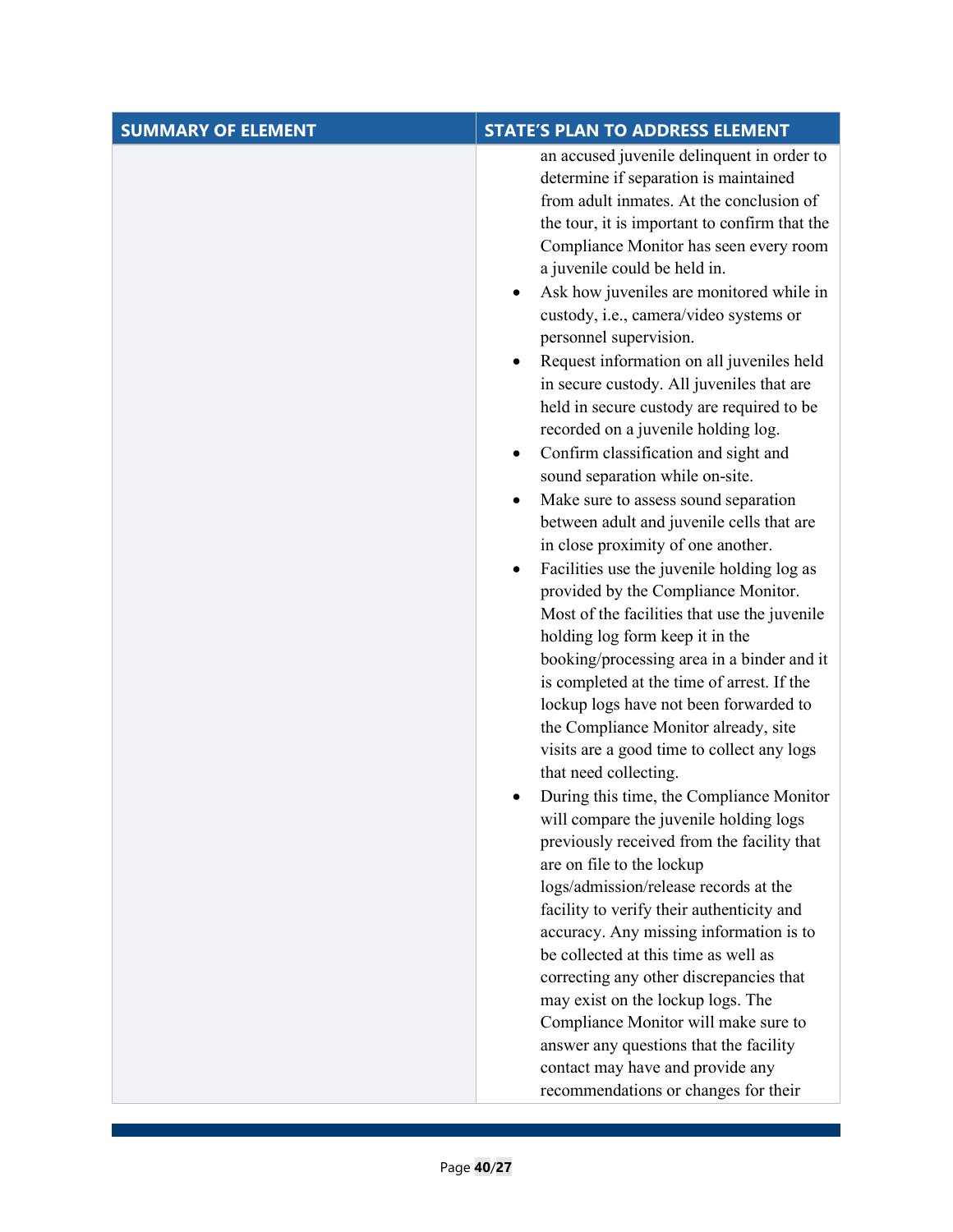| SUMMARY OF ELEMENT | STATE'S PLAN TO ADDRESS ELEMENT |
|---|---|
| | an accused juvenile delinquent in order to determine if separation is maintained from adult inmates. At the conclusion of the tour, it is important to confirm that the Compliance Monitor has seen every room a juvenile could be held in.<br>• Ask how juveniles are monitored while in custody, i.e., camera/video systems or personnel supervision.<br>• Request information on all juveniles held in secure custody. All juveniles that are held in secure custody are required to be recorded on a juvenile holding log.<br>• Confirm classification and sight and sound separation while on-site.<br>• Make sure to assess sound separation between adult and juvenile cells that are in close proximity of one another.<br>• Facilities use the juvenile holding log as provided by the Compliance Monitor. Most of the facilities that use the juvenile holding log form keep it in the booking/processing area in a binder and it is completed at the time of arrest. If the lockup logs have not been forwarded to the Compliance Monitor already, site visits are a good time to collect any logs that need collecting.<br>• During this time, the Compliance Monitor will compare the juvenile holding logs previously received from the facility that are on file to the lockup logs/admission/release records at the facility to verify their authenticity and accuracy. Any missing information is to be collected at this time as well as correcting any other discrepancies that may exist on the lockup logs. The Compliance Monitor will make sure to answer any questions that the facility contact may have and provide any recommendations or changes for their |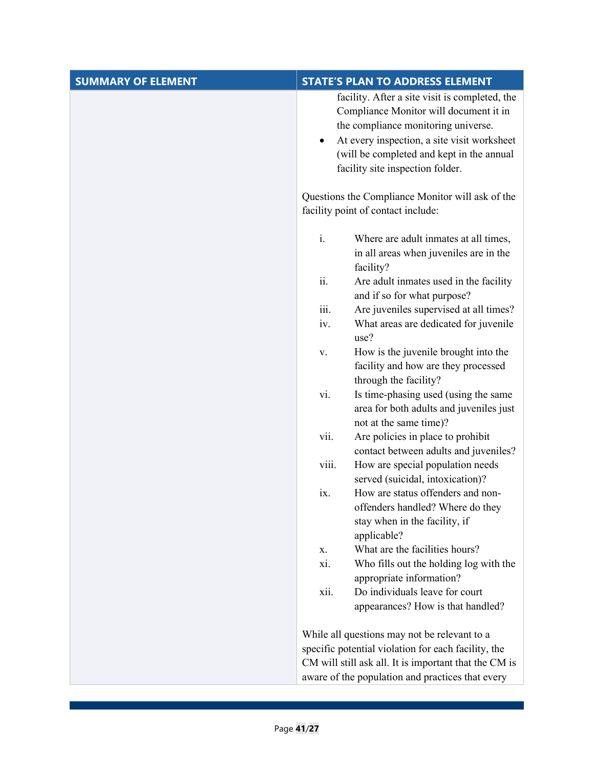| SUMMARY OF ELEMENT | STATE'S PLAN TO ADDRESS ELEMENT |
|---|---|
| | facility. After a site visit is completed, the Compliance Monitor will document it in the compliance monitoring universe.<br>• At every inspection, a site visit worksheet (will be completed and kept in the annual facility site inspection folder.<br><br>Questions the Compliance Monitor will ask of the facility point of contact include:<br><br>i. Where are adult inmates at all times, in all areas when juveniles are in the facility?<br>ii. Are adult inmates used in the facility and if so for what purpose?<br>iii. Are juveniles supervised at all times?<br>iv. What areas are dedicated for juvenile use?<br>v. How is the juvenile brought into the facility and how are they processed through the facility?<br>vi. Is time-phasing used (using the same area for both adults and juveniles just not at the same time)?<br>vii. Are policies in place to prohibit contact between adults and juveniles?<br>viii. How are special population needs served (suicidal, intoxication)?<br>ix. How are status offenders and non-offenders handled? Where do they stay when in the facility, if applicable?<br>x. What are the facilities hours?<br>xi. Who fills out the holding log with the appropriate information?<br>xii. Do individuals leave for court appearances? How is that handled?<br><br>While all questions may not be relevant to a specific potential violation for each facility, the CM will still ask all. It is important that the CM is aware of the population and practices that every |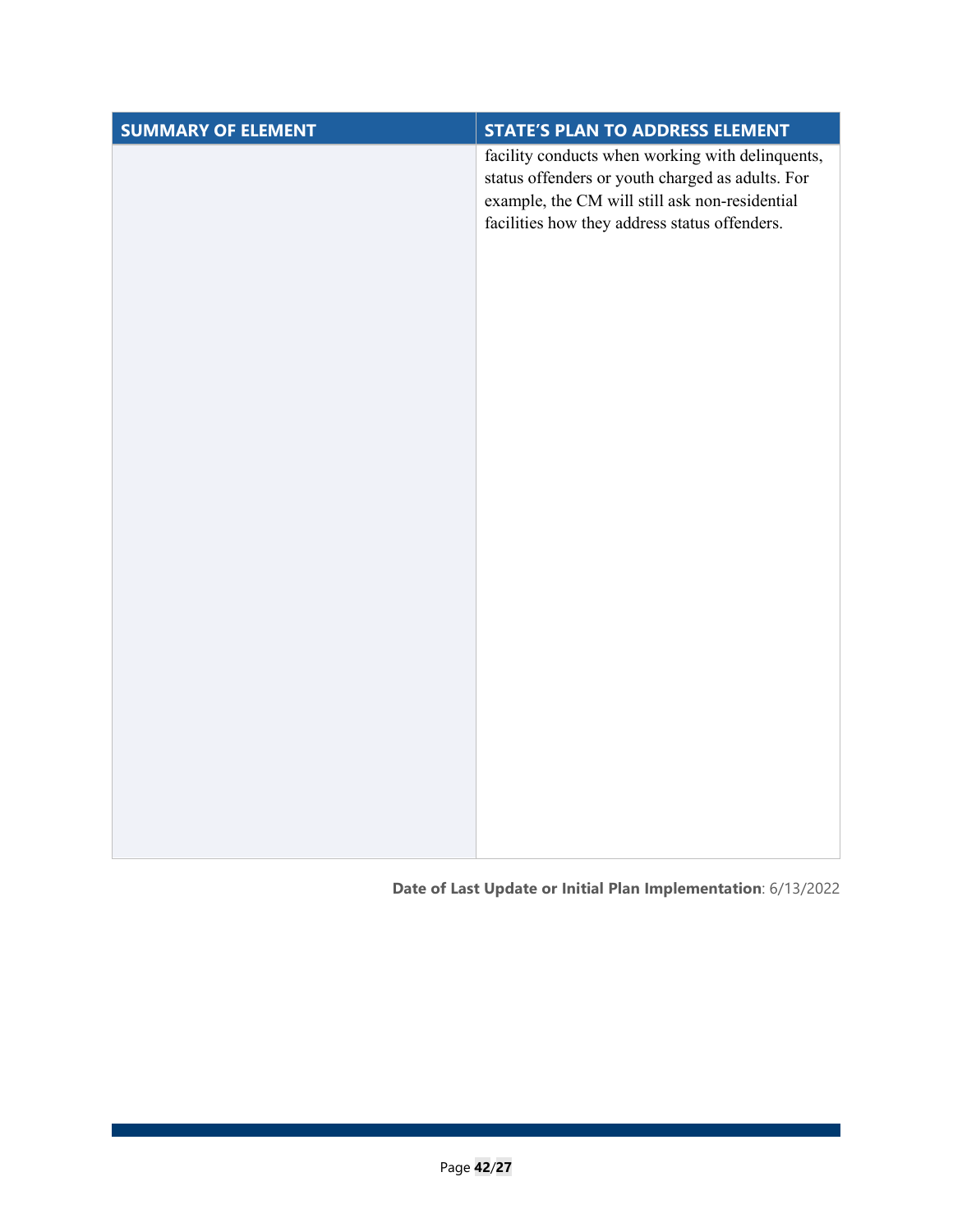| SUMMARY OF ELEMENT | STATE'S PLAN TO ADDRESS ELEMENT |
| --- | --- |
| | facility conducts when working with delinquents, status offenders or youth charged as adults. For example, the CM will still ask non-residential facilities how they address status offenders. |

**Date of Last Update or Initial Plan Implementation**: 6/13/2022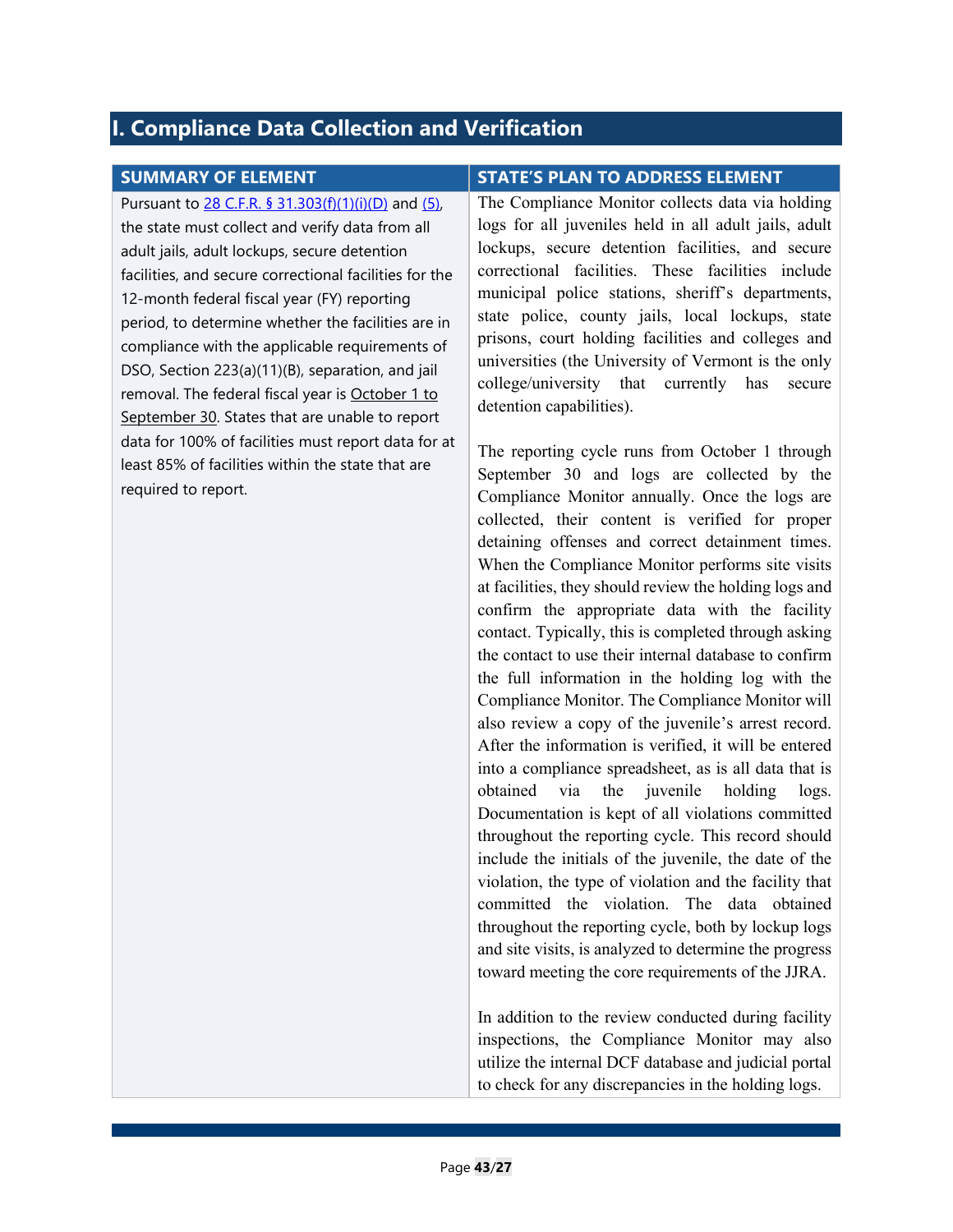## I. Compliance Data Collection and Verification

| SUMMARY OF ELEMENT | STATE'S PLAN TO ADDRESS ELEMENT |
|---|---|
| Pursuant to 28 C.F.R. § 31.303(f)(1)(i)(D) and (5), the state must collect and verify data from all adult jails, adult lockups, secure detention facilities, and secure correctional facilities for the 12-month federal fiscal year (FY) reporting period, to determine whether the facilities are in compliance with the applicable requirements of DSO, Section 223(a)(11)(B), separation, and jail removal. The federal fiscal year is October 1 to September 30. States that are unable to report data for 100% of facilities must report data for at least 85% of facilities within the state that are required to report. | The Compliance Monitor collects data via holding logs for all juveniles held in all adult jails, adult lockups, secure detention facilities, and secure correctional facilities. These facilities include municipal police stations, sheriff's departments, state police, county jails, local lockups, state prisons, court holding facilities and colleges and universities (the University of Vermont is the only college/university that currently has secure detention capabilities).<br><br>The reporting cycle runs from October 1 through September 30 and logs are collected by the Compliance Monitor annually. Once the logs are collected, their content is verified for proper detaining offenses and correct detainment times. When the Compliance Monitor performs site visits at facilities, they should review the holding logs and confirm the appropriate data with the facility contact. Typically, this is completed through asking the contact to use their internal database to confirm the full information in the holding log with the Compliance Monitor. The Compliance Monitor will also review a copy of the juvenile's arrest record. After the information is verified, it will be entered into a compliance spreadsheet, as is all data that is obtained via the juvenile holding logs. Documentation is kept of all violations committed throughout the reporting cycle. This record should include the initials of the juvenile, the date of the violation, the type of violation and the facility that committed the violation. The data obtained throughout the reporting cycle, both by lockup logs and site visits, is analyzed to determine the progress toward meeting the core requirements of the JJRA.<br><br>In addition to the review conducted during facility inspections, the Compliance Monitor may also utilize the internal DCF database and judicial portal to check for any discrepancies in the holding logs. |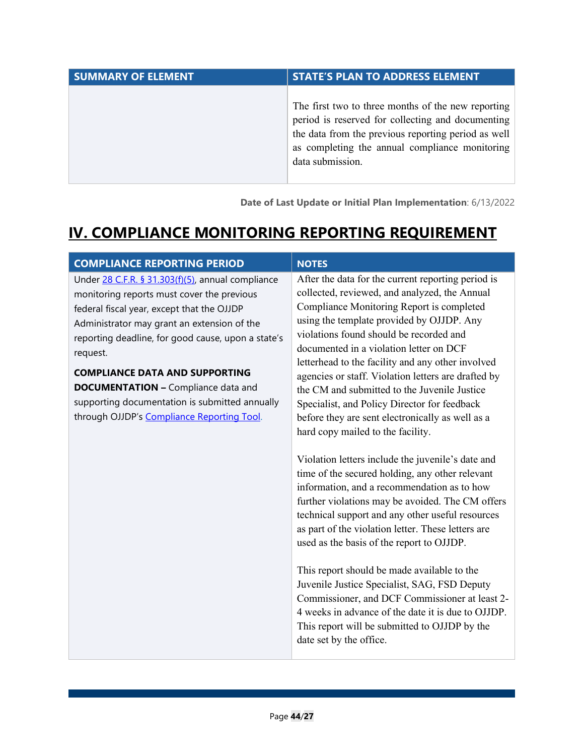| SUMMARY OF ELEMENT | STATE'S PLAN TO ADDRESS ELEMENT |
|---|---|
| | The first two to three months of the new reporting period is reserved for collecting and documenting the data from the previous reporting period as well as completing the annual compliance monitoring data submission. |

**Date of Last Update or Initial Plan Implementation**: 6/13/2022

# IV. COMPLIANCE MONITORING REPORTING REQUIREMENT

| COMPLIANCE REPORTING PERIOD | NOTES |
|---|---|
| Under [28 C.F.R. § 31.303(f)(5)](), annual compliance monitoring reports must cover the previous federal fiscal year, except that the OJJDP Administrator may grant an extension of the reporting deadline, for good cause, upon a state's request.<br><br>**COMPLIANCE DATA AND SUPPORTING DOCUMENTATION –** Compliance data and supporting documentation is submitted annually through OJJDP's [Compliance Reporting Tool](). | After the data for the current reporting period is collected, reviewed, and analyzed, the Annual Compliance Monitoring Report is completed using the template provided by OJJDP. Any violations found should be recorded and documented in a violation letter on DCF letterhead to the facility and any other involved agencies or staff. Violation letters are drafted by the CM and submitted to the Juvenile Justice Specialist, and Policy Director for feedback before they are sent electronically as well as a hard copy mailed to the facility.<br><br>Violation letters include the juvenile's date and time of the secured holding, any other relevant information, and a recommendation as to how further violations may be avoided. The CM offers technical support and any other useful resources as part of the violation letter. These letters are used as the basis of the report to OJJDP.<br><br>This report should be made available to the Juvenile Justice Specialist, SAG, FSD Deputy Commissioner, and DCF Commissioner at least 2-4 weeks in advance of the date it is due to OJJDP. This report will be submitted to OJJDP by the date set by the office. |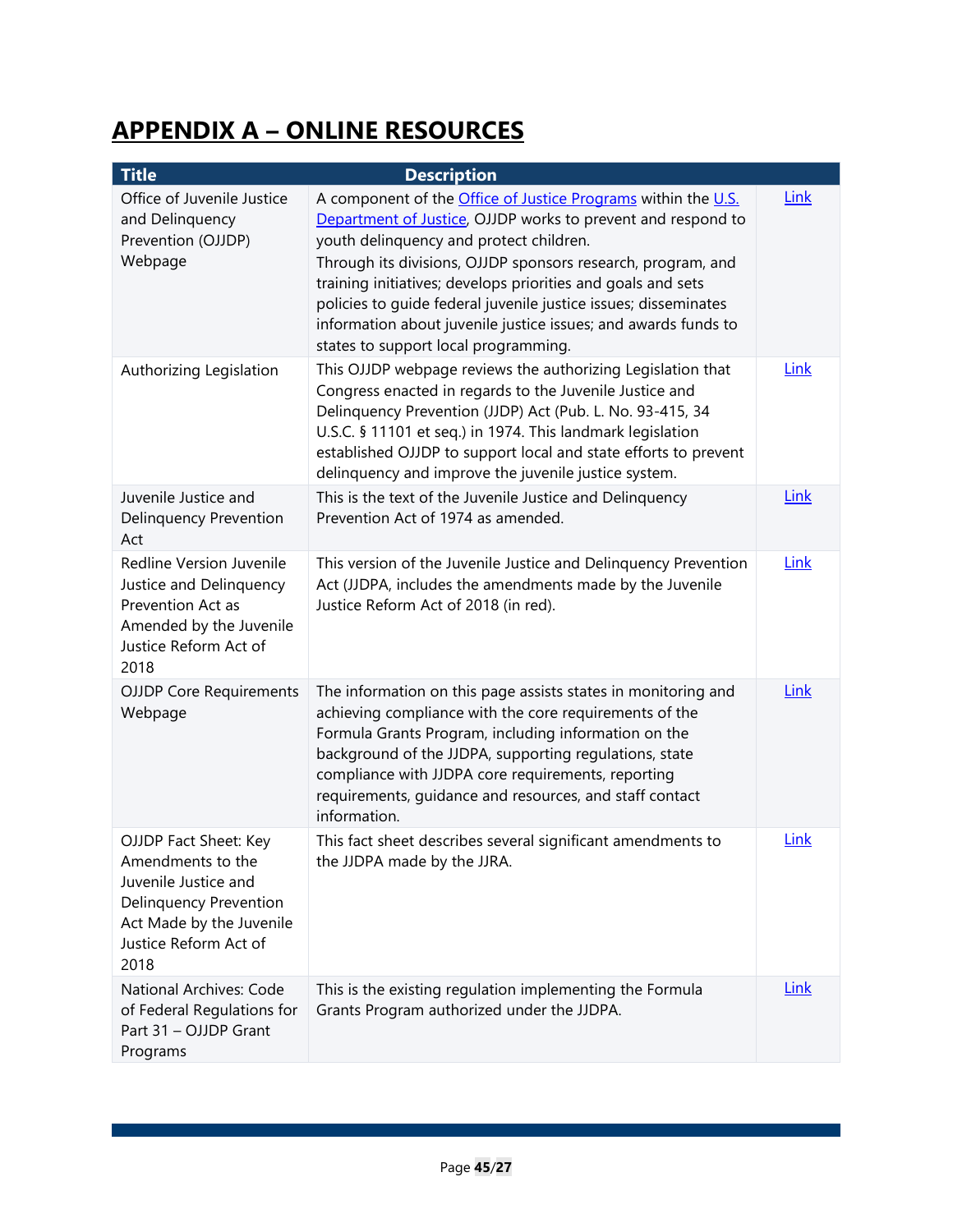# APPENDIX A – ONLINE RESOURCES

| Title | Description | |
|---|---|---|
| Office of Juvenile Justice and Delinquency Prevention (OJJDP) Webpage | A component of the Office of Justice Programs within the U.S. Department of Justice, OJJDP works to prevent and respond to youth delinquency and protect children. Through its divisions, OJJDP sponsors research, program, and training initiatives; develops priorities and goals and sets policies to guide federal juvenile justice issues; disseminates information about juvenile justice issues; and awards funds to states to support local programming. | Link |
| Authorizing Legislation | This OJJDP webpage reviews the authorizing Legislation that Congress enacted in regards to the Juvenile Justice and Delinquency Prevention (JJDP) Act (Pub. L. No. 93-415, 34 U.S.C. § 11101 et seq.) in 1974. This landmark legislation established OJJDP to support local and state efforts to prevent delinquency and improve the juvenile justice system. | Link |
| Juvenile Justice and Delinquency Prevention Act | This is the text of the Juvenile Justice and Delinquency Prevention Act of 1974 as amended. | Link |
| Redline Version Juvenile Justice and Delinquency Prevention Act as Amended by the Juvenile Justice Reform Act of 2018 | This version of the Juvenile Justice and Delinquency Prevention Act (JJDPA, includes the amendments made by the Juvenile Justice Reform Act of 2018 (in red). | Link |
| OJJDP Core Requirements Webpage | The information on this page assists states in monitoring and achieving compliance with the core requirements of the Formula Grants Program, including information on the background of the JJDPA, supporting regulations, state compliance with JJDPA core requirements, reporting requirements, guidance and resources, and staff contact information. | Link |
| OJJDP Fact Sheet: Key Amendments to the Juvenile Justice and Delinquency Prevention Act Made by the Juvenile Justice Reform Act of 2018 | This fact sheet describes several significant amendments to the JJDPA made by the JJRA. | Link |
| National Archives: Code of Federal Regulations for Part 31 – OJJDP Grant Programs | This is the existing regulation implementing the Formula Grants Program authorized under the JJDPA. | Link |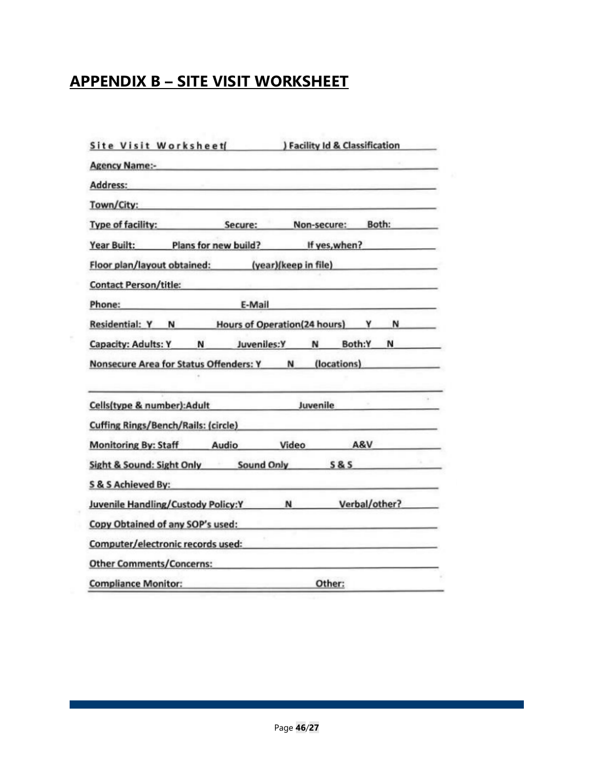## APPENDIX B – SITE VISIT WORKSHEET

Site Visit Worksheet( ) Facility Id & Classification

Agency Name:-

Address:

Town/City:

Type of facility: Secure: Non-secure: Both:

Year Built: Plans for new build? If yes,when?

Floor plan/layout obtained: (year)(keep in file)

Contact Person/title:

Phone: E-Mail

Residential: Y N Hours of Operation(24 hours) Y N

Capacity: Adults: Y N Juveniles:Y N Both:Y N

Nonsecure Area for Status Offenders: Y N (locations)

Cells(type & number):Adult Juvenile

Cuffing Rings/Bench/Rails: (circle)

Monitoring By: Staff Audio Video A&V

Sight & Sound: Sight Only Sound Only S & S

S & S Achieved By:

Juvenile Handling/Custody Policy:Y N Verbal/other?

Copy Obtained of any SOP's used:

Computer/electronic records used:

Other Comments/Concerns:

Compliance Monitor: Other: